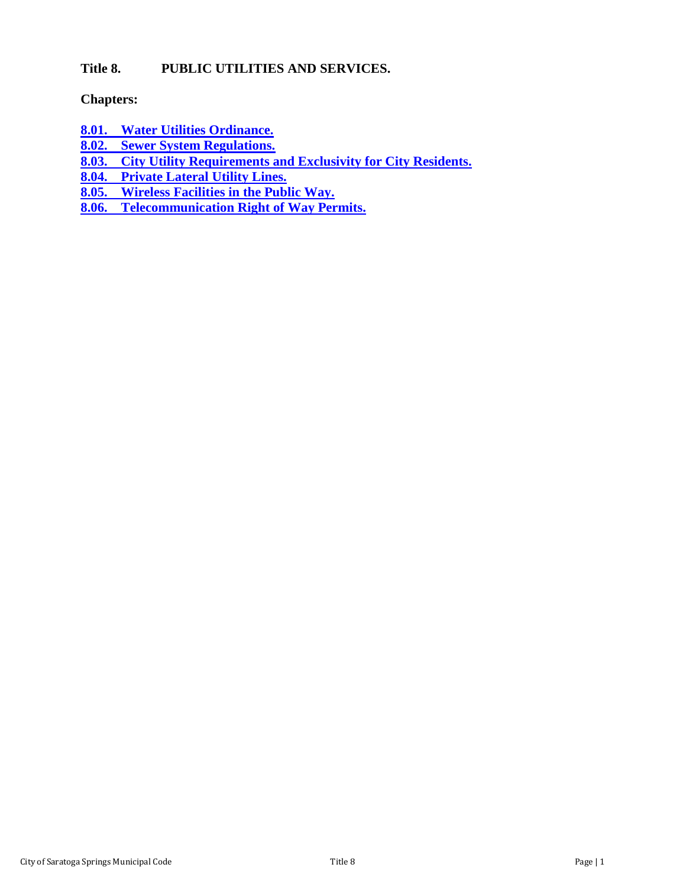# Title 8. PUBLIC UTILITIES AND SERVICES.

**Chapters:**

- **8.01. Water Utilities Ordinance.**
- **8.02. Sewer System Regulations.**
- **8.03. City Utility Requirements and Exclusivity for City Residents.**
- **8.04. Private Lateral Utility Lines.**
- **8.05. Wireless Facilities in the Public Way.**
- **8.06. Telecommunication Right of Way Permits.**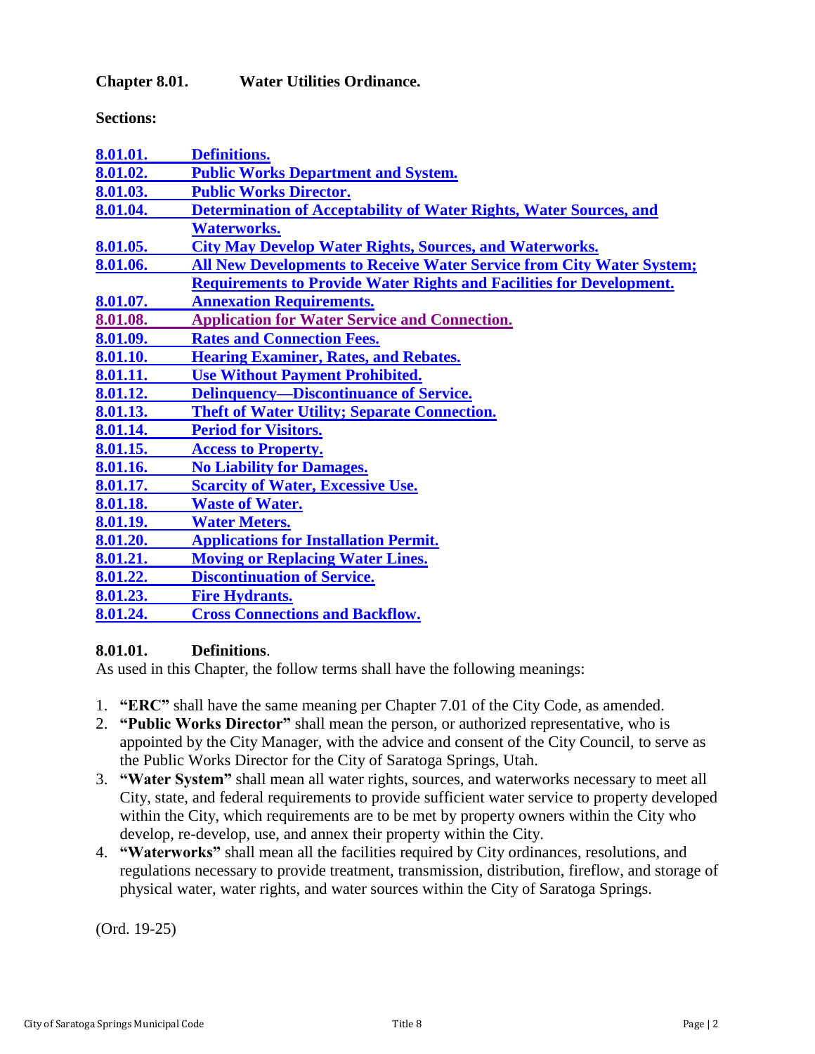## Chapter 8.01. Water Utilities Ordinance.

**Sections:**

- **8.01.01. Definitions.**
- **8.01.02. Public Works Department and System.**
- **8.01.03. Public Works Director.**
- **8.01.04. Determination of Acceptability of Water Rights, Water Sources, and Waterworks.**
- **8.01.05. City May Develop Water Rights, Sources, and Waterworks.**
- **8.01.06. All New Developments to Receive Water Service from City Water System; Requirements to Provide Water Rights and Facilities for Development.**
- **8.01.07. Annexation Requirements.**
- **8.01.08. Application for Water Service and Connection.**
- **8.01.09. Rates and Connection Fees.**
- **8.01.10. Hearing Examiner, Rates, and Rebates.**
- **8.01.11. Use Without Payment Prohibited.**
- **8.01.12. Delinquency—Discontinuance of Service.**
- **8.01.13. Theft of Water Utility; Separate Connection.**
- **8.01.14. Period for Visitors.**
- **8.01.15. Access to Property.**
- **8.01.16. No Liability for Damages.**
- **8.01.17. Scarcity of Water, Excessive Use.**
- **8.01.18. Waste of Water.**
- **8.01.19. Water Meters.**
- **8.01.20. Applications for Installation Permit.**
- **8.01.21. Moving or Replacing Water Lines.**
- **8.01.22. Discontinuation of Service.**
- **8.01.23. Fire Hydrants.**
- **8.01.24. Cross Connections and Backflow.**

### 8.01.01. Definitions.

As used in this Chapter, the follow terms shall have the following meanings:

1. **"ERC"** shall have the same meaning per Chapter 7.01 of the City Code, as amended.
2. **"Public Works Director"** shall mean the person, or authorized representative, who is appointed by the City Manager, with the advice and consent of the City Council, to serve as the Public Works Director for the City of Saratoga Springs, Utah.
3. **"Water System"** shall mean all water rights, sources, and waterworks necessary to meet all City, state, and federal requirements to provide sufficient water service to property developed within the City, which requirements are to be met by property owners within the City who develop, re-develop, use, and annex their property within the City.
4. **"Waterworks"** shall mean all the facilities required by City ordinances, resolutions, and regulations necessary to provide treatment, transmission, distribution, fireflow, and storage of physical water, water rights, and water sources within the City of Saratoga Springs.

(Ord. 19-25)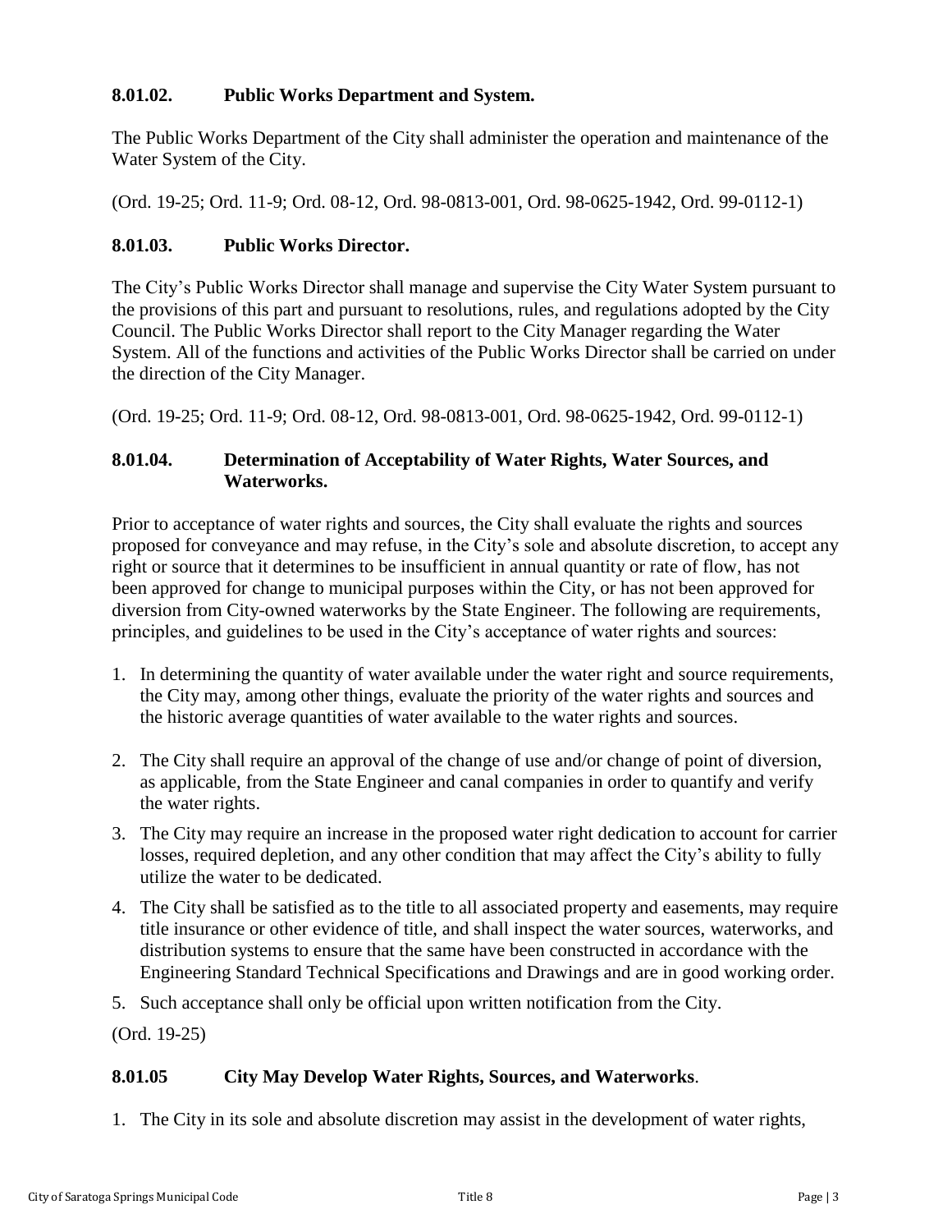### 8.01.02. Public Works Department and System.

The Public Works Department of the City shall administer the operation and maintenance of the Water System of the City.

(Ord. 19-25; Ord. 11-9; Ord. 08-12, Ord. 98-0813-001, Ord. 98-0625-1942, Ord. 99-0112-1)

### 8.01.03. Public Works Director.

The City's Public Works Director shall manage and supervise the City Water System pursuant to the provisions of this part and pursuant to resolutions, rules, and regulations adopted by the City Council. The Public Works Director shall report to the City Manager regarding the Water System. All of the functions and activities of the Public Works Director shall be carried on under the direction of the City Manager.

(Ord. 19-25; Ord. 11-9; Ord. 08-12, Ord. 98-0813-001, Ord. 98-0625-1942, Ord. 99-0112-1)

### 8.01.04. Determination of Acceptability of Water Rights, Water Sources, and Waterworks.

Prior to acceptance of water rights and sources, the City shall evaluate the rights and sources proposed for conveyance and may refuse, in the City's sole and absolute discretion, to accept any right or source that it determines to be insufficient in annual quantity or rate of flow, has not been approved for change to municipal purposes within the City, or has not been approved for diversion from City-owned waterworks by the State Engineer. The following are requirements, principles, and guidelines to be used in the City's acceptance of water rights and sources:

1. In determining the quantity of water available under the water right and source requirements, the City may, among other things, evaluate the priority of the water rights and sources and the historic average quantities of water available to the water rights and sources.
2. The City shall require an approval of the change of use and/or change of point of diversion, as applicable, from the State Engineer and canal companies in order to quantify and verify the water rights.
3. The City may require an increase in the proposed water right dedication to account for carrier losses, required depletion, and any other condition that may affect the City's ability to fully utilize the water to be dedicated.
4. The City shall be satisfied as to the title to all associated property and easements, may require title insurance or other evidence of title, and shall inspect the water sources, waterworks, and distribution systems to ensure that the same have been constructed in accordance with the Engineering Standard Technical Specifications and Drawings and are in good working order.
5. Such acceptance shall only be official upon written notification from the City.

(Ord. 19-25)

### 8.01.05 City May Develop Water Rights, Sources, and Waterworks.

1. The City in its sole and absolute discretion may assist in the development of water rights,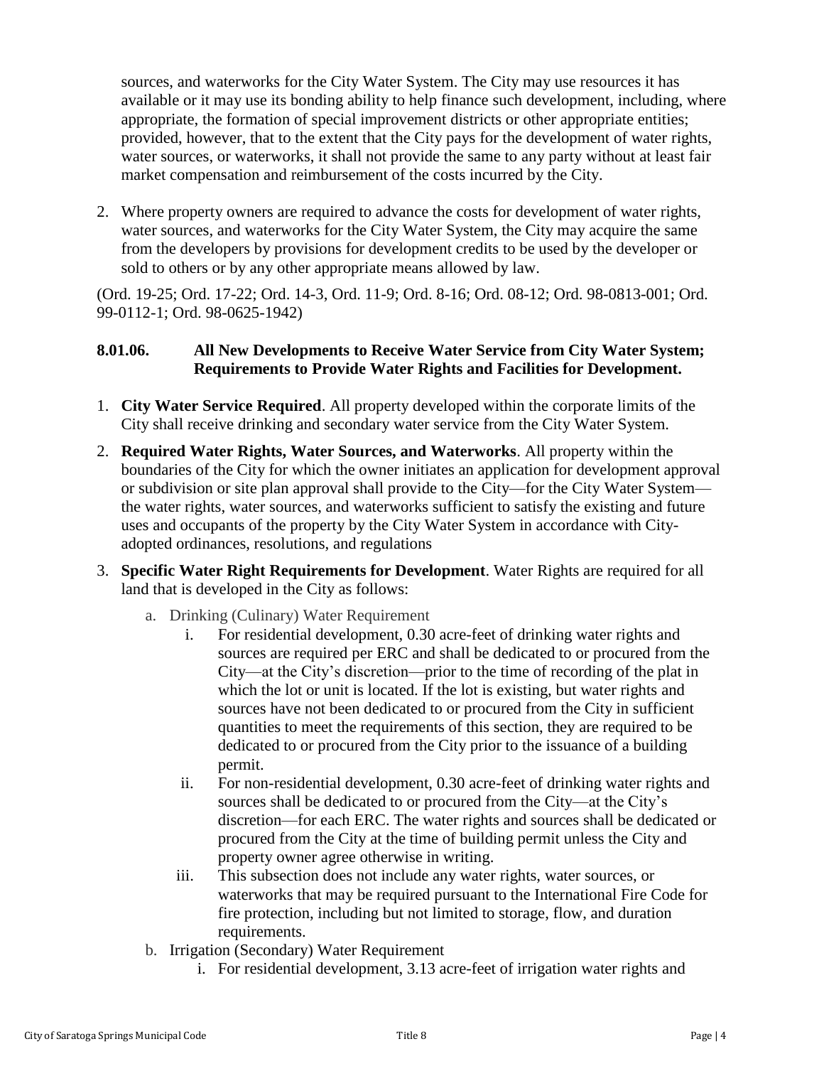sources, and waterworks for the City Water System. The City may use resources it has available or it may use its bonding ability to help finance such development, including, where appropriate, the formation of special improvement districts or other appropriate entities; provided, however, that to the extent that the City pays for the development of water rights, water sources, or waterworks, it shall not provide the same to any party without at least fair market compensation and reimbursement of the costs incurred by the City.

2. Where property owners are required to advance the costs for development of water rights, water sources, and waterworks for the City Water System, the City may acquire the same from the developers by provisions for development credits to be used by the developer or sold to others or by any other appropriate means allowed by law.

(Ord. 19-25; Ord. 17-22; Ord. 14-3, Ord. 11-9; Ord. 8-16; Ord. 08-12; Ord. 98-0813-001; Ord. 99-0112-1; Ord. 98-0625-1942)

### 8.01.06. All New Developments to Receive Water Service from City Water System; Requirements to Provide Water Rights and Facilities for Development.

1. **City Water Service Required**. All property developed within the corporate limits of the City shall receive drinking and secondary water service from the City Water System.
2. **Required Water Rights, Water Sources, and Waterworks**. All property within the boundaries of the City for which the owner initiates an application for development approval or subdivision or site plan approval shall provide to the City—for the City Water System—the water rights, water sources, and waterworks sufficient to satisfy the existing and future uses and occupants of the property by the City Water System in accordance with City-adopted ordinances, resolutions, and regulations
3. **Specific Water Right Requirements for Development**. Water Rights are required for all land that is developed in the City as follows:
   a. Drinking (Culinary) Water Requirement
      i. For residential development, 0.30 acre-feet of drinking water rights and sources are required per ERC and shall be dedicated to or procured from the City—at the City's discretion—prior to the time of recording of the plat in which the lot or unit is located. If the lot is existing, but water rights and sources have not been dedicated to or procured from the City in sufficient quantities to meet the requirements of this section, they are required to be dedicated to or procured from the City prior to the issuance of a building permit.
      ii. For non-residential development, 0.30 acre-feet of drinking water rights and sources shall be dedicated to or procured from the City—at the City's discretion—for each ERC. The water rights and sources shall be dedicated or procured from the City at the time of building permit unless the City and property owner agree otherwise in writing.
      iii. This subsection does not include any water rights, water sources, or waterworks that may be required pursuant to the International Fire Code for fire protection, including but not limited to storage, flow, and duration requirements.
   b. Irrigation (Secondary) Water Requirement
      i. For residential development, 3.13 acre-feet of irrigation water rights and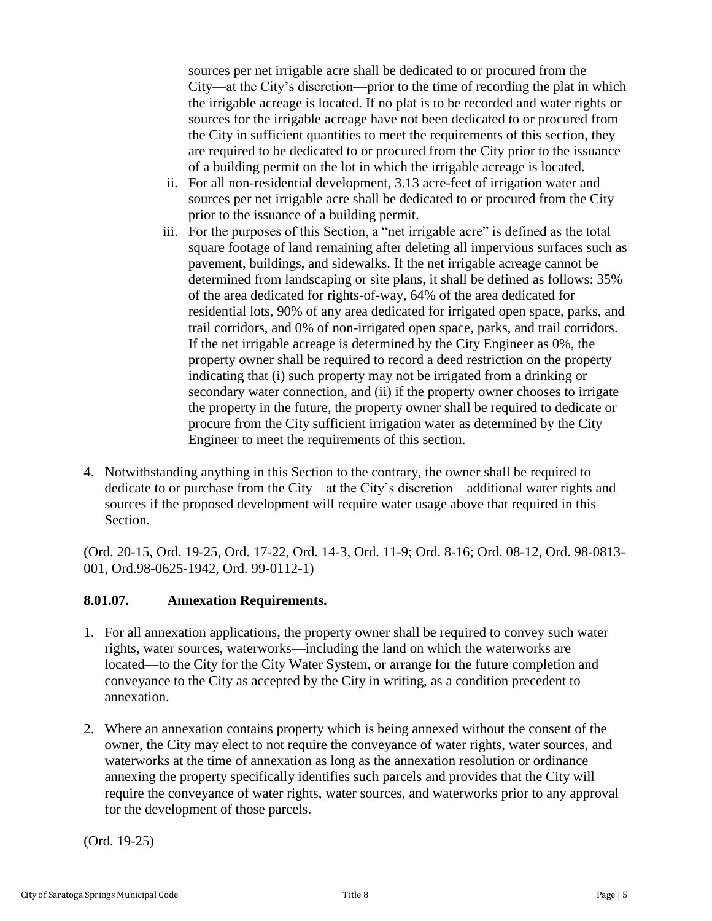sources per net irrigable acre shall be dedicated to or procured from the City—at the City's discretion—prior to the time of recording the plat in which the irrigable acreage is located. If no plat is to be recorded and water rights or sources for the irrigable acreage have not been dedicated to or procured from the City in sufficient quantities to meet the requirements of this section, they are required to be dedicated to or procured from the City prior to the issuance of a building permit on the lot in which the irrigable acreage is located.

ii. For all non-residential development, 3.13 acre-feet of irrigation water and sources per net irrigable acre shall be dedicated to or procured from the City prior to the issuance of a building permit.

iii. For the purposes of this Section, a "net irrigable acre" is defined as the total square footage of land remaining after deleting all impervious surfaces such as pavement, buildings, and sidewalks. If the net irrigable acreage cannot be determined from landscaping or site plans, it shall be defined as follows: 35% of the area dedicated for rights-of-way, 64% of the area dedicated for residential lots, 90% of any area dedicated for irrigated open space, parks, and trail corridors, and 0% of non-irrigated open space, parks, and trail corridors. If the net irrigable acreage is determined by the City Engineer as 0%, the property owner shall be required to record a deed restriction on the property indicating that (i) such property may not be irrigated from a drinking or secondary water connection, and (ii) if the property owner chooses to irrigate the property in the future, the property owner shall be required to dedicate or procure from the City sufficient irrigation water as determined by the City Engineer to meet the requirements of this section.

4. Notwithstanding anything in this Section to the contrary, the owner shall be required to dedicate to or purchase from the City—at the City's discretion—additional water rights and sources if the proposed development will require water usage above that required in this Section.

(Ord. 20-15, Ord. 19-25, Ord. 17-22, Ord. 14-3, Ord. 11-9; Ord. 8-16; Ord. 08-12, Ord. 98-0813-001, Ord.98-0625-1942, Ord. 99-0112-1)

### 8.01.07. Annexation Requirements.

1. For all annexation applications, the property owner shall be required to convey such water rights, water sources, waterworks—including the land on which the waterworks are located—to the City for the City Water System, or arrange for the future completion and conveyance to the City as accepted by the City in writing, as a condition precedent to annexation.

2. Where an annexation contains property which is being annexed without the consent of the owner, the City may elect to not require the conveyance of water rights, water sources, and waterworks at the time of annexation as long as the annexation resolution or ordinance annexing the property specifically identifies such parcels and provides that the City will require the conveyance of water rights, water sources, and waterworks prior to any approval for the development of those parcels.

(Ord. 19-25)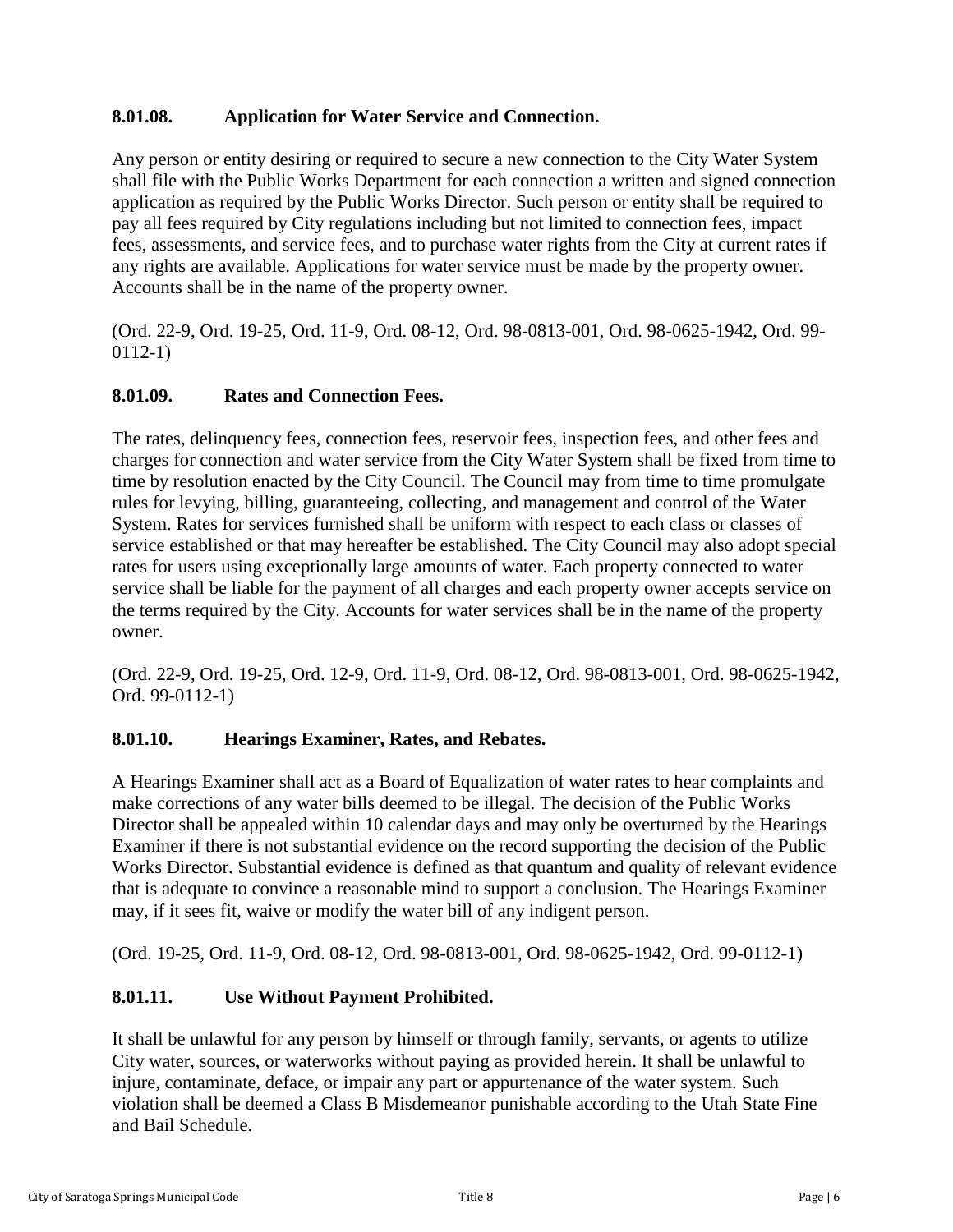### 8.01.08. Application for Water Service and Connection.

Any person or entity desiring or required to secure a new connection to the City Water System shall file with the Public Works Department for each connection a written and signed connection application as required by the Public Works Director. Such person or entity shall be required to pay all fees required by City regulations including but not limited to connection fees, impact fees, assessments, and service fees, and to purchase water rights from the City at current rates if any rights are available. Applications for water service must be made by the property owner. Accounts shall be in the name of the property owner.

(Ord. 22-9, Ord. 19-25, Ord. 11-9, Ord. 08-12, Ord. 98-0813-001, Ord. 98-0625-1942, Ord. 99-0112-1)

### 8.01.09. Rates and Connection Fees.

The rates, delinquency fees, connection fees, reservoir fees, inspection fees, and other fees and charges for connection and water service from the City Water System shall be fixed from time to time by resolution enacted by the City Council. The Council may from time to time promulgate rules for levying, billing, guaranteeing, collecting, and management and control of the Water System. Rates for services furnished shall be uniform with respect to each class or classes of service established or that may hereafter be established. The City Council may also adopt special rates for users using exceptionally large amounts of water. Each property connected to water service shall be liable for the payment of all charges and each property owner accepts service on the terms required by the City. Accounts for water services shall be in the name of the property owner.

(Ord. 22-9, Ord. 19-25, Ord. 12-9, Ord. 11-9, Ord. 08-12, Ord. 98-0813-001, Ord. 98-0625-1942, Ord. 99-0112-1)

### 8.01.10. Hearings Examiner, Rates, and Rebates.

A Hearings Examiner shall act as a Board of Equalization of water rates to hear complaints and make corrections of any water bills deemed to be illegal. The decision of the Public Works Director shall be appealed within 10 calendar days and may only be overturned by the Hearings Examiner if there is not substantial evidence on the record supporting the decision of the Public Works Director. Substantial evidence is defined as that quantum and quality of relevant evidence that is adequate to convince a reasonable mind to support a conclusion. The Hearings Examiner may, if it sees fit, waive or modify the water bill of any indigent person.

(Ord. 19-25, Ord. 11-9, Ord. 08-12, Ord. 98-0813-001, Ord. 98-0625-1942, Ord. 99-0112-1)

### 8.01.11. Use Without Payment Prohibited.

It shall be unlawful for any person by himself or through family, servants, or agents to utilize City water, sources, or waterworks without paying as provided herein. It shall be unlawful to injure, contaminate, deface, or impair any part or appurtenance of the water system. Such violation shall be deemed a Class B Misdemeanor punishable according to the Utah State Fine and Bail Schedule.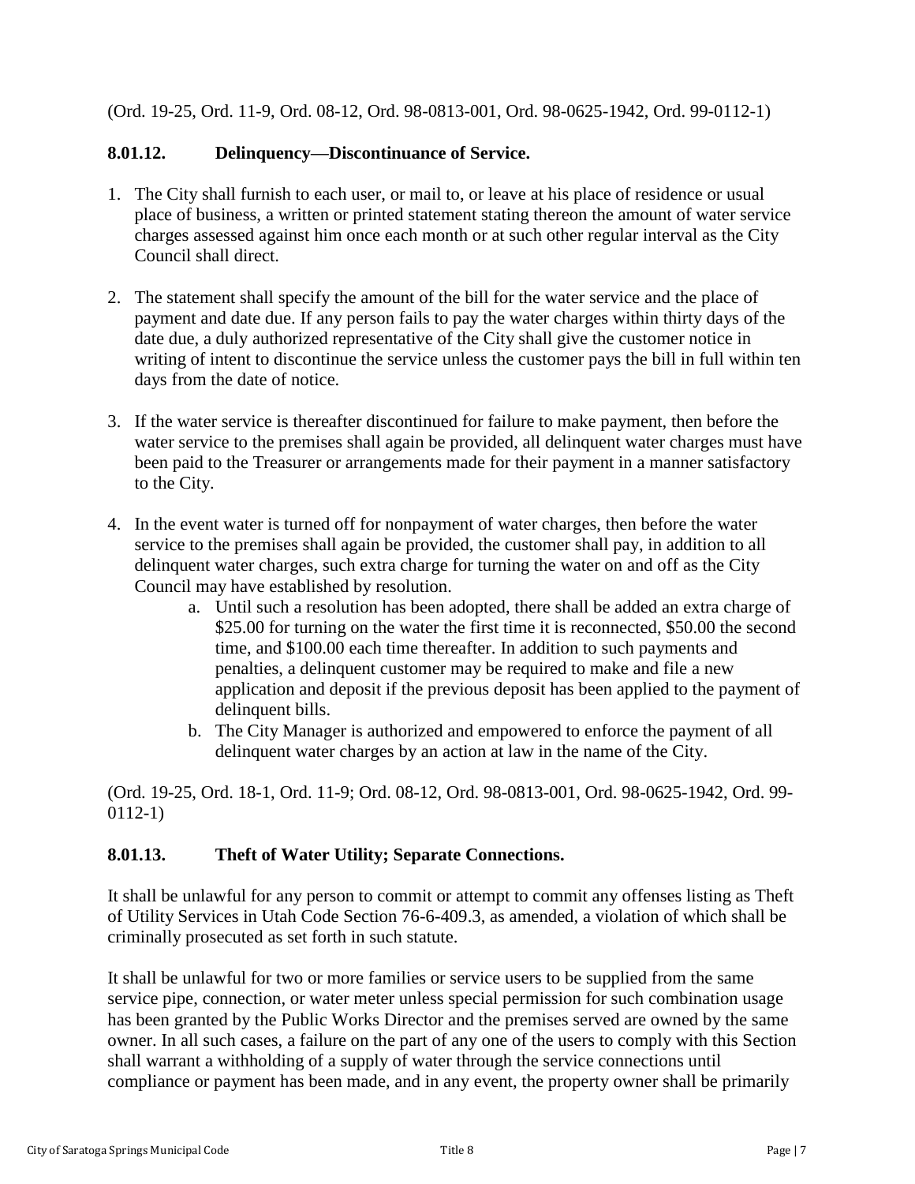(Ord. 19-25, Ord. 11-9, Ord. 08-12, Ord. 98-0813-001, Ord. 98-0625-1942, Ord. 99-0112-1)

### 8.01.12. Delinquency—Discontinuance of Service.

1. The City shall furnish to each user, or mail to, or leave at his place of residence or usual place of business, a written or printed statement stating thereon the amount of water service charges assessed against him once each month or at such other regular interval as the City Council shall direct.

2. The statement shall specify the amount of the bill for the water service and the place of payment and date due. If any person fails to pay the water charges within thirty days of the date due, a duly authorized representative of the City shall give the customer notice in writing of intent to discontinue the service unless the customer pays the bill in full within ten days from the date of notice.

3. If the water service is thereafter discontinued for failure to make payment, then before the water service to the premises shall again be provided, all delinquent water charges must have been paid to the Treasurer or arrangements made for their payment in a manner satisfactory to the City.

4. In the event water is turned off for nonpayment of water charges, then before the water service to the premises shall again be provided, the customer shall pay, in addition to all delinquent water charges, such extra charge for turning the water on and off as the City Council may have established by resolution.
    a. Until such a resolution has been adopted, there shall be added an extra charge of $25.00 for turning on the water the first time it is reconnected, $50.00 the second time, and $100.00 each time thereafter. In addition to such payments and penalties, a delinquent customer may be required to make and file a new application and deposit if the previous deposit has been applied to the payment of delinquent bills.
    b. The City Manager is authorized and empowered to enforce the payment of all delinquent water charges by an action at law in the name of the City.

(Ord. 19-25, Ord. 18-1, Ord. 11-9; Ord. 08-12, Ord. 98-0813-001, Ord. 98-0625-1942, Ord. 99-0112-1)

### 8.01.13. Theft of Water Utility; Separate Connections.

It shall be unlawful for any person to commit or attempt to commit any offenses listing as Theft of Utility Services in Utah Code Section 76-6-409.3, as amended, a violation of which shall be criminally prosecuted as set forth in such statute.

It shall be unlawful for two or more families or service users to be supplied from the same service pipe, connection, or water meter unless special permission for such combination usage has been granted by the Public Works Director and the premises served are owned by the same owner. In all such cases, a failure on the part of any one of the users to comply with this Section shall warrant a withholding of a supply of water through the service connections until compliance or payment has been made, and in any event, the property owner shall be primarily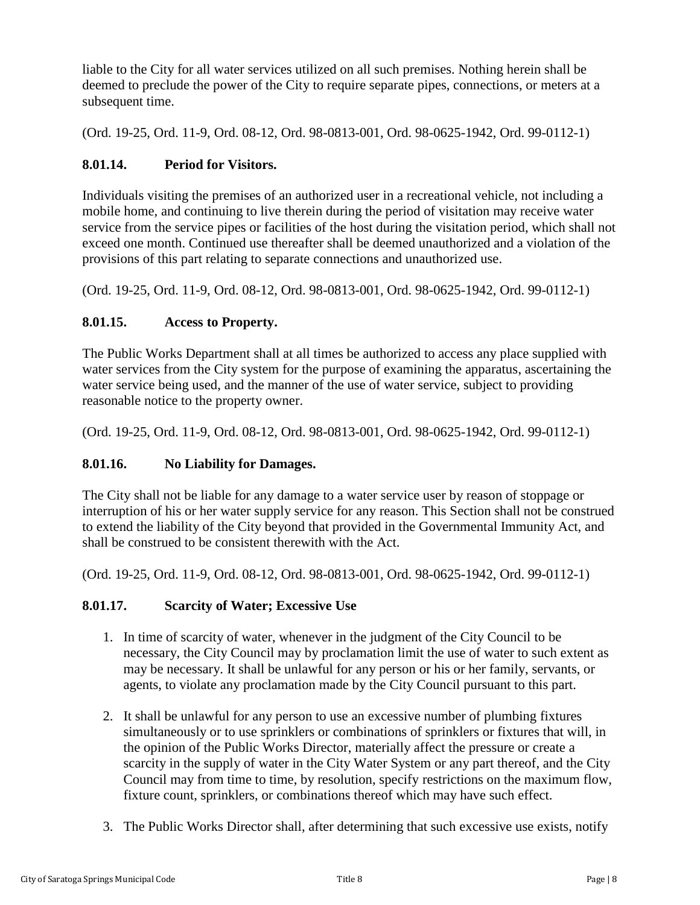liable to the City for all water services utilized on all such premises. Nothing herein shall be deemed to preclude the power of the City to require separate pipes, connections, or meters at a subsequent time.

(Ord. 19-25, Ord. 11-9, Ord. 08-12, Ord. 98-0813-001, Ord. 98-0625-1942, Ord. 99-0112-1)

### 8.01.14. Period for Visitors.

Individuals visiting the premises of an authorized user in a recreational vehicle, not including a mobile home, and continuing to live therein during the period of visitation may receive water service from the service pipes or facilities of the host during the visitation period, which shall not exceed one month. Continued use thereafter shall be deemed unauthorized and a violation of the provisions of this part relating to separate connections and unauthorized use.

(Ord. 19-25, Ord. 11-9, Ord. 08-12, Ord. 98-0813-001, Ord. 98-0625-1942, Ord. 99-0112-1)

### 8.01.15. Access to Property.

The Public Works Department shall at all times be authorized to access any place supplied with water services from the City system for the purpose of examining the apparatus, ascertaining the water service being used, and the manner of the use of water service, subject to providing reasonable notice to the property owner.

(Ord. 19-25, Ord. 11-9, Ord. 08-12, Ord. 98-0813-001, Ord. 98-0625-1942, Ord. 99-0112-1)

### 8.01.16. No Liability for Damages.

The City shall not be liable for any damage to a water service user by reason of stoppage or interruption of his or her water supply service for any reason. This Section shall not be construed to extend the liability of the City beyond that provided in the Governmental Immunity Act, and shall be construed to be consistent therewith with the Act.

(Ord. 19-25, Ord. 11-9, Ord. 08-12, Ord. 98-0813-001, Ord. 98-0625-1942, Ord. 99-0112-1)

### 8.01.17. Scarcity of Water; Excessive Use

1. In time of scarcity of water, whenever in the judgment of the City Council to be necessary, the City Council may by proclamation limit the use of water to such extent as may be necessary. It shall be unlawful for any person or his or her family, servants, or agents, to violate any proclamation made by the City Council pursuant to this part.

2. It shall be unlawful for any person to use an excessive number of plumbing fixtures simultaneously or to use sprinklers or combinations of sprinklers or fixtures that will, in the opinion of the Public Works Director, materially affect the pressure or create a scarcity in the supply of water in the City Water System or any part thereof, and the City Council may from time to time, by resolution, specify restrictions on the maximum flow, fixture count, sprinklers, or combinations thereof which may have such effect.

3. The Public Works Director shall, after determining that such excessive use exists, notify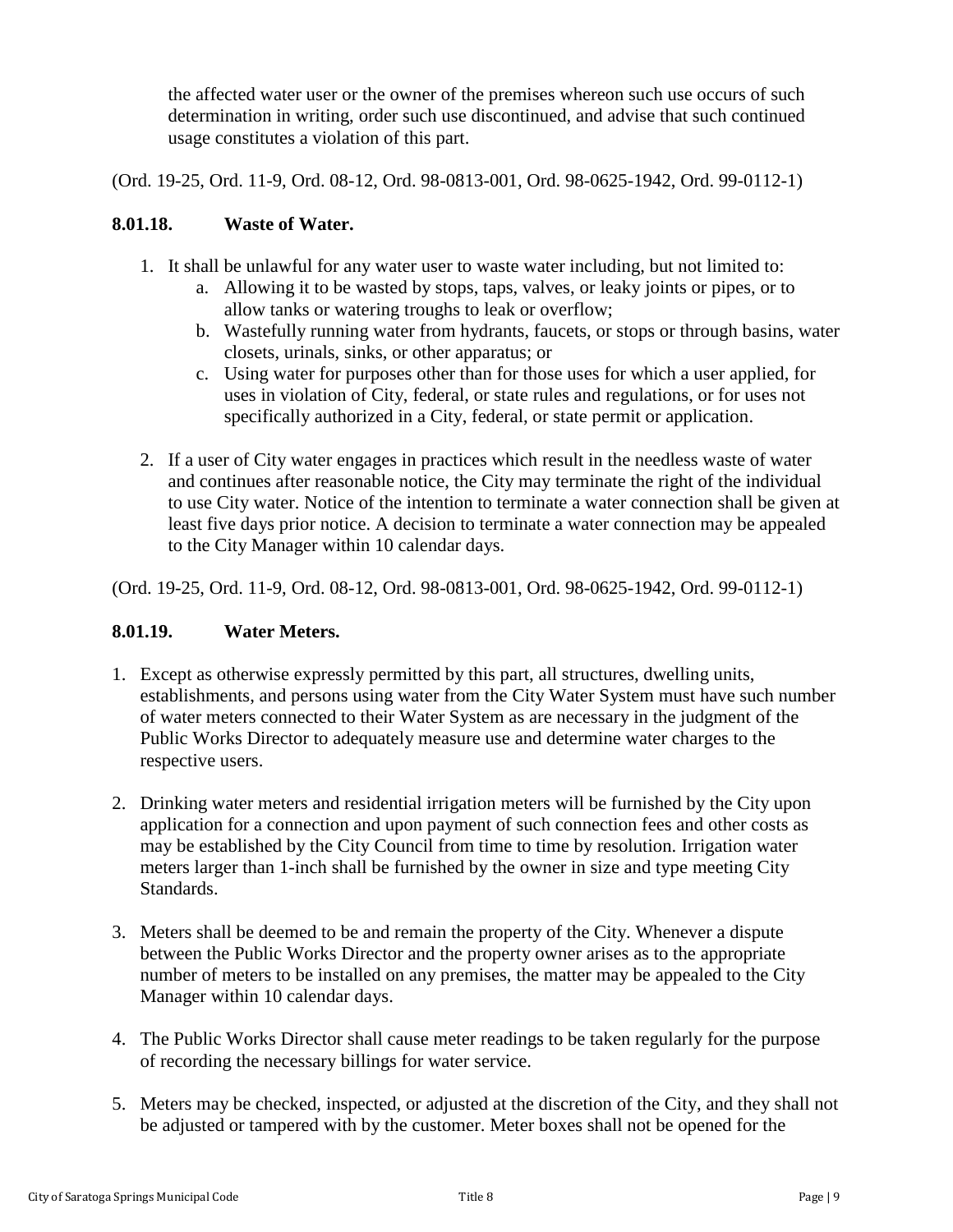the affected water user or the owner of the premises whereon such use occurs of such determination in writing, order such use discontinued, and advise that such continued usage constitutes a violation of this part.

(Ord. 19-25, Ord. 11-9, Ord. 08-12, Ord. 98-0813-001, Ord. 98-0625-1942, Ord. 99-0112-1)

### 8.01.18. Waste of Water.

1. It shall be unlawful for any water user to waste water including, but not limited to:
   a. Allowing it to be wasted by stops, taps, valves, or leaky joints or pipes, or to allow tanks or watering troughs to leak or overflow;
   b. Wastefully running water from hydrants, faucets, or stops or through basins, water closets, urinals, sinks, or other apparatus; or
   c. Using water for purposes other than for those uses for which a user applied, for uses in violation of City, federal, or state rules and regulations, or for uses not specifically authorized in a City, federal, or state permit or application.

2. If a user of City water engages in practices which result in the needless waste of water and continues after reasonable notice, the City may terminate the right of the individual to use City water. Notice of the intention to terminate a water connection shall be given at least five days prior notice. A decision to terminate a water connection may be appealed to the City Manager within 10 calendar days.

(Ord. 19-25, Ord. 11-9, Ord. 08-12, Ord. 98-0813-001, Ord. 98-0625-1942, Ord. 99-0112-1)

### 8.01.19. Water Meters.

1. Except as otherwise expressly permitted by this part, all structures, dwelling units, establishments, and persons using water from the City Water System must have such number of water meters connected to their Water System as are necessary in the judgment of the Public Works Director to adequately measure use and determine water charges to the respective users.

2. Drinking water meters and residential irrigation meters will be furnished by the City upon application for a connection and upon payment of such connection fees and other costs as may be established by the City Council from time to time by resolution. Irrigation water meters larger than 1-inch shall be furnished by the owner in size and type meeting City Standards.

3. Meters shall be deemed to be and remain the property of the City. Whenever a dispute between the Public Works Director and the property owner arises as to the appropriate number of meters to be installed on any premises, the matter may be appealed to the City Manager within 10 calendar days.

4. The Public Works Director shall cause meter readings to be taken regularly for the purpose of recording the necessary billings for water service.

5. Meters may be checked, inspected, or adjusted at the discretion of the City, and they shall not be adjusted or tampered with by the customer. Meter boxes shall not be opened for the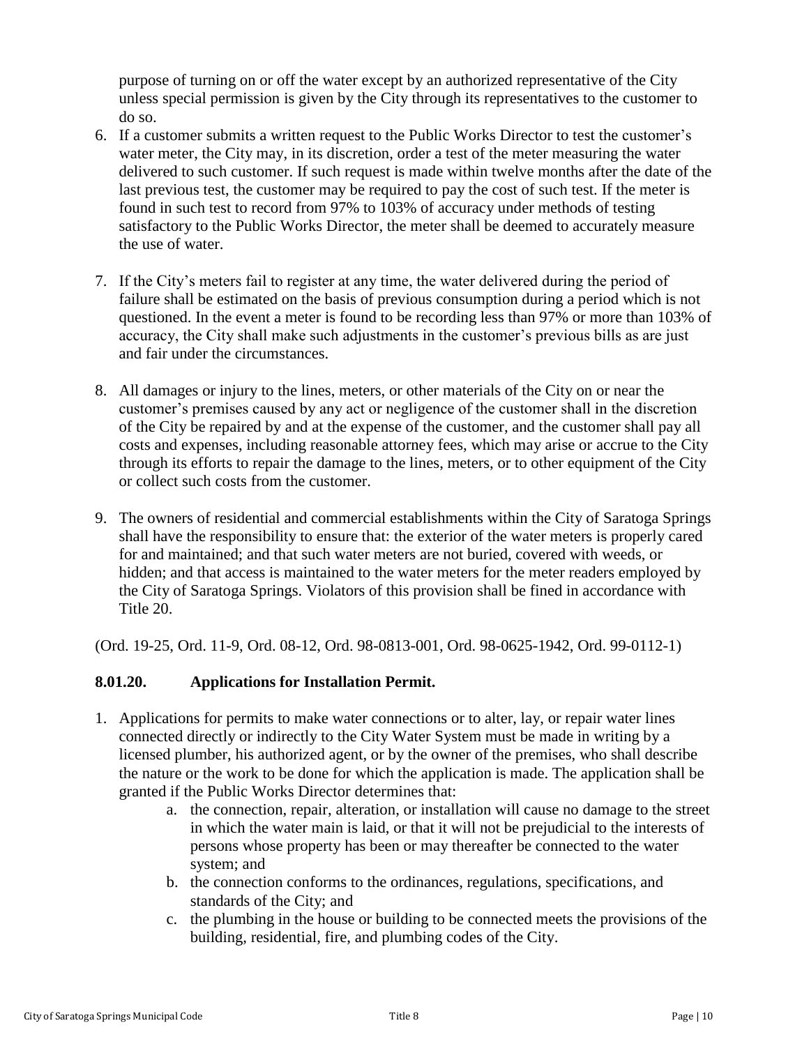purpose of turning on or off the water except by an authorized representative of the City unless special permission is given by the City through its representatives to the customer to do so.

6. If a customer submits a written request to the Public Works Director to test the customer's water meter, the City may, in its discretion, order a test of the meter measuring the water delivered to such customer. If such request is made within twelve months after the date of the last previous test, the customer may be required to pay the cost of such test. If the meter is found in such test to record from 97% to 103% of accuracy under methods of testing satisfactory to the Public Works Director, the meter shall be deemed to accurately measure the use of water.

7. If the City's meters fail to register at any time, the water delivered during the period of failure shall be estimated on the basis of previous consumption during a period which is not questioned. In the event a meter is found to be recording less than 97% or more than 103% of accuracy, the City shall make such adjustments in the customer's previous bills as are just and fair under the circumstances.

8. All damages or injury to the lines, meters, or other materials of the City on or near the customer's premises caused by any act or negligence of the customer shall in the discretion of the City be repaired by and at the expense of the customer, and the customer shall pay all costs and expenses, including reasonable attorney fees, which may arise or accrue to the City through its efforts to repair the damage to the lines, meters, or to other equipment of the City or collect such costs from the customer.

9. The owners of residential and commercial establishments within the City of Saratoga Springs shall have the responsibility to ensure that: the exterior of the water meters is properly cared for and maintained; and that such water meters are not buried, covered with weeds, or hidden; and that access is maintained to the water meters for the meter readers employed by the City of Saratoga Springs. Violators of this provision shall be fined in accordance with Title 20.

(Ord. 19-25, Ord. 11-9, Ord. 08-12, Ord. 98-0813-001, Ord. 98-0625-1942, Ord. 99-0112-1)

### 8.01.20. Applications for Installation Permit.

1. Applications for permits to make water connections or to alter, lay, or repair water lines connected directly or indirectly to the City Water System must be made in writing by a licensed plumber, his authorized agent, or by the owner of the premises, who shall describe the nature or the work to be done for which the application is made. The application shall be granted if the Public Works Director determines that:
    a. the connection, repair, alteration, or installation will cause no damage to the street in which the water main is laid, or that it will not be prejudicial to the interests of persons whose property has been or may thereafter be connected to the water system; and
    b. the connection conforms to the ordinances, regulations, specifications, and standards of the City; and
    c. the plumbing in the house or building to be connected meets the provisions of the building, residential, fire, and plumbing codes of the City.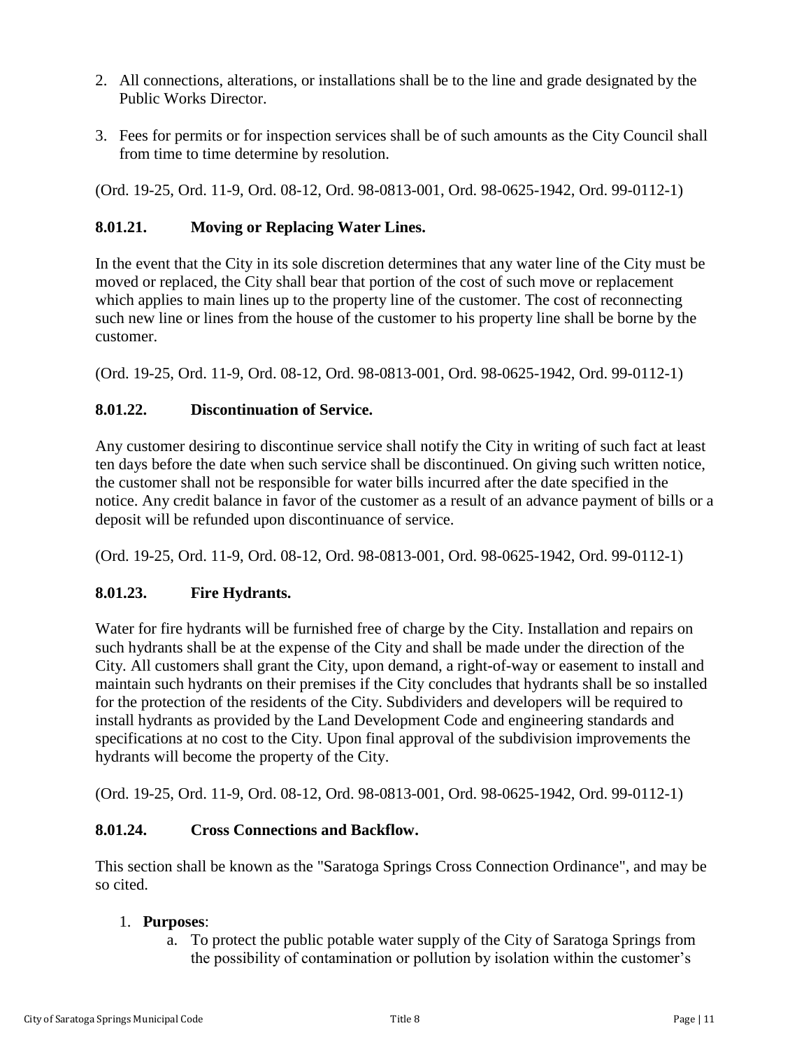2. All connections, alterations, or installations shall be to the line and grade designated by the Public Works Director.

3. Fees for permits or for inspection services shall be of such amounts as the City Council shall from time to time determine by resolution.

(Ord. 19-25, Ord. 11-9, Ord. 08-12, Ord. 98-0813-001, Ord. 98-0625-1942, Ord. 99-0112-1)

### 8.01.21. Moving or Replacing Water Lines.

In the event that the City in its sole discretion determines that any water line of the City must be moved or replaced, the City shall bear that portion of the cost of such move or replacement which applies to main lines up to the property line of the customer. The cost of reconnecting such new line or lines from the house of the customer to his property line shall be borne by the customer.

(Ord. 19-25, Ord. 11-9, Ord. 08-12, Ord. 98-0813-001, Ord. 98-0625-1942, Ord. 99-0112-1)

### 8.01.22. Discontinuation of Service.

Any customer desiring to discontinue service shall notify the City in writing of such fact at least ten days before the date when such service shall be discontinued. On giving such written notice, the customer shall not be responsible for water bills incurred after the date specified in the notice. Any credit balance in favor of the customer as a result of an advance payment of bills or a deposit will be refunded upon discontinuance of service.

(Ord. 19-25, Ord. 11-9, Ord. 08-12, Ord. 98-0813-001, Ord. 98-0625-1942, Ord. 99-0112-1)

### 8.01.23. Fire Hydrants.

Water for fire hydrants will be furnished free of charge by the City. Installation and repairs on such hydrants shall be at the expense of the City and shall be made under the direction of the City. All customers shall grant the City, upon demand, a right-of-way or easement to install and maintain such hydrants on their premises if the City concludes that hydrants shall be so installed for the protection of the residents of the City. Subdividers and developers will be required to install hydrants as provided by the Land Development Code and engineering standards and specifications at no cost to the City. Upon final approval of the subdivision improvements the hydrants will become the property of the City.

(Ord. 19-25, Ord. 11-9, Ord. 08-12, Ord. 98-0813-001, Ord. 98-0625-1942, Ord. 99-0112-1)

### 8.01.24. Cross Connections and Backflow.

This section shall be known as the "Saratoga Springs Cross Connection Ordinance", and may be so cited.

1. **Purposes**:
    a. To protect the public potable water supply of the City of Saratoga Springs from the possibility of contamination or pollution by isolation within the customer's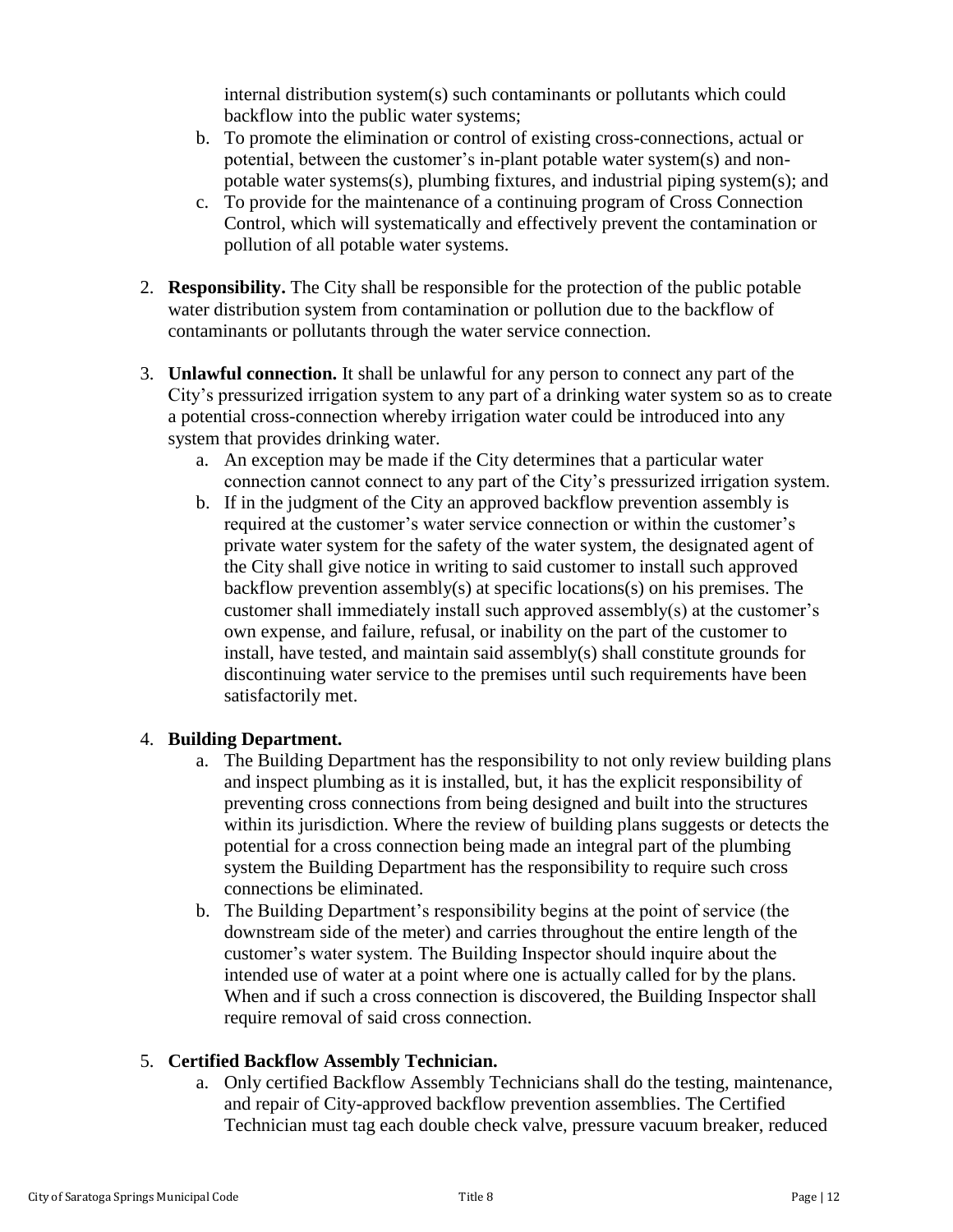internal distribution system(s) such contaminants or pollutants which could backflow into the public water systems;

b. To promote the elimination or control of existing cross-connections, actual or potential, between the customer's in-plant potable water system(s) and non-potable water systems(s), plumbing fixtures, and industrial piping system(s); and
c. To provide for the maintenance of a continuing program of Cross Connection Control, which will systematically and effectively prevent the contamination or pollution of all potable water systems.

2. **Responsibility.** The City shall be responsible for the protection of the public potable water distribution system from contamination or pollution due to the backflow of contaminants or pollutants through the water service connection.

3. **Unlawful connection.** It shall be unlawful for any person to connect any part of the City's pressurized irrigation system to any part of a drinking water system so as to create a potential cross-connection whereby irrigation water could be introduced into any system that provides drinking water.
   a. An exception may be made if the City determines that a particular water connection cannot connect to any part of the City's pressurized irrigation system.
   b. If in the judgment of the City an approved backflow prevention assembly is required at the customer's water service connection or within the customer's private water system for the safety of the water system, the designated agent of the City shall give notice in writing to said customer to install such approved backflow prevention assembly(s) at specific locations(s) on his premises. The customer shall immediately install such approved assembly(s) at the customer's own expense, and failure, refusal, or inability on the part of the customer to install, have tested, and maintain said assembly(s) shall constitute grounds for discontinuing water service to the premises until such requirements have been satisfactorily met.

4. **Building Department.**
   a. The Building Department has the responsibility to not only review building plans and inspect plumbing as it is installed, but, it has the explicit responsibility of preventing cross connections from being designed and built into the structures within its jurisdiction. Where the review of building plans suggests or detects the potential for a cross connection being made an integral part of the plumbing system the Building Department has the responsibility to require such cross connections be eliminated.
   b. The Building Department's responsibility begins at the point of service (the downstream side of the meter) and carries throughout the entire length of the customer's water system. The Building Inspector should inquire about the intended use of water at a point where one is actually called for by the plans. When and if such a cross connection is discovered, the Building Inspector shall require removal of said cross connection.

5. **Certified Backflow Assembly Technician.**
   a. Only certified Backflow Assembly Technicians shall do the testing, maintenance, and repair of City-approved backflow prevention assemblies. The Certified Technician must tag each double check valve, pressure vacuum breaker, reduced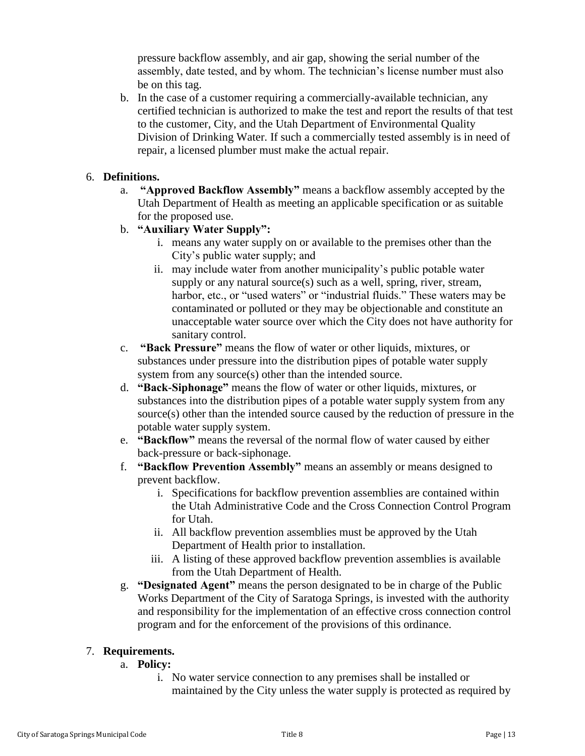pressure backflow assembly, and air gap, showing the serial number of the assembly, date tested, and by whom. The technician's license number must also be on this tag.

b. In the case of a customer requiring a commercially-available technician, any certified technician is authorized to make the test and report the results of that test to the customer, City, and the Utah Department of Environmental Quality Division of Drinking Water. If such a commercially tested assembly is in need of repair, a licensed plumber must make the actual repair.

6. **Definitions.**
   a. **"Approved Backflow Assembly"** means a backflow assembly accepted by the Utah Department of Health as meeting an applicable specification or as suitable for the proposed use.
   b. **"Auxiliary Water Supply":**
      i. means any water supply on or available to the premises other than the City's public water supply; and
      ii. may include water from another municipality's public potable water supply or any natural source(s) such as a well, spring, river, stream, harbor, etc., or "used waters" or "industrial fluids." These waters may be contaminated or polluted or they may be objectionable and constitute an unacceptable water source over which the City does not have authority for sanitary control.
   c. **"Back Pressure"** means the flow of water or other liquids, mixtures, or substances under pressure into the distribution pipes of potable water supply system from any source(s) other than the intended source.
   d. **"Back-Siphonage"** means the flow of water or other liquids, mixtures, or substances into the distribution pipes of a potable water supply system from any source(s) other than the intended source caused by the reduction of pressure in the potable water supply system.
   e. **"Backflow"** means the reversal of the normal flow of water caused by either back-pressure or back-siphonage.
   f. **"Backflow Prevention Assembly"** means an assembly or means designed to prevent backflow.
      i. Specifications for backflow prevention assemblies are contained within the Utah Administrative Code and the Cross Connection Control Program for Utah.
      ii. All backflow prevention assemblies must be approved by the Utah Department of Health prior to installation.
      iii. A listing of these approved backflow prevention assemblies is available from the Utah Department of Health.
   g. **"Designated Agent"** means the person designated to be in charge of the Public Works Department of the City of Saratoga Springs, is invested with the authority and responsibility for the implementation of an effective cross connection control program and for the enforcement of the provisions of this ordinance.

7. **Requirements.**
   a. **Policy:**
      i. No water service connection to any premises shall be installed or maintained by the City unless the water supply is protected as required by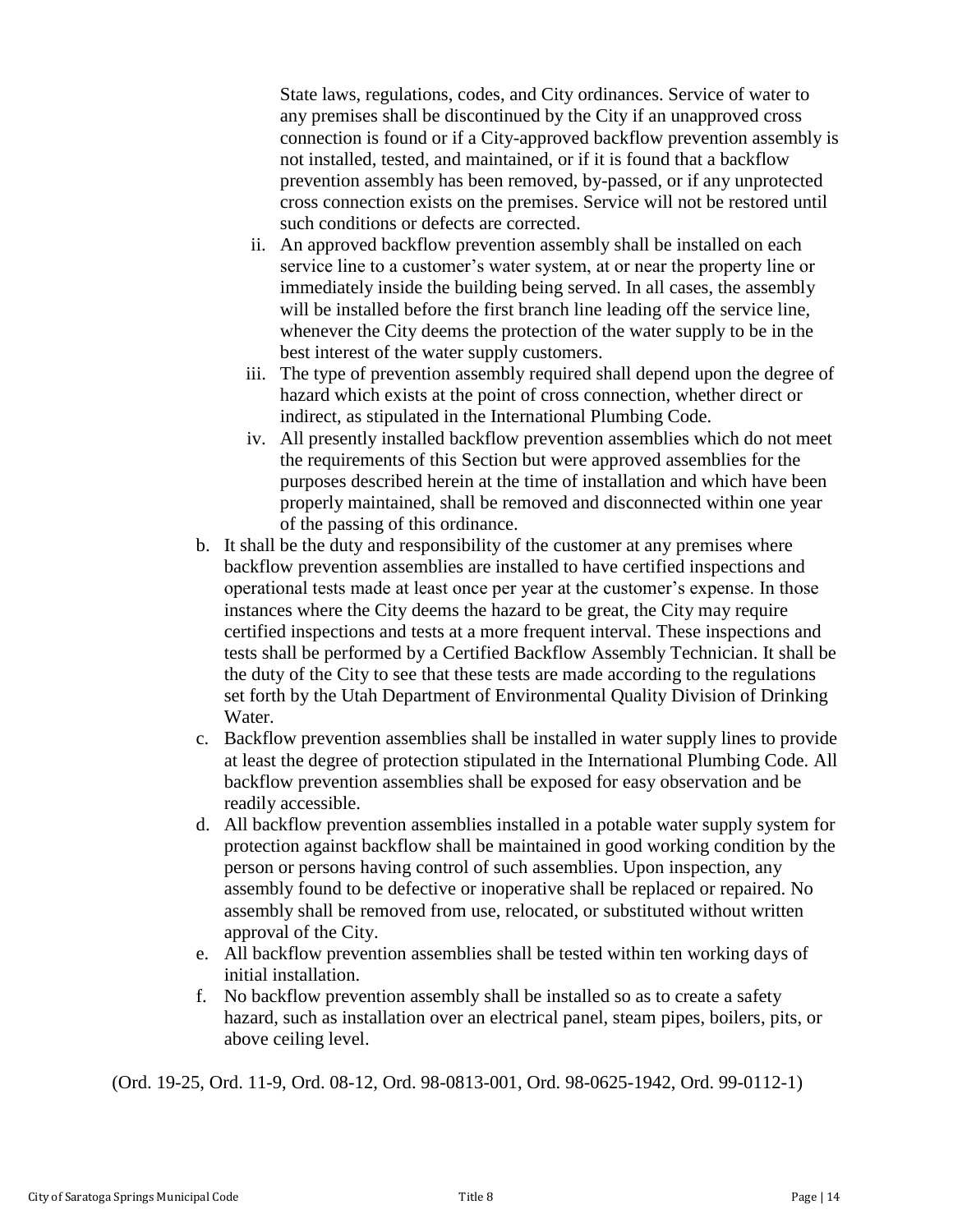State laws, regulations, codes, and City ordinances. Service of water to any premises shall be discontinued by the City if an unapproved cross connection is found or if a City-approved backflow prevention assembly is not installed, tested, and maintained, or if it is found that a backflow prevention assembly has been removed, by-passed, or if any unprotected cross connection exists on the premises. Service will not be restored until such conditions or defects are corrected.

ii. An approved backflow prevention assembly shall be installed on each service line to a customer's water system, at or near the property line or immediately inside the building being served. In all cases, the assembly will be installed before the first branch line leading off the service line, whenever the City deems the protection of the water supply to be in the best interest of the water supply customers.

iii. The type of prevention assembly required shall depend upon the degree of hazard which exists at the point of cross connection, whether direct or indirect, as stipulated in the International Plumbing Code.

iv. All presently installed backflow prevention assemblies which do not meet the requirements of this Section but were approved assemblies for the purposes described herein at the time of installation and which have been properly maintained, shall be removed and disconnected within one year of the passing of this ordinance.

b. It shall be the duty and responsibility of the customer at any premises where backflow prevention assemblies are installed to have certified inspections and operational tests made at least once per year at the customer's expense. In those instances where the City deems the hazard to be great, the City may require certified inspections and tests at a more frequent interval. These inspections and tests shall be performed by a Certified Backflow Assembly Technician. It shall be the duty of the City to see that these tests are made according to the regulations set forth by the Utah Department of Environmental Quality Division of Drinking Water.

c. Backflow prevention assemblies shall be installed in water supply lines to provide at least the degree of protection stipulated in the International Plumbing Code. All backflow prevention assemblies shall be exposed for easy observation and be readily accessible.

d. All backflow prevention assemblies installed in a potable water supply system for protection against backflow shall be maintained in good working condition by the person or persons having control of such assemblies. Upon inspection, any assembly found to be defective or inoperative shall be replaced or repaired. No assembly shall be removed from use, relocated, or substituted without written approval of the City.

e. All backflow prevention assemblies shall be tested within ten working days of initial installation.

f. No backflow prevention assembly shall be installed so as to create a safety hazard, such as installation over an electrical panel, steam pipes, boilers, pits, or above ceiling level.

(Ord. 19-25, Ord. 11-9, Ord. 08-12, Ord. 98-0813-001, Ord. 98-0625-1942, Ord. 99-0112-1)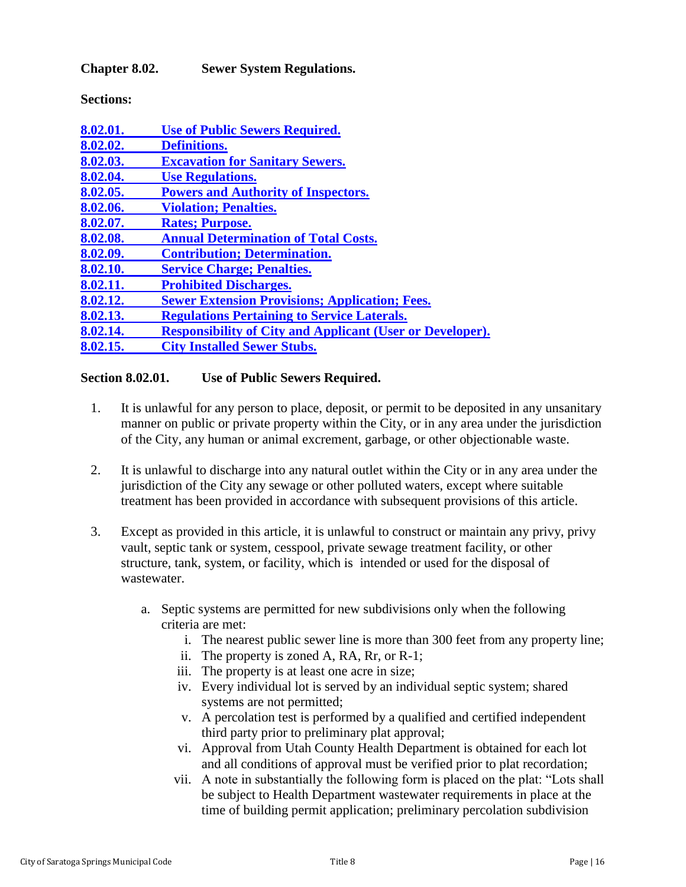**Chapter 8.02. Sewer System Regulations.**

**Sections:**

8.02.01. Use of Public Sewers Required.
8.02.02. Definitions.
8.02.03. Excavation for Sanitary Sewers.
8.02.04. Use Regulations.
8.02.05. Powers and Authority of Inspectors.
8.02.06. Violation; Penalties.
8.02.07. Rates; Purpose.
8.02.08. Annual Determination of Total Costs.
8.02.09. Contribution; Determination.
8.02.10. Service Charge; Penalties.
8.02.11. Prohibited Discharges.
8.02.12. Sewer Extension Provisions; Application; Fees.
8.02.13. Regulations Pertaining to Service Laterals.
8.02.14. Responsibility of City and Applicant (User or Developer).
8.02.15. City Installed Sewer Stubs.

**Section 8.02.01. Use of Public Sewers Required.**

1. It is unlawful for any person to place, deposit, or permit to be deposited in any unsanitary manner on public or private property within the City, or in any area under the jurisdiction of the City, any human or animal excrement, garbage, or other objectionable waste.

2. It is unlawful to discharge into any natural outlet within the City or in any area under the jurisdiction of the City any sewage or other polluted waters, except where suitable treatment has been provided in accordance with subsequent provisions of this article.

3. Except as provided in this article, it is unlawful to construct or maintain any privy, privy vault, septic tank or system, cesspool, private sewage treatment facility, or other structure, tank, system, or facility, which is intended or used for the disposal of wastewater.

   a. Septic systems are permitted for new subdivisions only when the following criteria are met:
      i. The nearest public sewer line is more than 300 feet from any property line;
      ii. The property is zoned A, RA, Rr, or R-1;
      iii. The property is at least one acre in size;
      iv. Every individual lot is served by an individual septic system; shared systems are not permitted;
      v. A percolation test is performed by a qualified and certified independent third party prior to preliminary plat approval;
      vi. Approval from Utah County Health Department is obtained for each lot and all conditions of approval must be verified prior to plat recordation;
      vii. A note in substantially the following form is placed on the plat: "Lots shall be subject to Health Department wastewater requirements in place at the time of building permit application; preliminary percolation subdivision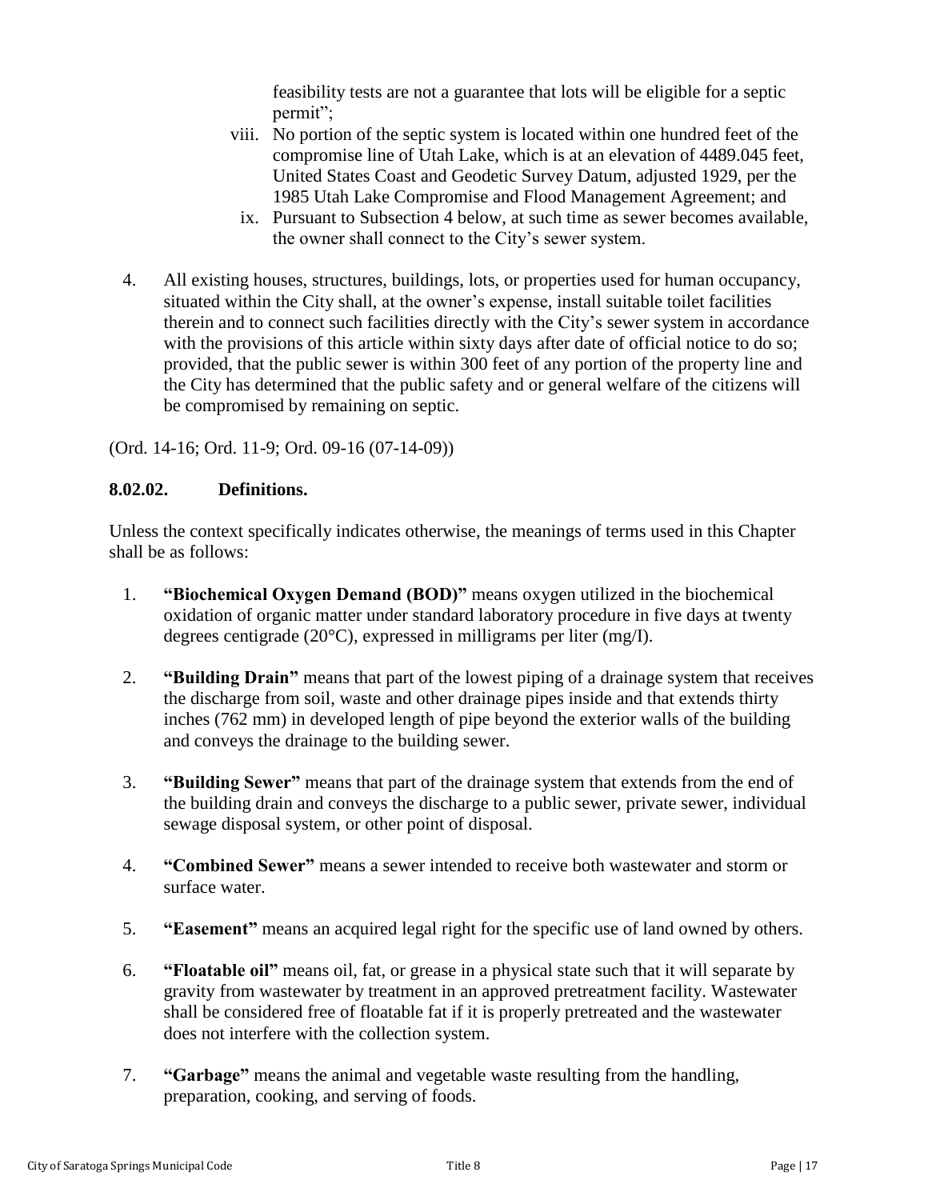feasibility tests are not a guarantee that lots will be eligible for a septic permit";

viii. No portion of the septic system is located within one hundred feet of the compromise line of Utah Lake, which is at an elevation of 4489.045 feet, United States Coast and Geodetic Survey Datum, adjusted 1929, per the 1985 Utah Lake Compromise and Flood Management Agreement; and

ix. Pursuant to Subsection 4 below, at such time as sewer becomes available, the owner shall connect to the City's sewer system.

4. All existing houses, structures, buildings, lots, or properties used for human occupancy, situated within the City shall, at the owner's expense, install suitable toilet facilities therein and to connect such facilities directly with the City's sewer system in accordance with the provisions of this article within sixty days after date of official notice to do so; provided, that the public sewer is within 300 feet of any portion of the property line and the City has determined that the public safety and or general welfare of the citizens will be compromised by remaining on septic.

(Ord. 14-16; Ord. 11-9; Ord. 09-16 (07-14-09))

### 8.02.02. Definitions.

Unless the context specifically indicates otherwise, the meanings of terms used in this Chapter shall be as follows:

1. **"Biochemical Oxygen Demand (BOD)"** means oxygen utilized in the biochemical oxidation of organic matter under standard laboratory procedure in five days at twenty degrees centigrade (20°C), expressed in milligrams per liter (mg/I).

2. **"Building Drain"** means that part of the lowest piping of a drainage system that receives the discharge from soil, waste and other drainage pipes inside and that extends thirty inches (762 mm) in developed length of pipe beyond the exterior walls of the building and conveys the drainage to the building sewer.

3. **"Building Sewer"** means that part of the drainage system that extends from the end of the building drain and conveys the discharge to a public sewer, private sewer, individual sewage disposal system, or other point of disposal.

4. **"Combined Sewer"** means a sewer intended to receive both wastewater and storm or surface water.

5. **"Easement"** means an acquired legal right for the specific use of land owned by others.

6. **"Floatable oil"** means oil, fat, or grease in a physical state such that it will separate by gravity from wastewater by treatment in an approved pretreatment facility. Wastewater shall be considered free of floatable fat if it is properly pretreated and the wastewater does not interfere with the collection system.

7. **"Garbage"** means the animal and vegetable waste resulting from the handling, preparation, cooking, and serving of foods.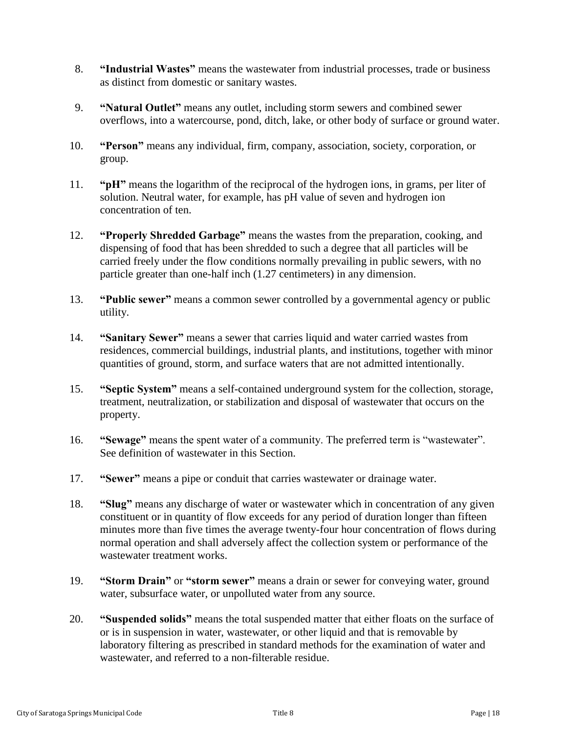8. **"Industrial Wastes"** means the wastewater from industrial processes, trade or business as distinct from domestic or sanitary wastes.

9. **"Natural Outlet"** means any outlet, including storm sewers and combined sewer overflows, into a watercourse, pond, ditch, lake, or other body of surface or ground water.

10. **"Person"** means any individual, firm, company, association, society, corporation, or group.

11. **"pH"** means the logarithm of the reciprocal of the hydrogen ions, in grams, per liter of solution. Neutral water, for example, has pH value of seven and hydrogen ion concentration of ten.

12. **"Properly Shredded Garbage"** means the wastes from the preparation, cooking, and dispensing of food that has been shredded to such a degree that all particles will be carried freely under the flow conditions normally prevailing in public sewers, with no particle greater than one-half inch (1.27 centimeters) in any dimension.

13. **"Public sewer"** means a common sewer controlled by a governmental agency or public utility.

14. **"Sanitary Sewer"** means a sewer that carries liquid and water carried wastes from residences, commercial buildings, industrial plants, and institutions, together with minor quantities of ground, storm, and surface waters that are not admitted intentionally.

15. **"Septic System"** means a self-contained underground system for the collection, storage, treatment, neutralization, or stabilization and disposal of wastewater that occurs on the property.

16. **"Sewage"** means the spent water of a community. The preferred term is "wastewater". See definition of wastewater in this Section.

17. **"Sewer"** means a pipe or conduit that carries wastewater or drainage water.

18. **"Slug"** means any discharge of water or wastewater which in concentration of any given constituent or in quantity of flow exceeds for any period of duration longer than fifteen minutes more than five times the average twenty-four hour concentration of flows during normal operation and shall adversely affect the collection system or performance of the wastewater treatment works.

19. **"Storm Drain"** or **"storm sewer"** means a drain or sewer for conveying water, ground water, subsurface water, or unpolluted water from any source.

20. **"Suspended solids"** means the total suspended matter that either floats on the surface of or is in suspension in water, wastewater, or other liquid and that is removable by laboratory filtering as prescribed in standard methods for the examination of water and wastewater, and referred to a non-filterable residue.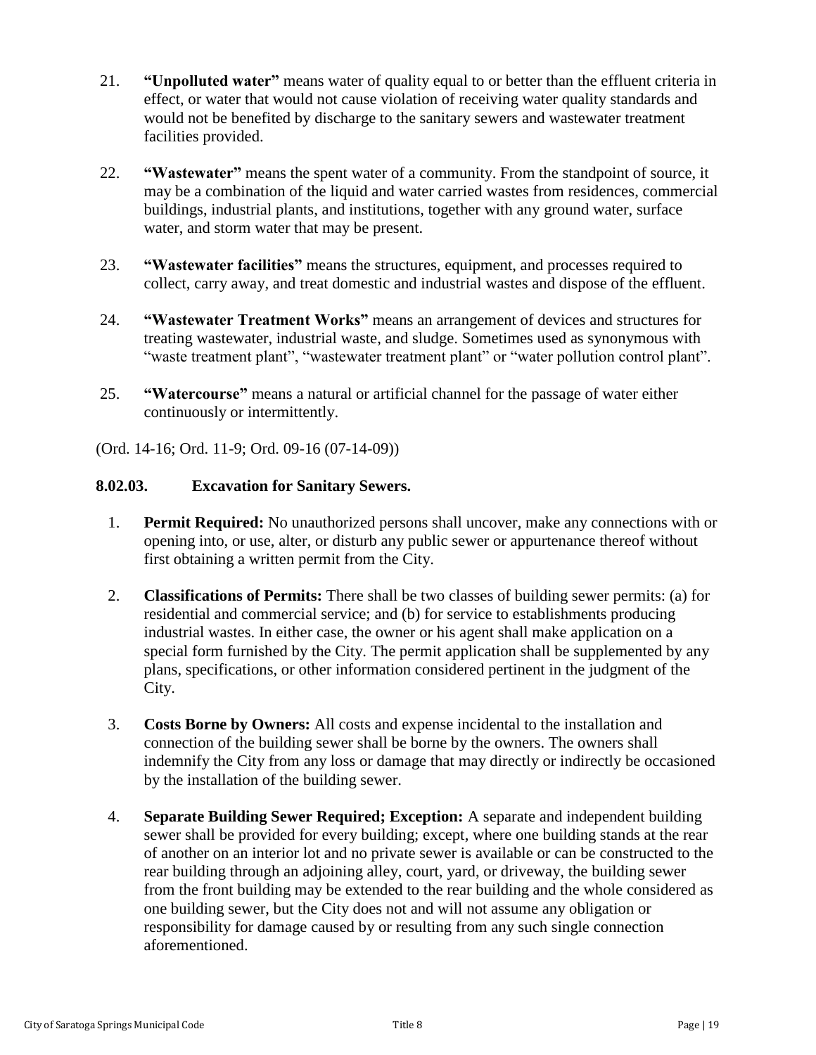21. **"Unpolluted water"** means water of quality equal to or better than the effluent criteria in effect, or water that would not cause violation of receiving water quality standards and would not be benefited by discharge to the sanitary sewers and wastewater treatment facilities provided.

22. **"Wastewater"** means the spent water of a community. From the standpoint of source, it may be a combination of the liquid and water carried wastes from residences, commercial buildings, industrial plants, and institutions, together with any ground water, surface water, and storm water that may be present.

23. **"Wastewater facilities"** means the structures, equipment, and processes required to collect, carry away, and treat domestic and industrial wastes and dispose of the effluent.

24. **"Wastewater Treatment Works"** means an arrangement of devices and structures for treating wastewater, industrial waste, and sludge. Sometimes used as synonymous with "waste treatment plant", "wastewater treatment plant" or "water pollution control plant".

25. **"Watercourse"** means a natural or artificial channel for the passage of water either continuously or intermittently.

(Ord. 14-16; Ord. 11-9; Ord. 09-16 (07-14-09))

### 8.02.03. Excavation for Sanitary Sewers.

1. **Permit Required:** No unauthorized persons shall uncover, make any connections with or opening into, or use, alter, or disturb any public sewer or appurtenance thereof without first obtaining a written permit from the City.

2. **Classifications of Permits:** There shall be two classes of building sewer permits: (a) for residential and commercial service; and (b) for service to establishments producing industrial wastes. In either case, the owner or his agent shall make application on a special form furnished by the City. The permit application shall be supplemented by any plans, specifications, or other information considered pertinent in the judgment of the City.

3. **Costs Borne by Owners:** All costs and expense incidental to the installation and connection of the building sewer shall be borne by the owners. The owners shall indemnify the City from any loss or damage that may directly or indirectly be occasioned by the installation of the building sewer.

4. **Separate Building Sewer Required; Exception:** A separate and independent building sewer shall be provided for every building; except, where one building stands at the rear of another on an interior lot and no private sewer is available or can be constructed to the rear building through an adjoining alley, court, yard, or driveway, the building sewer from the front building may be extended to the rear building and the whole considered as one building sewer, but the City does not and will not assume any obligation or responsibility for damage caused by or resulting from any such single connection aforementioned.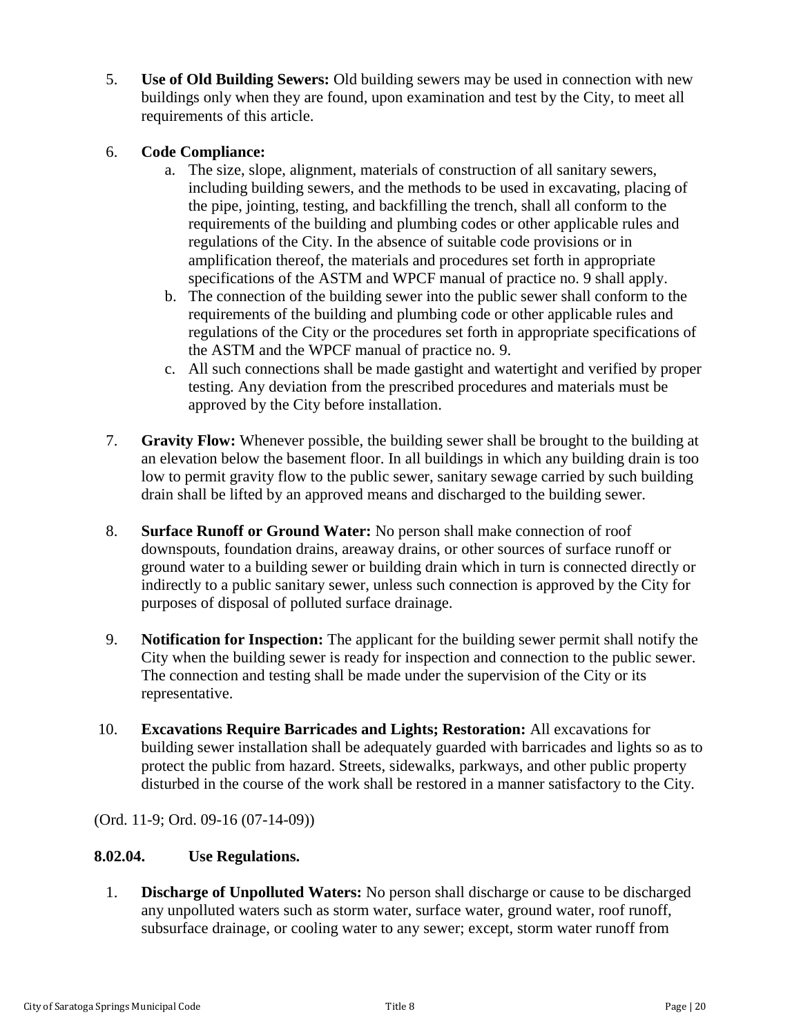5. **Use of Old Building Sewers:** Old building sewers may be used in connection with new buildings only when they are found, upon examination and test by the City, to meet all requirements of this article.

6. **Code Compliance:**
   a. The size, slope, alignment, materials of construction of all sanitary sewers, including building sewers, and the methods to be used in excavating, placing of the pipe, jointing, testing, and backfilling the trench, shall all conform to the requirements of the building and plumbing codes or other applicable rules and regulations of the City. In the absence of suitable code provisions or in amplification thereof, the materials and procedures set forth in appropriate specifications of the ASTM and WPCF manual of practice no. 9 shall apply.
   b. The connection of the building sewer into the public sewer shall conform to the requirements of the building and plumbing code or other applicable rules and regulations of the City or the procedures set forth in appropriate specifications of the ASTM and the WPCF manual of practice no. 9.
   c. All such connections shall be made gastight and watertight and verified by proper testing. Any deviation from the prescribed procedures and materials must be approved by the City before installation.

7. **Gravity Flow:** Whenever possible, the building sewer shall be brought to the building at an elevation below the basement floor. In all buildings in which any building drain is too low to permit gravity flow to the public sewer, sanitary sewage carried by such building drain shall be lifted by an approved means and discharged to the building sewer.

8. **Surface Runoff or Ground Water:** No person shall make connection of roof downspouts, foundation drains, areaway drains, or other sources of surface runoff or ground water to a building sewer or building drain which in turn is connected directly or indirectly to a public sanitary sewer, unless such connection is approved by the City for purposes of disposal of polluted surface drainage.

9. **Notification for Inspection:** The applicant for the building sewer permit shall notify the City when the building sewer is ready for inspection and connection to the public sewer. The connection and testing shall be made under the supervision of the City or its representative.

10. **Excavations Require Barricades and Lights; Restoration:** All excavations for building sewer installation shall be adequately guarded with barricades and lights so as to protect the public from hazard. Streets, sidewalks, parkways, and other public property disturbed in the course of the work shall be restored in a manner satisfactory to the City.

(Ord. 11-9; Ord. 09-16 (07-14-09))

### 8.02.04. Use Regulations.

1. **Discharge of Unpolluted Waters:** No person shall discharge or cause to be discharged any unpolluted waters such as storm water, surface water, ground water, roof runoff, subsurface drainage, or cooling water to any sewer; except, storm water runoff from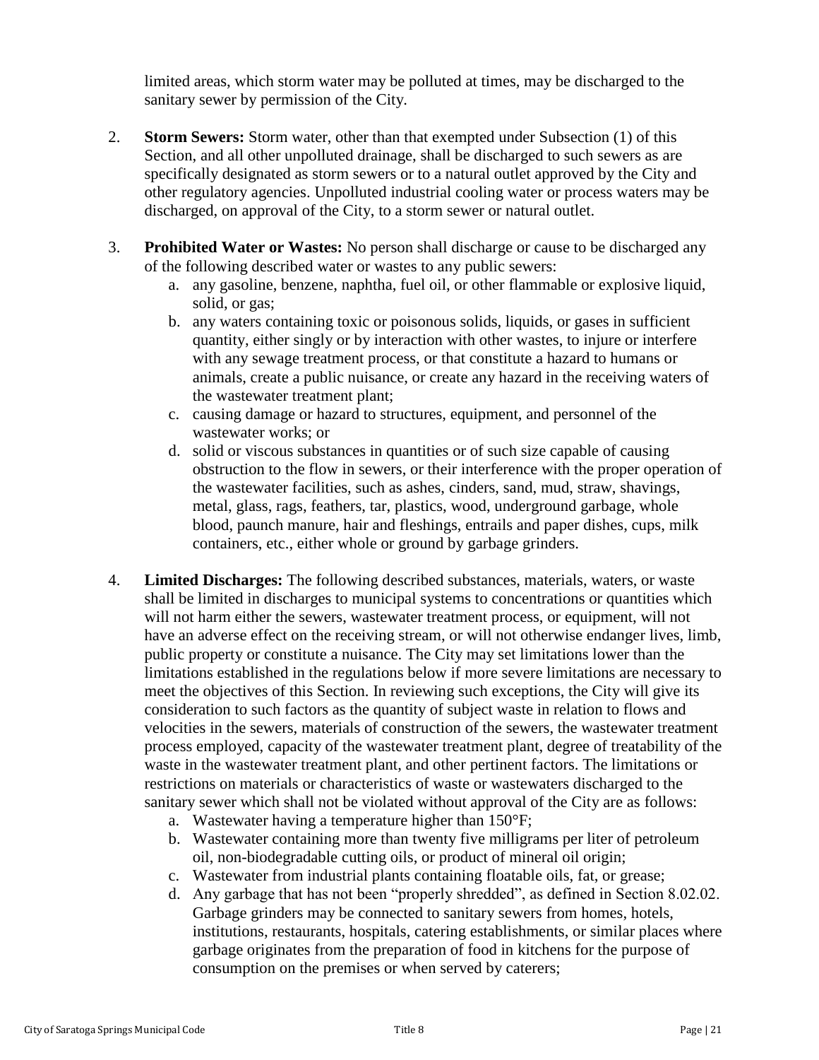limited areas, which storm water may be polluted at times, may be discharged to the sanitary sewer by permission of the City.

2. **Storm Sewers:** Storm water, other than that exempted under Subsection (1) of this Section, and all other unpolluted drainage, shall be discharged to such sewers as are specifically designated as storm sewers or to a natural outlet approved by the City and other regulatory agencies. Unpolluted industrial cooling water or process waters may be discharged, on approval of the City, to a storm sewer or natural outlet.

3. **Prohibited Water or Wastes:** No person shall discharge or cause to be discharged any of the following described water or wastes to any public sewers:
   a. any gasoline, benzene, naphtha, fuel oil, or other flammable or explosive liquid, solid, or gas;
   b. any waters containing toxic or poisonous solids, liquids, or gases in sufficient quantity, either singly or by interaction with other wastes, to injure or interfere with any sewage treatment process, or that constitute a hazard to humans or animals, create a public nuisance, or create any hazard in the receiving waters of the wastewater treatment plant;
   c. causing damage or hazard to structures, equipment, and personnel of the wastewater works; or
   d. solid or viscous substances in quantities or of such size capable of causing obstruction to the flow in sewers, or their interference with the proper operation of the wastewater facilities, such as ashes, cinders, sand, mud, straw, shavings, metal, glass, rags, feathers, tar, plastics, wood, underground garbage, whole blood, paunch manure, hair and fleshings, entrails and paper dishes, cups, milk containers, etc., either whole or ground by garbage grinders.

4. **Limited Discharges:** The following described substances, materials, waters, or waste shall be limited in discharges to municipal systems to concentrations or quantities which will not harm either the sewers, wastewater treatment process, or equipment, will not have an adverse effect on the receiving stream, or will not otherwise endanger lives, limb, public property or constitute a nuisance. The City may set limitations lower than the limitations established in the regulations below if more severe limitations are necessary to meet the objectives of this Section. In reviewing such exceptions, the City will give its consideration to such factors as the quantity of subject waste in relation to flows and velocities in the sewers, materials of construction of the sewers, the wastewater treatment process employed, capacity of the wastewater treatment plant, degree of treatability of the waste in the wastewater treatment plant, and other pertinent factors. The limitations or restrictions on materials or characteristics of waste or wastewaters discharged to the sanitary sewer which shall not be violated without approval of the City are as follows:
   a. Wastewater having a temperature higher than 150°F;
   b. Wastewater containing more than twenty five milligrams per liter of petroleum oil, non-biodegradable cutting oils, or product of mineral oil origin;
   c. Wastewater from industrial plants containing floatable oils, fat, or grease;
   d. Any garbage that has not been "properly shredded", as defined in Section 8.02.02. Garbage grinders may be connected to sanitary sewers from homes, hotels, institutions, restaurants, hospitals, catering establishments, or similar places where garbage originates from the preparation of food in kitchens for the purpose of consumption on the premises or when served by caterers;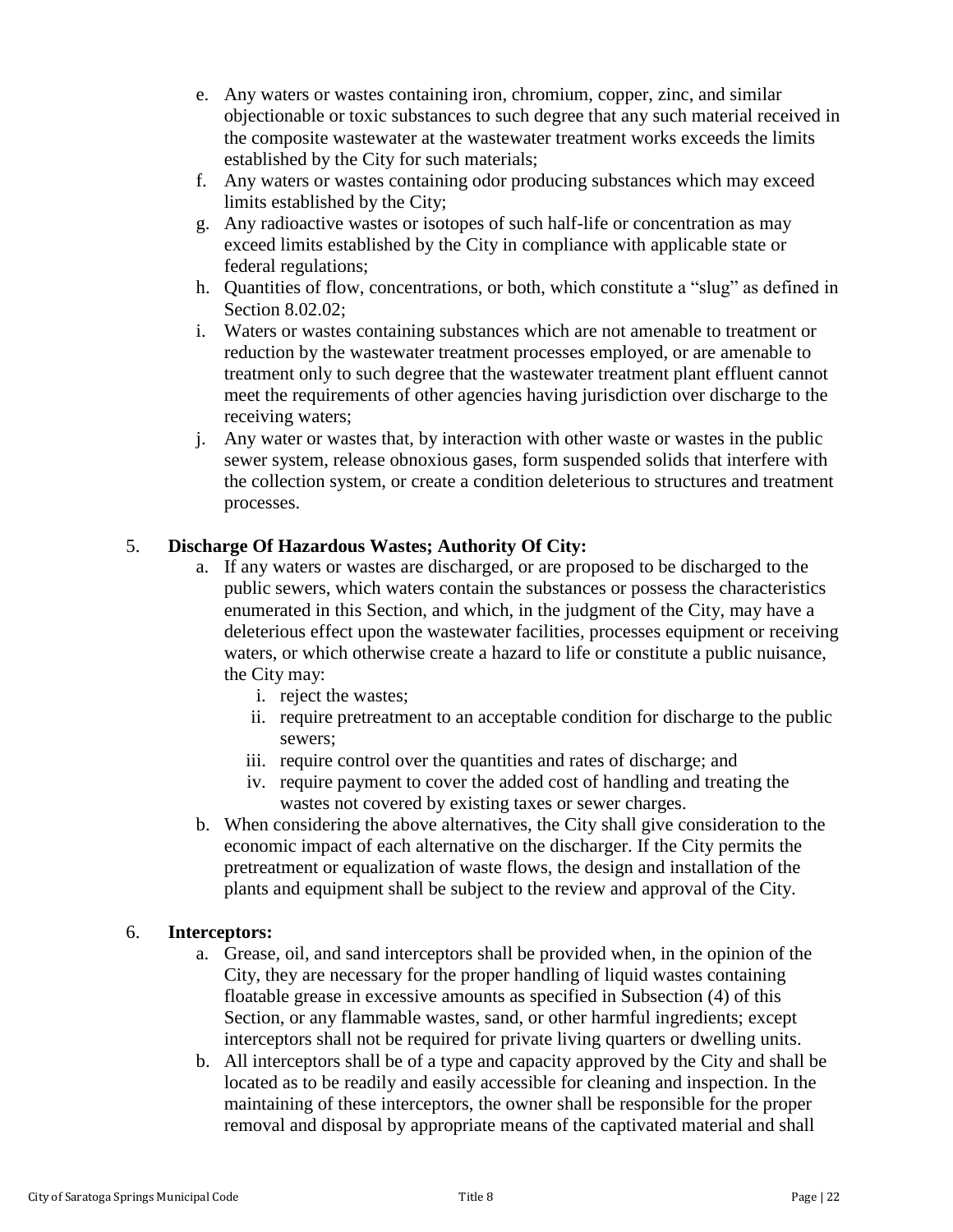e. Any waters or wastes containing iron, chromium, copper, zinc, and similar objectionable or toxic substances to such degree that any such material received in the composite wastewater at the wastewater treatment works exceeds the limits established by the City for such materials;
f. Any waters or wastes containing odor producing substances which may exceed limits established by the City;
g. Any radioactive wastes or isotopes of such half-life or concentration as may exceed limits established by the City in compliance with applicable state or federal regulations;
h. Quantities of flow, concentrations, or both, which constitute a "slug" as defined in Section 8.02.02;
i. Waters or wastes containing substances which are not amenable to treatment or reduction by the wastewater treatment processes employed, or are amenable to treatment only to such degree that the wastewater treatment plant effluent cannot meet the requirements of other agencies having jurisdiction over discharge to the receiving waters;
j. Any water or wastes that, by interaction with other waste or wastes in the public sewer system, release obnoxious gases, form suspended solids that interfere with the collection system, or create a condition deleterious to structures and treatment processes.

5. **Discharge Of Hazardous Wastes; Authority Of City:**
    a. If any waters or wastes are discharged, or are proposed to be discharged to the public sewers, which waters contain the substances or possess the characteristics enumerated in this Section, and which, in the judgment of the City, may have a deleterious effect upon the wastewater facilities, processes equipment or receiving waters, or which otherwise create a hazard to life or constitute a public nuisance, the City may:
        i. reject the wastes;
        ii. require pretreatment to an acceptable condition for discharge to the public sewers;
        iii. require control over the quantities and rates of discharge; and
        iv. require payment to cover the added cost of handling and treating the wastes not covered by existing taxes or sewer charges.
    b. When considering the above alternatives, the City shall give consideration to the economic impact of each alternative on the discharger. If the City permits the pretreatment or equalization of waste flows, the design and installation of the plants and equipment shall be subject to the review and approval of the City.

6. **Interceptors:**
    a. Grease, oil, and sand interceptors shall be provided when, in the opinion of the City, they are necessary for the proper handling of liquid wastes containing floatable grease in excessive amounts as specified in Subsection (4) of this Section, or any flammable wastes, sand, or other harmful ingredients; except interceptors shall not be required for private living quarters or dwelling units.
    b. All interceptors shall be of a type and capacity approved by the City and shall be located as to be readily and easily accessible for cleaning and inspection. In the maintaining of these interceptors, the owner shall be responsible for the proper removal and disposal by appropriate means of the captivated material and shall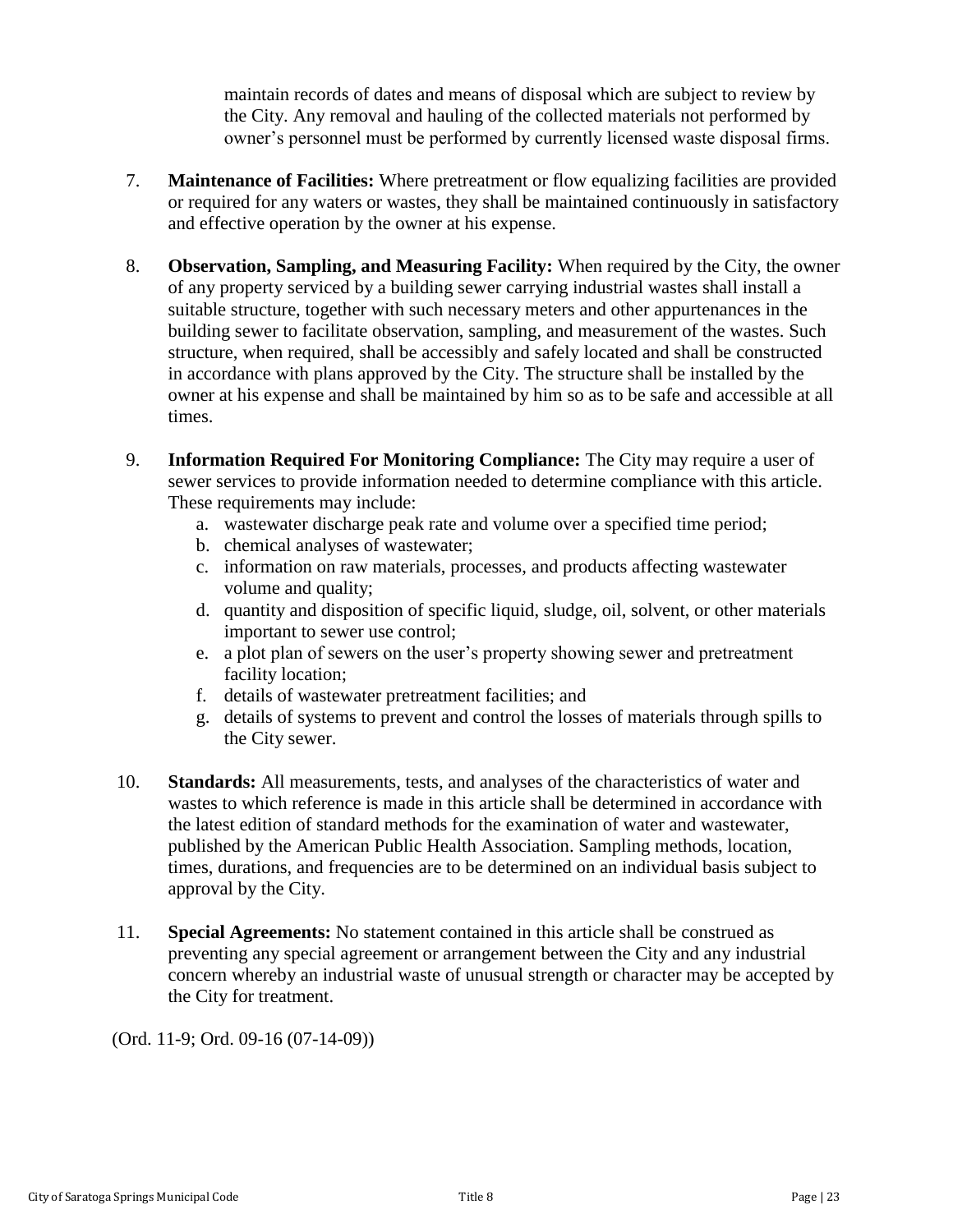maintain records of dates and means of disposal which are subject to review by the City. Any removal and hauling of the collected materials not performed by owner's personnel must be performed by currently licensed waste disposal firms.

7. **Maintenance of Facilities:** Where pretreatment or flow equalizing facilities are provided or required for any waters or wastes, they shall be maintained continuously in satisfactory and effective operation by the owner at his expense.

8. **Observation, Sampling, and Measuring Facility:** When required by the City, the owner of any property serviced by a building sewer carrying industrial wastes shall install a suitable structure, together with such necessary meters and other appurtenances in the building sewer to facilitate observation, sampling, and measurement of the wastes. Such structure, when required, shall be accessibly and safely located and shall be constructed in accordance with plans approved by the City. The structure shall be installed by the owner at his expense and shall be maintained by him so as to be safe and accessible at all times.

9. **Information Required For Monitoring Compliance:** The City may require a user of sewer services to provide information needed to determine compliance with this article. These requirements may include:
   a. wastewater discharge peak rate and volume over a specified time period;
   b. chemical analyses of wastewater;
   c. information on raw materials, processes, and products affecting wastewater volume and quality;
   d. quantity and disposition of specific liquid, sludge, oil, solvent, or other materials important to sewer use control;
   e. a plot plan of sewers on the user's property showing sewer and pretreatment facility location;
   f. details of wastewater pretreatment facilities; and
   g. details of systems to prevent and control the losses of materials through spills to the City sewer.

10. **Standards:** All measurements, tests, and analyses of the characteristics of water and wastes to which reference is made in this article shall be determined in accordance with the latest edition of standard methods for the examination of water and wastewater, published by the American Public Health Association. Sampling methods, location, times, durations, and frequencies are to be determined on an individual basis subject to approval by the City.

11. **Special Agreements:** No statement contained in this article shall be construed as preventing any special agreement or arrangement between the City and any industrial concern whereby an industrial waste of unusual strength or character may be accepted by the City for treatment.

(Ord. 11-9; Ord. 09-16 (07-14-09))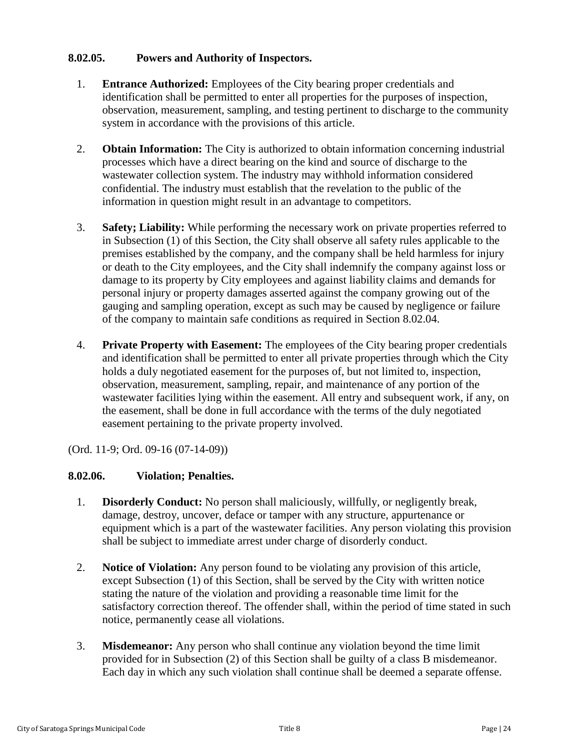### 8.02.05. Powers and Authority of Inspectors.

1. **Entrance Authorized:** Employees of the City bearing proper credentials and identification shall be permitted to enter all properties for the purposes of inspection, observation, measurement, sampling, and testing pertinent to discharge to the community system in accordance with the provisions of this article.

2. **Obtain Information:** The City is authorized to obtain information concerning industrial processes which have a direct bearing on the kind and source of discharge to the wastewater collection system. The industry may withhold information considered confidential. The industry must establish that the revelation to the public of the information in question might result in an advantage to competitors.

3. **Safety; Liability:** While performing the necessary work on private properties referred to in Subsection (1) of this Section, the City shall observe all safety rules applicable to the premises established by the company, and the company shall be held harmless for injury or death to the City employees, and the City shall indemnify the company against loss or damage to its property by City employees and against liability claims and demands for personal injury or property damages asserted against the company growing out of the gauging and sampling operation, except as such may be caused by negligence or failure of the company to maintain safe conditions as required in Section 8.02.04.

4. **Private Property with Easement:** The employees of the City bearing proper credentials and identification shall be permitted to enter all private properties through which the City holds a duly negotiated easement for the purposes of, but not limited to, inspection, observation, measurement, sampling, repair, and maintenance of any portion of the wastewater facilities lying within the easement. All entry and subsequent work, if any, on the easement, shall be done in full accordance with the terms of the duly negotiated easement pertaining to the private property involved.

(Ord. 11-9; Ord. 09-16 (07-14-09))

### 8.02.06. Violation; Penalties.

1. **Disorderly Conduct:** No person shall maliciously, willfully, or negligently break, damage, destroy, uncover, deface or tamper with any structure, appurtenance or equipment which is a part of the wastewater facilities. Any person violating this provision shall be subject to immediate arrest under charge of disorderly conduct.

2. **Notice of Violation:** Any person found to be violating any provision of this article, except Subsection (1) of this Section, shall be served by the City with written notice stating the nature of the violation and providing a reasonable time limit for the satisfactory correction thereof. The offender shall, within the period of time stated in such notice, permanently cease all violations.

3. **Misdemeanor:** Any person who shall continue any violation beyond the time limit provided for in Subsection (2) of this Section shall be guilty of a class B misdemeanor. Each day in which any such violation shall continue shall be deemed a separate offense.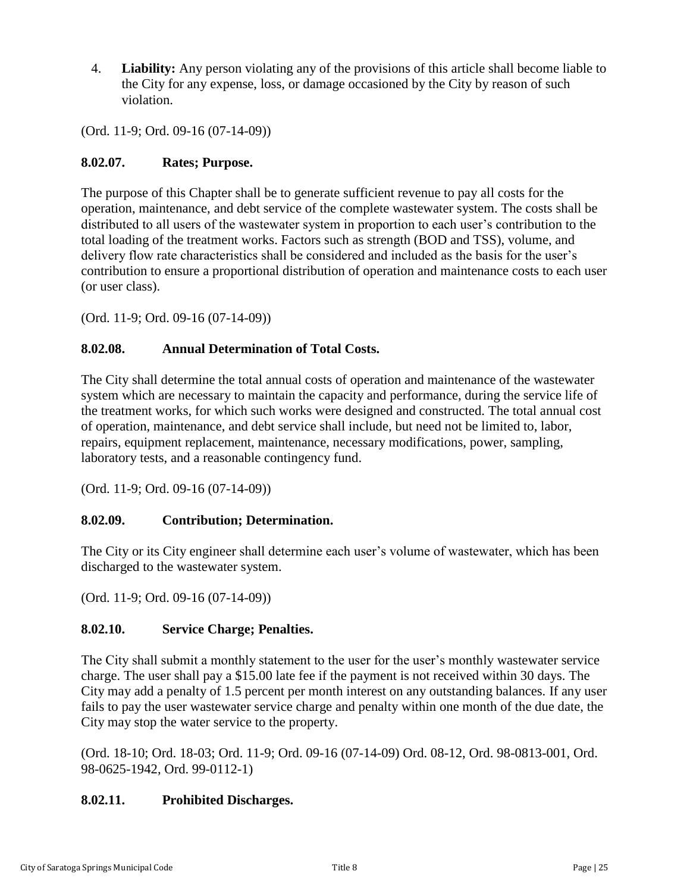4. **Liability:** Any person violating any of the provisions of this article shall become liable to the City for any expense, loss, or damage occasioned by the City by reason of such violation.

(Ord. 11-9; Ord. 09-16 (07-14-09))

### 8.02.07. Rates; Purpose.

The purpose of this Chapter shall be to generate sufficient revenue to pay all costs for the operation, maintenance, and debt service of the complete wastewater system. The costs shall be distributed to all users of the wastewater system in proportion to each user's contribution to the total loading of the treatment works. Factors such as strength (BOD and TSS), volume, and delivery flow rate characteristics shall be considered and included as the basis for the user's contribution to ensure a proportional distribution of operation and maintenance costs to each user (or user class).

(Ord. 11-9; Ord. 09-16 (07-14-09))

### 8.02.08. Annual Determination of Total Costs.

The City shall determine the total annual costs of operation and maintenance of the wastewater system which are necessary to maintain the capacity and performance, during the service life of the treatment works, for which such works were designed and constructed. The total annual cost of operation, maintenance, and debt service shall include, but need not be limited to, labor, repairs, equipment replacement, maintenance, necessary modifications, power, sampling, laboratory tests, and a reasonable contingency fund.

(Ord. 11-9; Ord. 09-16 (07-14-09))

### 8.02.09. Contribution; Determination.

The City or its City engineer shall determine each user's volume of wastewater, which has been discharged to the wastewater system.

(Ord. 11-9; Ord. 09-16 (07-14-09))

### 8.02.10. Service Charge; Penalties.

The City shall submit a monthly statement to the user for the user's monthly wastewater service charge. The user shall pay a $15.00 late fee if the payment is not received within 30 days. The City may add a penalty of 1.5 percent per month interest on any outstanding balances. If any user fails to pay the user wastewater service charge and penalty within one month of the due date, the City may stop the water service to the property.

(Ord. 18-10; Ord. 18-03; Ord. 11-9; Ord. 09-16 (07-14-09) Ord. 08-12, Ord. 98-0813-001, Ord. 98-0625-1942, Ord. 99-0112-1)

### 8.02.11. Prohibited Discharges.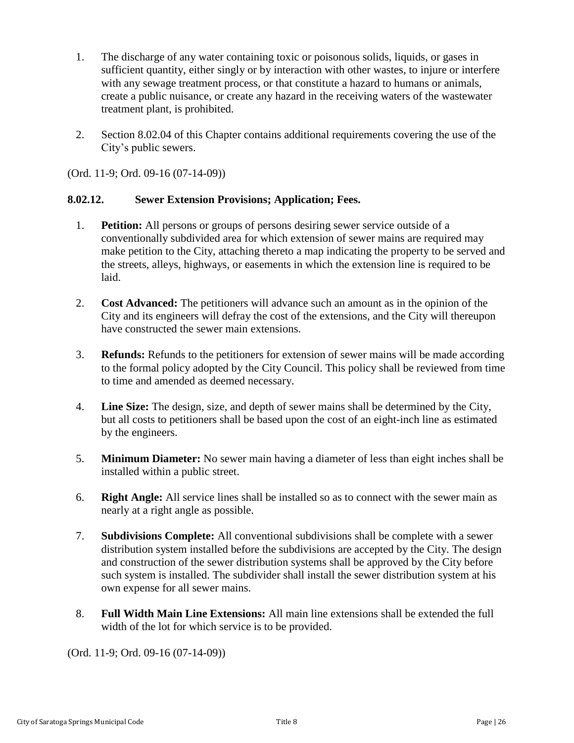1. The discharge of any water containing toxic or poisonous solids, liquids, or gases in sufficient quantity, either singly or by interaction with other wastes, to injure or interfere with any sewage treatment process, or that constitute a hazard to humans or animals, create a public nuisance, or create any hazard in the receiving waters of the wastewater treatment plant, is prohibited.

2. Section 8.02.04 of this Chapter contains additional requirements covering the use of the City's public sewers.

(Ord. 11-9; Ord. 09-16 (07-14-09))

### 8.02.12. Sewer Extension Provisions; Application; Fees.

1. **Petition:** All persons or groups of persons desiring sewer service outside of a conventionally subdivided area for which extension of sewer mains are required may make petition to the City, attaching thereto a map indicating the property to be served and the streets, alleys, highways, or easements in which the extension line is required to be laid.

2. **Cost Advanced:** The petitioners will advance such an amount as in the opinion of the City and its engineers will defray the cost of the extensions, and the City will thereupon have constructed the sewer main extensions.

3. **Refunds:** Refunds to the petitioners for extension of sewer mains will be made according to the formal policy adopted by the City Council. This policy shall be reviewed from time to time and amended as deemed necessary.

4. **Line Size:** The design, size, and depth of sewer mains shall be determined by the City, but all costs to petitioners shall be based upon the cost of an eight-inch line as estimated by the engineers.

5. **Minimum Diameter:** No sewer main having a diameter of less than eight inches shall be installed within a public street.

6. **Right Angle:** All service lines shall be installed so as to connect with the sewer main as nearly at a right angle as possible.

7. **Subdivisions Complete:** All conventional subdivisions shall be complete with a sewer distribution system installed before the subdivisions are accepted by the City. The design and construction of the sewer distribution systems shall be approved by the City before such system is installed. The subdivider shall install the sewer distribution system at his own expense for all sewer mains.

8. **Full Width Main Line Extensions:** All main line extensions shall be extended the full width of the lot for which service is to be provided.

(Ord. 11-9; Ord. 09-16 (07-14-09))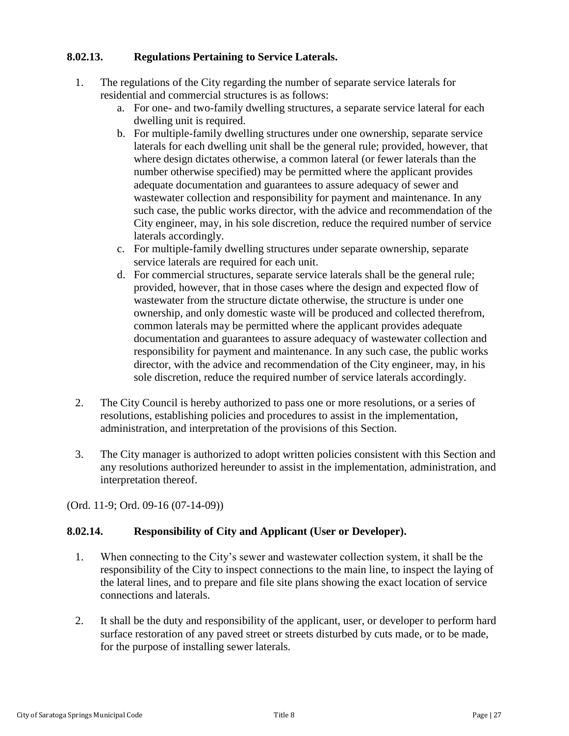### 8.02.13. Regulations Pertaining to Service Laterals.

1. The regulations of the City regarding the number of separate service laterals for residential and commercial structures is as follows:
   a. For one- and two-family dwelling structures, a separate service lateral for each dwelling unit is required.
   b. For multiple-family dwelling structures under one ownership, separate service laterals for each dwelling unit shall be the general rule; provided, however, that where design dictates otherwise, a common lateral (or fewer laterals than the number otherwise specified) may be permitted where the applicant provides adequate documentation and guarantees to assure adequacy of sewer and wastewater collection and responsibility for payment and maintenance. In any such case, the public works director, with the advice and recommendation of the City engineer, may, in his sole discretion, reduce the required number of service laterals accordingly.
   c. For multiple-family dwelling structures under separate ownership, separate service laterals are required for each unit.
   d. For commercial structures, separate service laterals shall be the general rule; provided, however, that in those cases where the design and expected flow of wastewater from the structure dictate otherwise, the structure is under one ownership, and only domestic waste will be produced and collected therefrom, common laterals may be permitted where the applicant provides adequate documentation and guarantees to assure adequacy of wastewater collection and responsibility for payment and maintenance. In any such case, the public works director, with the advice and recommendation of the City engineer, may, in his sole discretion, reduce the required number of service laterals accordingly.

2. The City Council is hereby authorized to pass one or more resolutions, or a series of resolutions, establishing policies and procedures to assist in the implementation, administration, and interpretation of the provisions of this Section.

3. The City manager is authorized to adopt written policies consistent with this Section and any resolutions authorized hereunder to assist in the implementation, administration, and interpretation thereof.

(Ord. 11-9; Ord. 09-16 (07-14-09))

### 8.02.14. Responsibility of City and Applicant (User or Developer).

1. When connecting to the City's sewer and wastewater collection system, it shall be the responsibility of the City to inspect connections to the main line, to inspect the laying of the lateral lines, and to prepare and file site plans showing the exact location of service connections and laterals.

2. It shall be the duty and responsibility of the applicant, user, or developer to perform hard surface restoration of any paved street or streets disturbed by cuts made, or to be made, for the purpose of installing sewer laterals.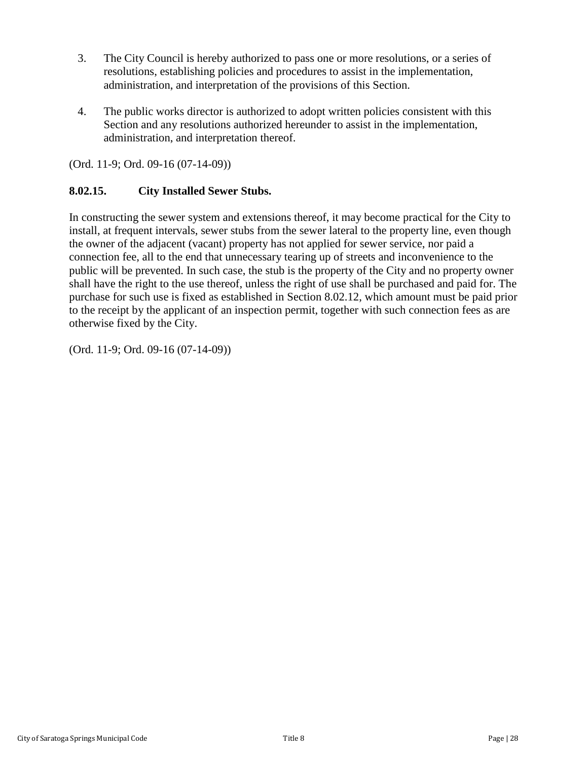3. The City Council is hereby authorized to pass one or more resolutions, or a series of resolutions, establishing policies and procedures to assist in the implementation, administration, and interpretation of the provisions of this Section.

4. The public works director is authorized to adopt written policies consistent with this Section and any resolutions authorized hereunder to assist in the implementation, administration, and interpretation thereof.

(Ord. 11-9; Ord. 09-16 (07-14-09))

### 8.02.15. City Installed Sewer Stubs.

In constructing the sewer system and extensions thereof, it may become practical for the City to install, at frequent intervals, sewer stubs from the sewer lateral to the property line, even though the owner of the adjacent (vacant) property has not applied for sewer service, nor paid a connection fee, all to the end that unnecessary tearing up of streets and inconvenience to the public will be prevented. In such case, the stub is the property of the City and no property owner shall have the right to the use thereof, unless the right of use shall be purchased and paid for. The purchase for such use is fixed as established in Section 8.02.12, which amount must be paid prior to the receipt by the applicant of an inspection permit, together with such connection fees as are otherwise fixed by the City.

(Ord. 11-9; Ord. 09-16 (07-14-09))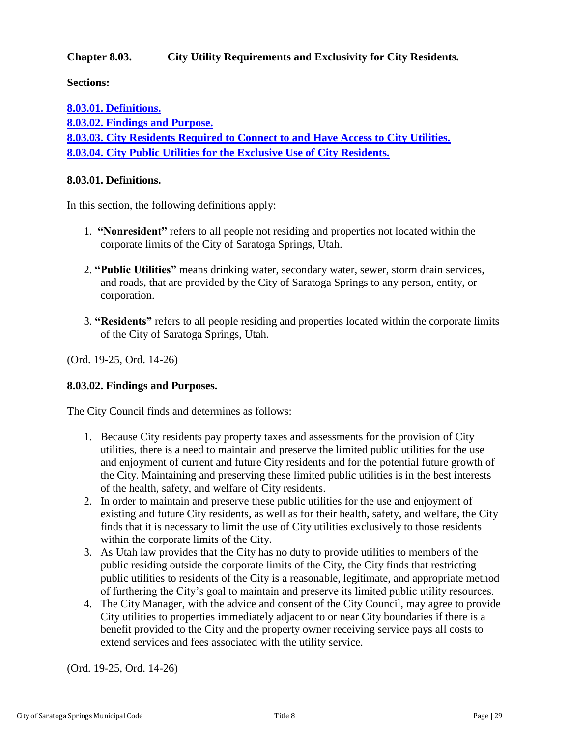## Chapter 8.03. City Utility Requirements and Exclusivity for City Residents.

**Sections:**

**8.03.01. Definitions.**
**8.03.02. Findings and Purpose.**
**8.03.03. City Residents Required to Connect to and Have Access to City Utilities.**
**8.03.04. City Public Utilities for the Exclusive Use of City Residents.**

### 8.03.01. Definitions.

In this section, the following definitions apply:

1. **"Nonresident"** refers to all people not residing and properties not located within the corporate limits of the City of Saratoga Springs, Utah.

2. **"Public Utilities"** means drinking water, secondary water, sewer, storm drain services, and roads, that are provided by the City of Saratoga Springs to any person, entity, or corporation.

3. **"Residents"** refers to all people residing and properties located within the corporate limits of the City of Saratoga Springs, Utah.

(Ord. 19-25, Ord. 14-26)

### 8.03.02. Findings and Purposes.

The City Council finds and determines as follows:

1. Because City residents pay property taxes and assessments for the provision of City utilities, there is a need to maintain and preserve the limited public utilities for the use and enjoyment of current and future City residents and for the potential future growth of the City. Maintaining and preserving these limited public utilities is in the best interests of the health, safety, and welfare of City residents.
2. In order to maintain and preserve these public utilities for the use and enjoyment of existing and future City residents, as well as for their health, safety, and welfare, the City finds that it is necessary to limit the use of City utilities exclusively to those residents within the corporate limits of the City.
3. As Utah law provides that the City has no duty to provide utilities to members of the public residing outside the corporate limits of the City, the City finds that restricting public utilities to residents of the City is a reasonable, legitimate, and appropriate method of furthering the City's goal to maintain and preserve its limited public utility resources.
4. The City Manager, with the advice and consent of the City Council, may agree to provide City utilities to properties immediately adjacent to or near City boundaries if there is a benefit provided to the City and the property owner receiving service pays all costs to extend services and fees associated with the utility service.

(Ord. 19-25, Ord. 14-26)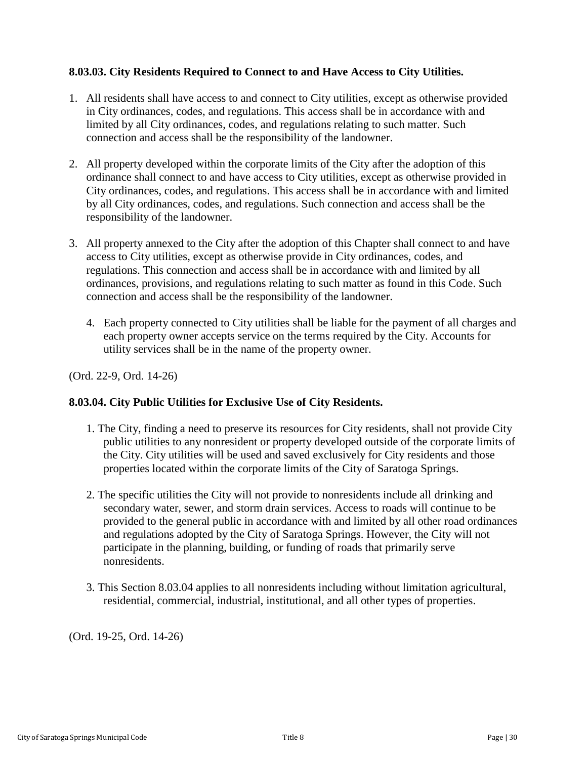**8.03.03. City Residents Required to Connect to and Have Access to City Utilities.**

1. All residents shall have access to and connect to City utilities, except as otherwise provided in City ordinances, codes, and regulations. This access shall be in accordance with and limited by all City ordinances, codes, and regulations relating to such matter. Such connection and access shall be the responsibility of the landowner.

2. All property developed within the corporate limits of the City after the adoption of this ordinance shall connect to and have access to City utilities, except as otherwise provided in City ordinances, codes, and regulations. This access shall be in accordance with and limited by all City ordinances, codes, and regulations. Such connection and access shall be the responsibility of the landowner.

3. All property annexed to the City after the adoption of this Chapter shall connect to and have access to City utilities, except as otherwise provide in City ordinances, codes, and regulations. This connection and access shall be in accordance with and limited by all ordinances, provisions, and regulations relating to such matter as found in this Code. Such connection and access shall be the responsibility of the landowner.

4. Each property connected to City utilities shall be liable for the payment of all charges and each property owner accepts service on the terms required by the City. Accounts for utility services shall be in the name of the property owner.

(Ord. 22-9, Ord. 14-26)

**8.03.04. City Public Utilities for Exclusive Use of City Residents.**

1. The City, finding a need to preserve its resources for City residents, shall not provide City public utilities to any nonresident or property developed outside of the corporate limits of the City. City utilities will be used and saved exclusively for City residents and those properties located within the corporate limits of the City of Saratoga Springs.

2. The specific utilities the City will not provide to nonresidents include all drinking and secondary water, sewer, and storm drain services. Access to roads will continue to be provided to the general public in accordance with and limited by all other road ordinances and regulations adopted by the City of Saratoga Springs. However, the City will not participate in the planning, building, or funding of roads that primarily serve nonresidents.

3. This Section 8.03.04 applies to all nonresidents including without limitation agricultural, residential, commercial, industrial, institutional, and all other types of properties.

(Ord. 19-25, Ord. 14-26)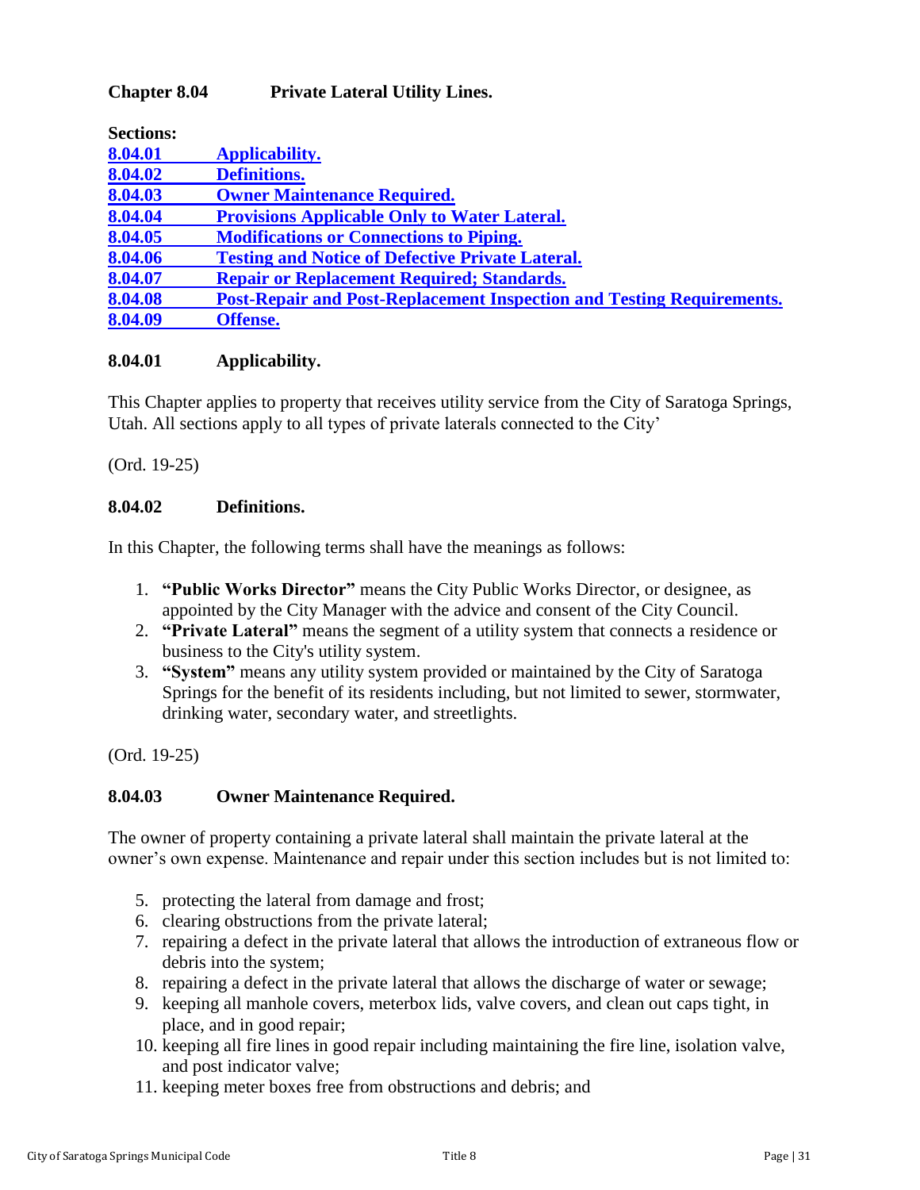## Chapter 8.04 Private Lateral Utility Lines.

**Sections:**

- **8.04.01 Applicability.**
- **8.04.02 Definitions.**
- **8.04.03 Owner Maintenance Required.**
- **8.04.04 Provisions Applicable Only to Water Lateral.**
- **8.04.05 Modifications or Connections to Piping.**
- **8.04.06 Testing and Notice of Defective Private Lateral.**
- **8.04.07 Repair or Replacement Required; Standards.**
- **8.04.08 Post-Repair and Post-Replacement Inspection and Testing Requirements.**
- **8.04.09 Offense.**

### 8.04.01 Applicability.

This Chapter applies to property that receives utility service from the City of Saratoga Springs, Utah. All sections apply to all types of private laterals connected to the City'

(Ord. 19-25)

### 8.04.02 Definitions.

In this Chapter, the following terms shall have the meanings as follows:

1. **"Public Works Director"** means the City Public Works Director, or designee, as appointed by the City Manager with the advice and consent of the City Council.
2. **"Private Lateral"** means the segment of a utility system that connects a residence or business to the City's utility system.
3. **"System"** means any utility system provided or maintained by the City of Saratoga Springs for the benefit of its residents including, but not limited to sewer, stormwater, drinking water, secondary water, and streetlights.

(Ord. 19-25)

### 8.04.03 Owner Maintenance Required.

The owner of property containing a private lateral shall maintain the private lateral at the owner's own expense. Maintenance and repair under this section includes but is not limited to:

5. protecting the lateral from damage and frost;
6. clearing obstructions from the private lateral;
7. repairing a defect in the private lateral that allows the introduction of extraneous flow or debris into the system;
8. repairing a defect in the private lateral that allows the discharge of water or sewage;
9. keeping all manhole covers, meterbox lids, valve covers, and clean out caps tight, in place, and in good repair;
10. keeping all fire lines in good repair including maintaining the fire line, isolation valve, and post indicator valve;
11. keeping meter boxes free from obstructions and debris; and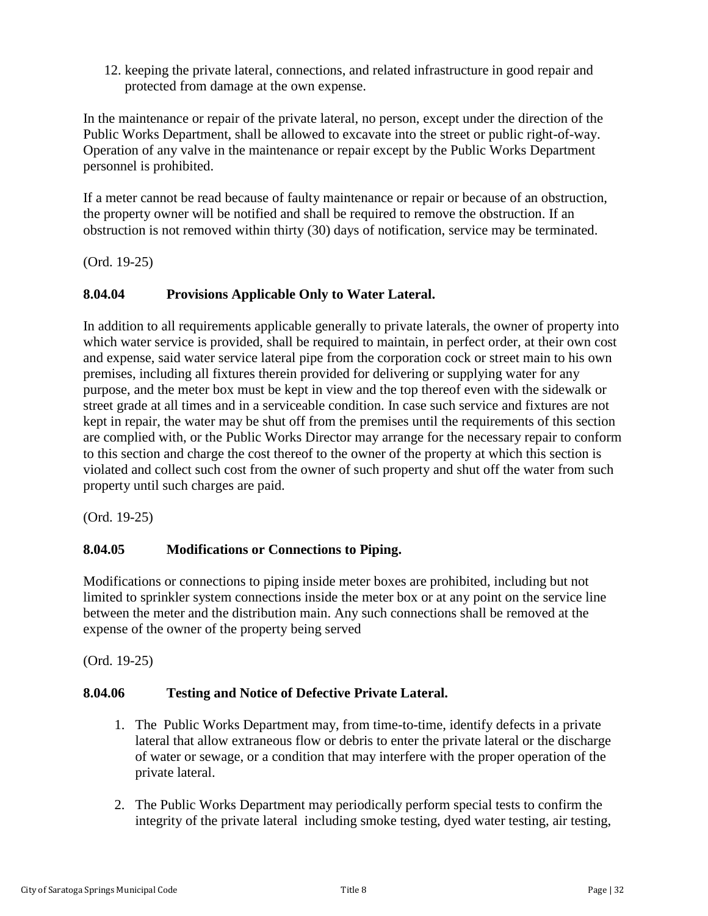12. keeping the private lateral, connections, and related infrastructure in good repair and protected from damage at the own expense.

In the maintenance or repair of the private lateral, no person, except under the direction of the Public Works Department, shall be allowed to excavate into the street or public right-of-way. Operation of any valve in the maintenance or repair except by the Public Works Department personnel is prohibited.

If a meter cannot be read because of faulty maintenance or repair or because of an obstruction, the property owner will be notified and shall be required to remove the obstruction. If an obstruction is not removed within thirty (30) days of notification, service may be terminated.

(Ord. 19-25)

### 8.04.04 Provisions Applicable Only to Water Lateral.

In addition to all requirements applicable generally to private laterals, the owner of property into which water service is provided, shall be required to maintain, in perfect order, at their own cost and expense, said water service lateral pipe from the corporation cock or street main to his own premises, including all fixtures therein provided for delivering or supplying water for any purpose, and the meter box must be kept in view and the top thereof even with the sidewalk or street grade at all times and in a serviceable condition. In case such service and fixtures are not kept in repair, the water may be shut off from the premises until the requirements of this section are complied with, or the Public Works Director may arrange for the necessary repair to conform to this section and charge the cost thereof to the owner of the property at which this section is violated and collect such cost from the owner of such property and shut off the water from such property until such charges are paid.

(Ord. 19-25)

### 8.04.05 Modifications or Connections to Piping.

Modifications or connections to piping inside meter boxes are prohibited, including but not limited to sprinkler system connections inside the meter box or at any point on the service line between the meter and the distribution main. Any such connections shall be removed at the expense of the owner of the property being served

(Ord. 19-25)

### 8.04.06 Testing and Notice of Defective Private Lateral.

1. The Public Works Department may, from time-to-time, identify defects in a private lateral that allow extraneous flow or debris to enter the private lateral or the discharge of water or sewage, or a condition that may interfere with the proper operation of the private lateral.

2. The Public Works Department may periodically perform special tests to confirm the integrity of the private lateral including smoke testing, dyed water testing, air testing,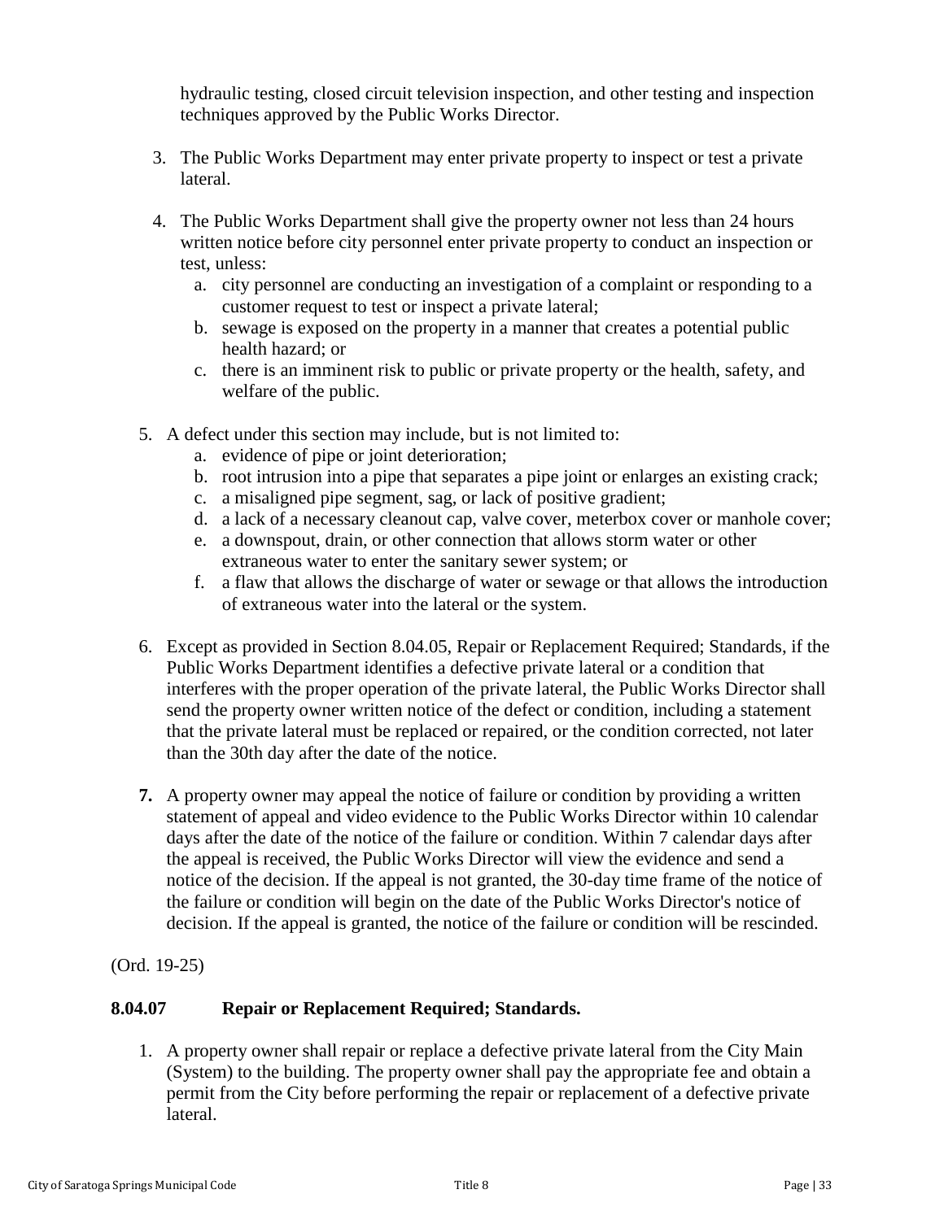hydraulic testing, closed circuit television inspection, and other testing and inspection techniques approved by the Public Works Director.

3. The Public Works Department may enter private property to inspect or test a private lateral.

4. The Public Works Department shall give the property owner not less than 24 hours written notice before city personnel enter private property to conduct an inspection or test, unless:
   a. city personnel are conducting an investigation of a complaint or responding to a customer request to test or inspect a private lateral;
   b. sewage is exposed on the property in a manner that creates a potential public health hazard; or
   c. there is an imminent risk to public or private property or the health, safety, and welfare of the public.

5. A defect under this section may include, but is not limited to:
   a. evidence of pipe or joint deterioration;
   b. root intrusion into a pipe that separates a pipe joint or enlarges an existing crack;
   c. a misaligned pipe segment, sag, or lack of positive gradient;
   d. a lack of a necessary cleanout cap, valve cover, meterbox cover or manhole cover;
   e. a downspout, drain, or other connection that allows storm water or other extraneous water to enter the sanitary sewer system; or
   f. a flaw that allows the discharge of water or sewage or that allows the introduction of extraneous water into the lateral or the system.

6. Except as provided in Section 8.04.05, Repair or Replacement Required; Standards, if the Public Works Department identifies a defective private lateral or a condition that interferes with the proper operation of the private lateral, the Public Works Director shall send the property owner written notice of the defect or condition, including a statement that the private lateral must be replaced or repaired, or the condition corrected, not later than the 30th day after the date of the notice.

**7.** A property owner may appeal the notice of failure or condition by providing a written statement of appeal and video evidence to the Public Works Director within 10 calendar days after the date of the notice of the failure or condition. Within 7 calendar days after the appeal is received, the Public Works Director will view the evidence and send a notice of the decision. If the appeal is not granted, the 30-day time frame of the notice of the failure or condition will begin on the date of the Public Works Director's notice of decision. If the appeal is granted, the notice of the failure or condition will be rescinded.

(Ord. 19-25)

**8.04.07 Repair or Replacement Required; Standards.**

1. A property owner shall repair or replace a defective private lateral from the City Main (System) to the building. The property owner shall pay the appropriate fee and obtain a permit from the City before performing the repair or replacement of a defective private lateral.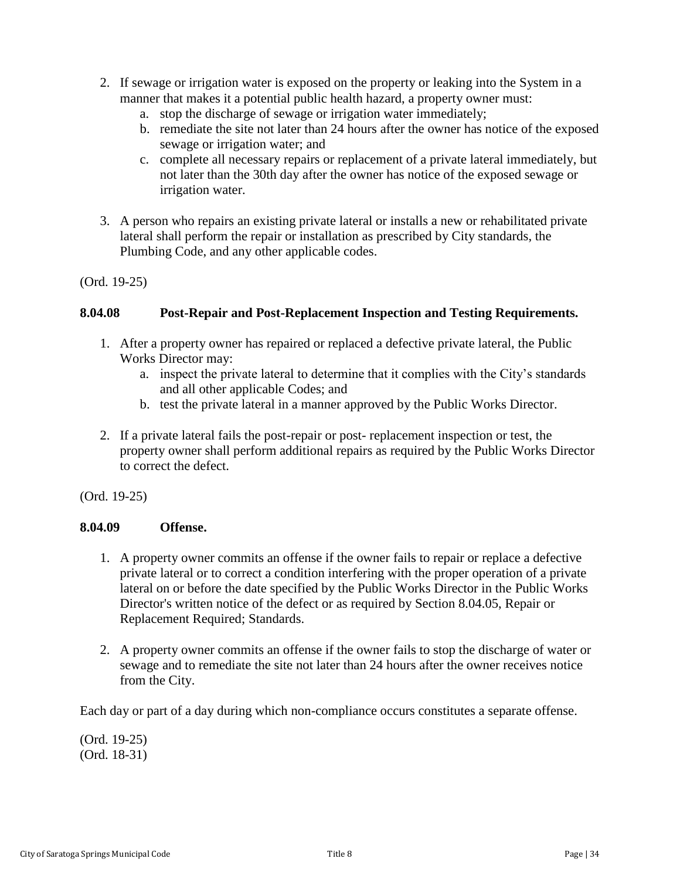2. If sewage or irrigation water is exposed on the property or leaking into the System in a manner that makes it a potential public health hazard, a property owner must:
    a. stop the discharge of sewage or irrigation water immediately;
    b. remediate the site not later than 24 hours after the owner has notice of the exposed sewage or irrigation water; and
    c. complete all necessary repairs or replacement of a private lateral immediately, but not later than the 30th day after the owner has notice of the exposed sewage or irrigation water.

3. A person who repairs an existing private lateral or installs a new or rehabilitated private lateral shall perform the repair or installation as prescribed by City standards, the Plumbing Code, and any other applicable codes.

(Ord. 19-25)

### 8.04.08 Post-Repair and Post-Replacement Inspection and Testing Requirements.

1. After a property owner has repaired or replaced a defective private lateral, the Public Works Director may:
    a. inspect the private lateral to determine that it complies with the City's standards and all other applicable Codes; and
    b. test the private lateral in a manner approved by the Public Works Director.

2. If a private lateral fails the post-repair or post- replacement inspection or test, the property owner shall perform additional repairs as required by the Public Works Director to correct the defect.

(Ord. 19-25)

### 8.04.09 Offense.

1. A property owner commits an offense if the owner fails to repair or replace a defective private lateral or to correct a condition interfering with the proper operation of a private lateral on or before the date specified by the Public Works Director in the Public Works Director's written notice of the defect or as required by Section 8.04.05, Repair or Replacement Required; Standards.

2. A property owner commits an offense if the owner fails to stop the discharge of water or sewage and to remediate the site not later than 24 hours after the owner receives notice from the City.

Each day or part of a day during which non-compliance occurs constitutes a separate offense.

(Ord. 19-25)
(Ord. 18-31)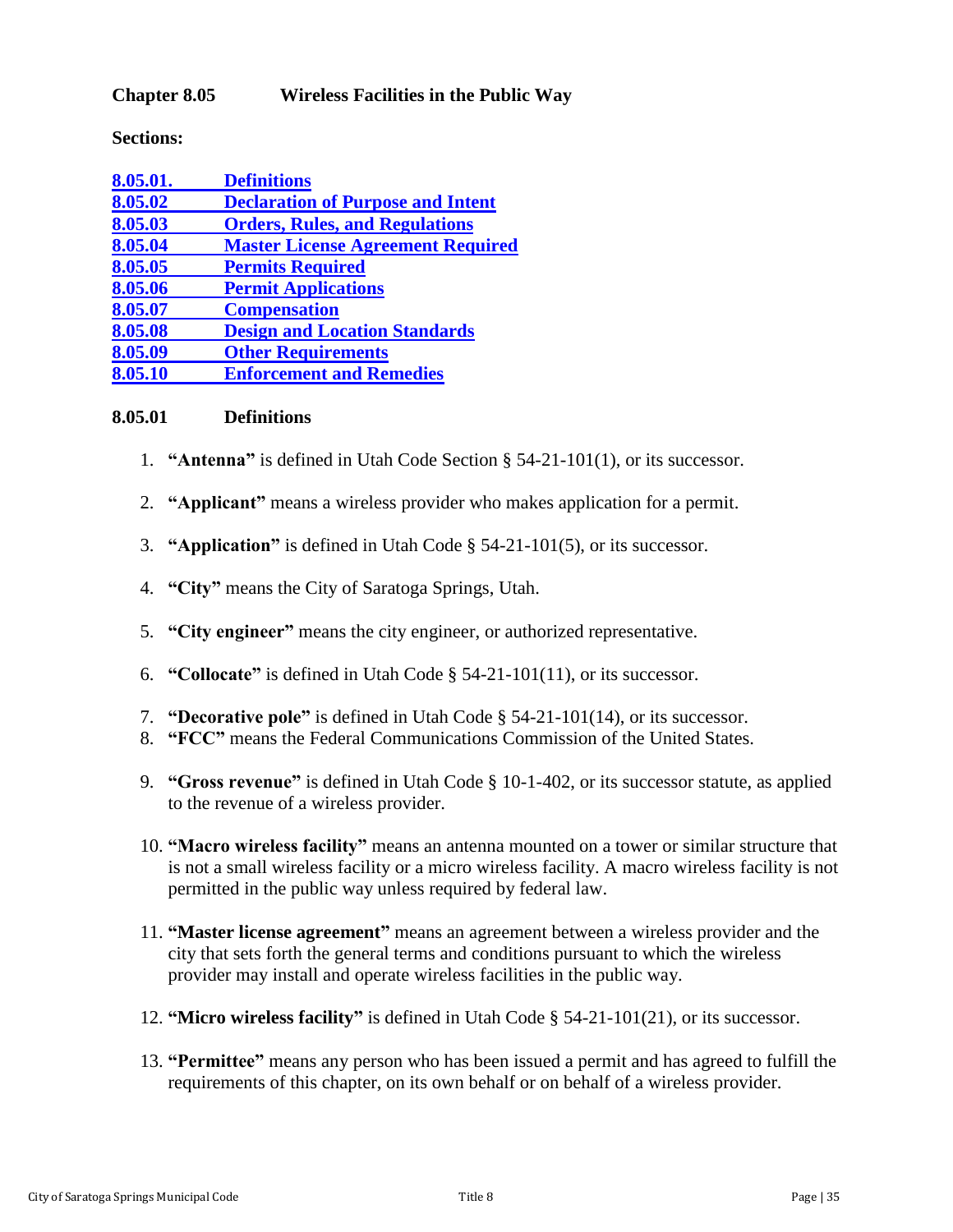## Chapter 8.05 Wireless Facilities in the Public Way

**Sections:**

| | |
|---|---|
| 8.05.01. | Definitions |
| 8.05.02 | Declaration of Purpose and Intent |
| 8.05.03 | Orders, Rules, and Regulations |
| 8.05.04 | Master License Agreement Required |
| 8.05.05 | Permits Required |
| 8.05.06 | Permit Applications |
| 8.05.07 | Compensation |
| 8.05.08 | Design and Location Standards |
| 8.05.09 | Other Requirements |
| 8.05.10 | Enforcement and Remedies |

### 8.05.01 Definitions

1. **"Antenna"** is defined in Utah Code Section § 54-21-101(1), or its successor.

2. **"Applicant"** means a wireless provider who makes application for a permit.

3. **"Application"** is defined in Utah Code § 54-21-101(5), or its successor.

4. **"City"** means the City of Saratoga Springs, Utah.

5. **"City engineer"** means the city engineer, or authorized representative.

6. **"Collocate"** is defined in Utah Code § 54-21-101(11), or its successor.

7. **"Decorative pole"** is defined in Utah Code § 54-21-101(14), or its successor.
8. **"FCC"** means the Federal Communications Commission of the United States.

9. **"Gross revenue"** is defined in Utah Code § 10-1-402, or its successor statute, as applied to the revenue of a wireless provider.

10. **"Macro wireless facility"** means an antenna mounted on a tower or similar structure that is not a small wireless facility or a micro wireless facility. A macro wireless facility is not permitted in the public way unless required by federal law.

11. **"Master license agreement"** means an agreement between a wireless provider and the city that sets forth the general terms and conditions pursuant to which the wireless provider may install and operate wireless facilities in the public way.

12. **"Micro wireless facility"** is defined in Utah Code § 54-21-101(21), or its successor.

13. **"Permittee"** means any person who has been issued a permit and has agreed to fulfill the requirements of this chapter, on its own behalf or on behalf of a wireless provider.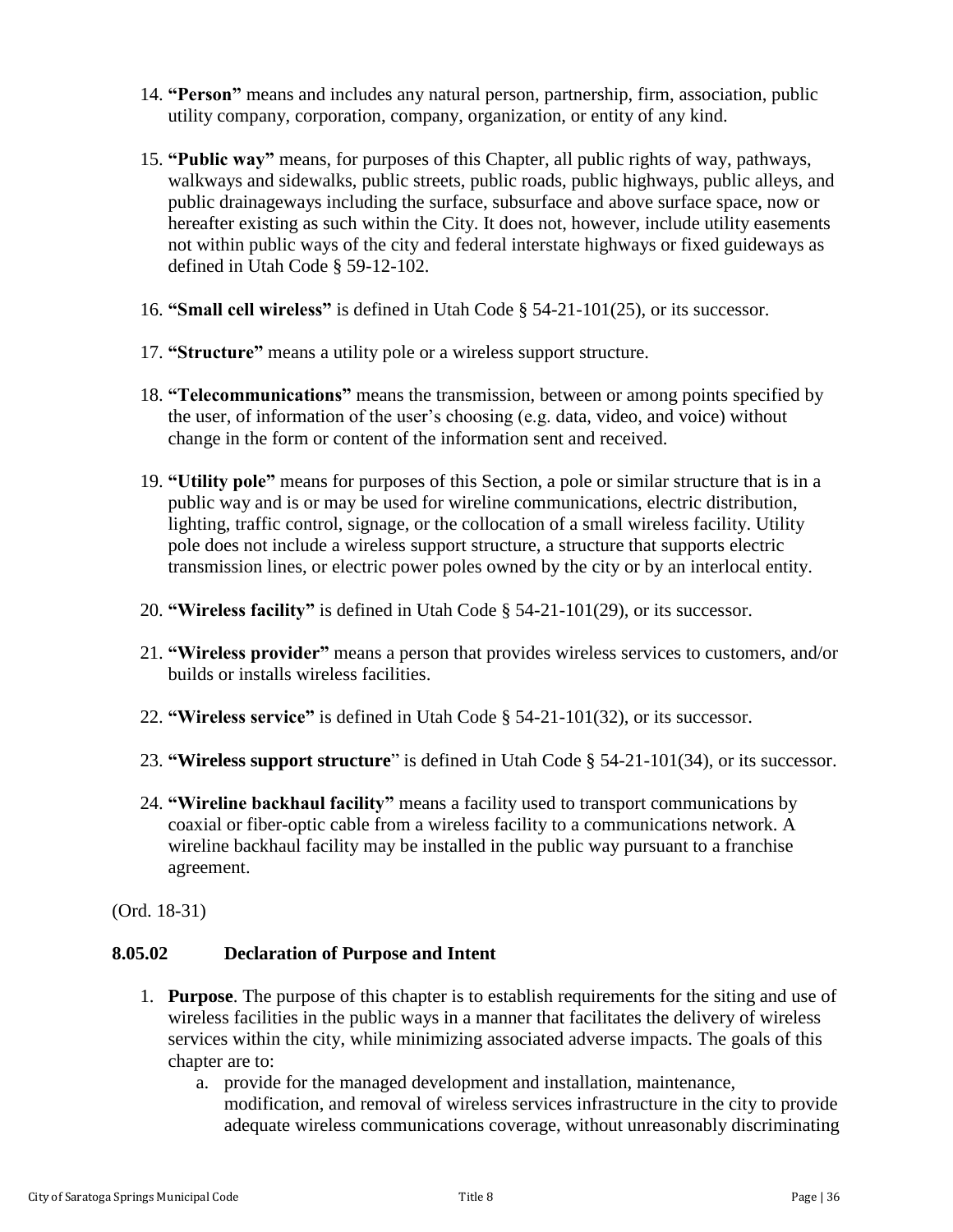14. **"Person"** means and includes any natural person, partnership, firm, association, public utility company, corporation, company, organization, or entity of any kind.

15. **"Public way"** means, for purposes of this Chapter, all public rights of way, pathways, walkways and sidewalks, public streets, public roads, public highways, public alleys, and public drainageways including the surface, subsurface and above surface space, now or hereafter existing as such within the City. It does not, however, include utility easements not within public ways of the city and federal interstate highways or fixed guideways as defined in Utah Code § 59-12-102.

16. **"Small cell wireless"** is defined in Utah Code § 54-21-101(25), or its successor.

17. **"Structure"** means a utility pole or a wireless support structure.

18. **"Telecommunications"** means the transmission, between or among points specified by the user, of information of the user's choosing (e.g. data, video, and voice) without change in the form or content of the information sent and received.

19. **"Utility pole"** means for purposes of this Section, a pole or similar structure that is in a public way and is or may be used for wireline communications, electric distribution, lighting, traffic control, signage, or the collocation of a small wireless facility. Utility pole does not include a wireless support structure, a structure that supports electric transmission lines, or electric power poles owned by the city or by an interlocal entity.

20. **"Wireless facility"** is defined in Utah Code § 54-21-101(29), or its successor.

21. **"Wireless provider"** means a person that provides wireless services to customers, and/or builds or installs wireless facilities.

22. **"Wireless service"** is defined in Utah Code § 54-21-101(32), or its successor.

23. **"Wireless support structure"** is defined in Utah Code § 54-21-101(34), or its successor.

24. **"Wireline backhaul facility"** means a facility used to transport communications by coaxial or fiber-optic cable from a wireless facility to a communications network. A wireline backhaul facility may be installed in the public way pursuant to a franchise agreement.

(Ord. 18-31)

### 8.05.02 Declaration of Purpose and Intent

1. **Purpose**. The purpose of this chapter is to establish requirements for the siting and use of wireless facilities in the public ways in a manner that facilitates the delivery of wireless services within the city, while minimizing associated adverse impacts. The goals of this chapter are to:
   a. provide for the managed development and installation, maintenance, modification, and removal of wireless services infrastructure in the city to provide adequate wireless communications coverage, without unreasonably discriminating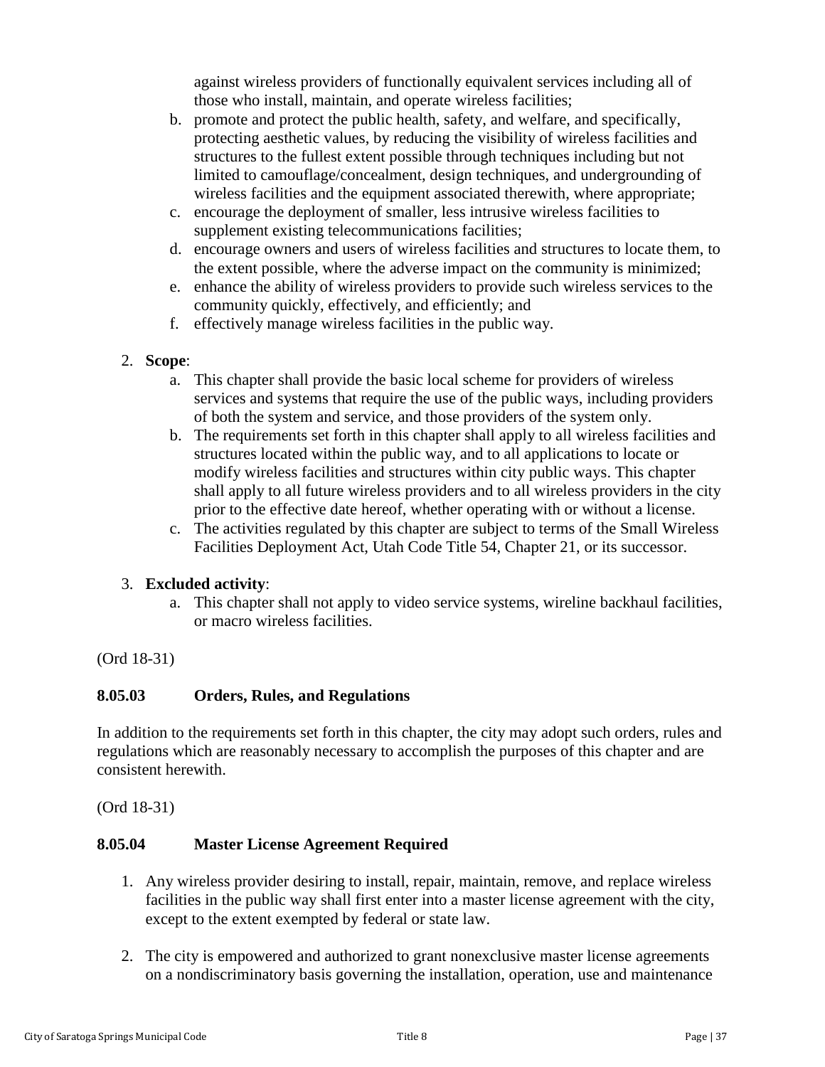against wireless providers of functionally equivalent services including all of those who install, maintain, and operate wireless facilities;

b. promote and protect the public health, safety, and welfare, and specifically, protecting aesthetic values, by reducing the visibility of wireless facilities and structures to the fullest extent possible through techniques including but not limited to camouflage/concealment, design techniques, and undergrounding of wireless facilities and the equipment associated therewith, where appropriate;
c. encourage the deployment of smaller, less intrusive wireless facilities to supplement existing telecommunications facilities;
d. encourage owners and users of wireless facilities and structures to locate them, to the extent possible, where the adverse impact on the community is minimized;
e. enhance the ability of wireless providers to provide such wireless services to the community quickly, effectively, and efficiently; and
f. effectively manage wireless facilities in the public way.

2. **Scope**:
   a. This chapter shall provide the basic local scheme for providers of wireless services and systems that require the use of the public ways, including providers of both the system and service, and those providers of the system only.
   b. The requirements set forth in this chapter shall apply to all wireless facilities and structures located within the public way, and to all applications to locate or modify wireless facilities and structures within city public ways. This chapter shall apply to all future wireless providers and to all wireless providers in the city prior to the effective date hereof, whether operating with or without a license.
   c. The activities regulated by this chapter are subject to terms of the Small Wireless Facilities Deployment Act, Utah Code Title 54, Chapter 21, or its successor.

3. **Excluded activity**:
   a. This chapter shall not apply to video service systems, wireline backhaul facilities, or macro wireless facilities.

(Ord 18-31)

### 8.05.03 Orders, Rules, and Regulations

In addition to the requirements set forth in this chapter, the city may adopt such orders, rules and regulations which are reasonably necessary to accomplish the purposes of this chapter and are consistent herewith.

(Ord 18-31)

### 8.05.04 Master License Agreement Required

1. Any wireless provider desiring to install, repair, maintain, remove, and replace wireless facilities in the public way shall first enter into a master license agreement with the city, except to the extent exempted by federal or state law.

2. The city is empowered and authorized to grant nonexclusive master license agreements on a nondiscriminatory basis governing the installation, operation, use and maintenance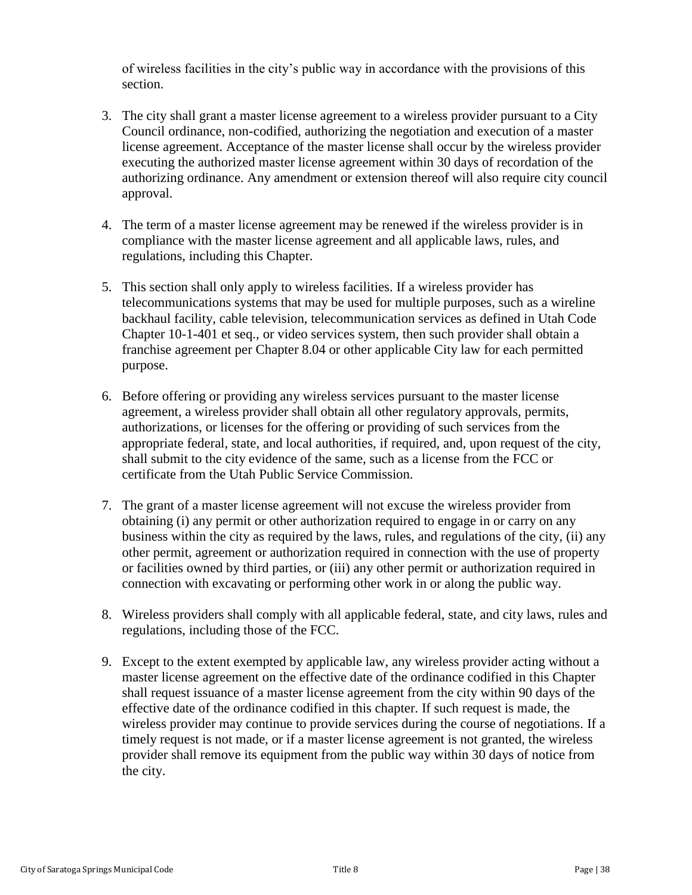of wireless facilities in the city's public way in accordance with the provisions of this section.

3. The city shall grant a master license agreement to a wireless provider pursuant to a City Council ordinance, non-codified, authorizing the negotiation and execution of a master license agreement. Acceptance of the master license shall occur by the wireless provider executing the authorized master license agreement within 30 days of recordation of the authorizing ordinance. Any amendment or extension thereof will also require city council approval.

4. The term of a master license agreement may be renewed if the wireless provider is in compliance with the master license agreement and all applicable laws, rules, and regulations, including this Chapter.

5. This section shall only apply to wireless facilities. If a wireless provider has telecommunications systems that may be used for multiple purposes, such as a wireline backhaul facility, cable television, telecommunication services as defined in Utah Code Chapter 10-1-401 et seq., or video services system, then such provider shall obtain a franchise agreement per Chapter 8.04 or other applicable City law for each permitted purpose.

6. Before offering or providing any wireless services pursuant to the master license agreement, a wireless provider shall obtain all other regulatory approvals, permits, authorizations, or licenses for the offering or providing of such services from the appropriate federal, state, and local authorities, if required, and, upon request of the city, shall submit to the city evidence of the same, such as a license from the FCC or certificate from the Utah Public Service Commission.

7. The grant of a master license agreement will not excuse the wireless provider from obtaining (i) any permit or other authorization required to engage in or carry on any business within the city as required by the laws, rules, and regulations of the city, (ii) any other permit, agreement or authorization required in connection with the use of property or facilities owned by third parties, or (iii) any other permit or authorization required in connection with excavating or performing other work in or along the public way.

8. Wireless providers shall comply with all applicable federal, state, and city laws, rules and regulations, including those of the FCC.

9. Except to the extent exempted by applicable law, any wireless provider acting without a master license agreement on the effective date of the ordinance codified in this Chapter shall request issuance of a master license agreement from the city within 90 days of the effective date of the ordinance codified in this chapter. If such request is made, the wireless provider may continue to provide services during the course of negotiations. If a timely request is not made, or if a master license agreement is not granted, the wireless provider shall remove its equipment from the public way within 30 days of notice from the city.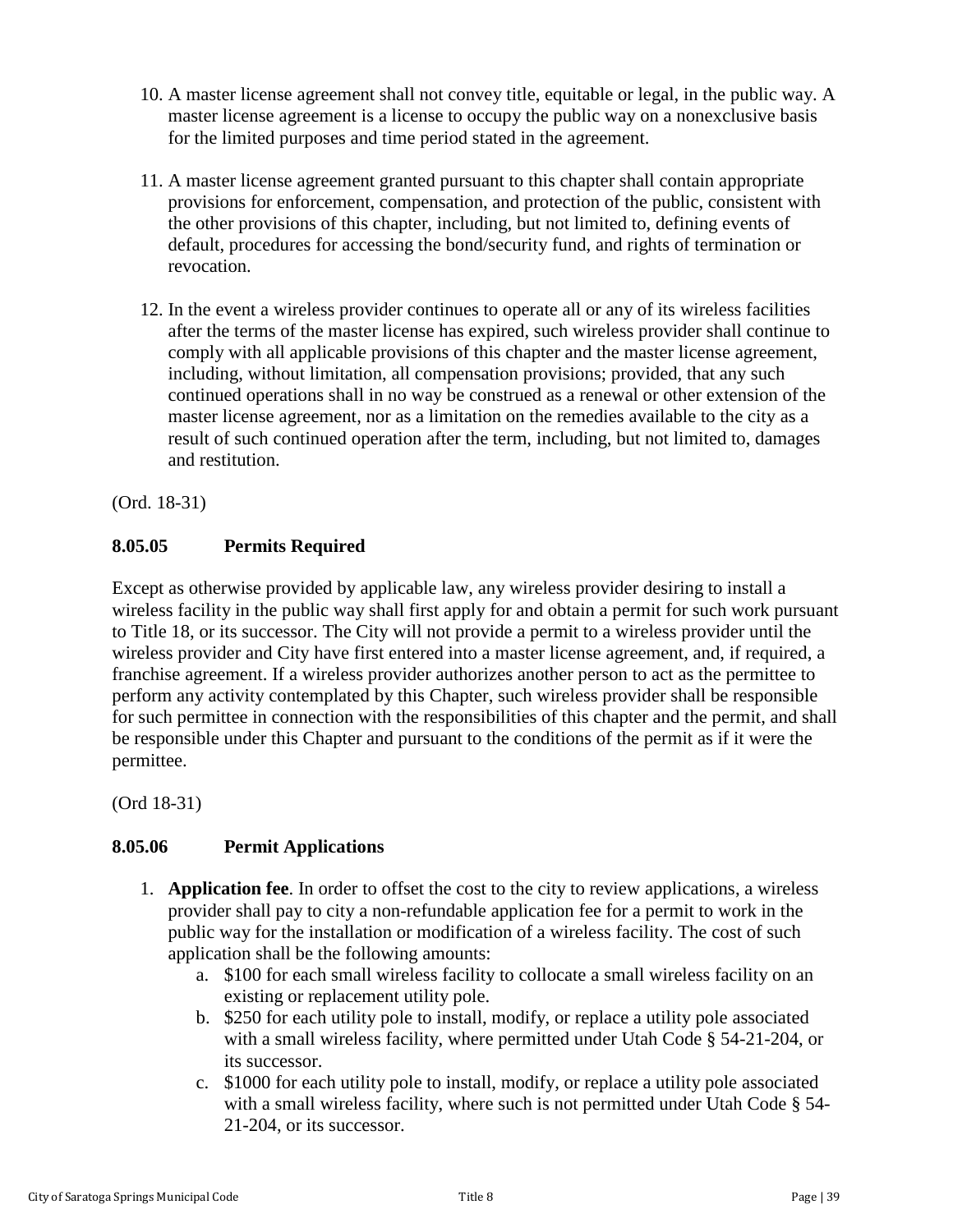10. A master license agreement shall not convey title, equitable or legal, in the public way. A master license agreement is a license to occupy the public way on a nonexclusive basis for the limited purposes and time period stated in the agreement.

11. A master license agreement granted pursuant to this chapter shall contain appropriate provisions for enforcement, compensation, and protection of the public, consistent with the other provisions of this chapter, including, but not limited to, defining events of default, procedures for accessing the bond/security fund, and rights of termination or revocation.

12. In the event a wireless provider continues to operate all or any of its wireless facilities after the terms of the master license has expired, such wireless provider shall continue to comply with all applicable provisions of this chapter and the master license agreement, including, without limitation, all compensation provisions; provided, that any such continued operations shall in no way be construed as a renewal or other extension of the master license agreement, nor as a limitation on the remedies available to the city as a result of such continued operation after the term, including, but not limited to, damages and restitution.

(Ord. 18-31)

### 8.05.05 Permits Required

Except as otherwise provided by applicable law, any wireless provider desiring to install a wireless facility in the public way shall first apply for and obtain a permit for such work pursuant to Title 18, or its successor. The City will not provide a permit to a wireless provider until the wireless provider and City have first entered into a master license agreement, and, if required, a franchise agreement. If a wireless provider authorizes another person to act as the permittee to perform any activity contemplated by this Chapter, such wireless provider shall be responsible for such permittee in connection with the responsibilities of this chapter and the permit, and shall be responsible under this Chapter and pursuant to the conditions of the permit as if it were the permittee.

(Ord 18-31)

### 8.05.06 Permit Applications

1. **Application fee**. In order to offset the cost to the city to review applications, a wireless provider shall pay to city a non-refundable application fee for a permit to work in the public way for the installation or modification of a wireless facility. The cost of such application shall be the following amounts:
    a. $100 for each small wireless facility to collocate a small wireless facility on an existing or replacement utility pole.
    b. $250 for each utility pole to install, modify, or replace a utility pole associated with a small wireless facility, where permitted under Utah Code § 54-21-204, or its successor.
    c. $1000 for each utility pole to install, modify, or replace a utility pole associated with a small wireless facility, where such is not permitted under Utah Code § 54-21-204, or its successor.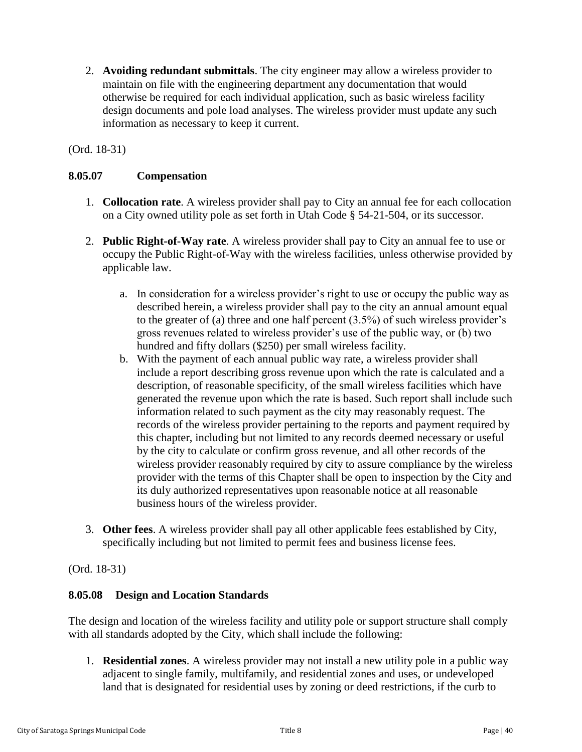2. **Avoiding redundant submittals**. The city engineer may allow a wireless provider to maintain on file with the engineering department any documentation that would otherwise be required for each individual application, such as basic wireless facility design documents and pole load analyses. The wireless provider must update any such information as necessary to keep it current.

(Ord. 18-31)

### 8.05.07 Compensation

1. **Collocation rate**. A wireless provider shall pay to City an annual fee for each collocation on a City owned utility pole as set forth in Utah Code § 54-21-504, or its successor.

2. **Public Right-of-Way rate**. A wireless provider shall pay to City an annual fee to use or occupy the Public Right-of-Way with the wireless facilities, unless otherwise provided by applicable law.

   a. In consideration for a wireless provider's right to use or occupy the public way as described herein, a wireless provider shall pay to the city an annual amount equal to the greater of (a) three and one half percent (3.5%) of such wireless provider's gross revenues related to wireless provider's use of the public way, or (b) two hundred and fifty dollars ($250) per small wireless facility.
   
   b. With the payment of each annual public way rate, a wireless provider shall include a report describing gross revenue upon which the rate is calculated and a description, of reasonable specificity, of the small wireless facilities which have generated the revenue upon which the rate is based. Such report shall include such information related to such payment as the city may reasonably request. The records of the wireless provider pertaining to the reports and payment required by this chapter, including but not limited to any records deemed necessary or useful by the city to calculate or confirm gross revenue, and all other records of the wireless provider reasonably required by city to assure compliance by the wireless provider with the terms of this Chapter shall be open to inspection by the City and its duly authorized representatives upon reasonable notice at all reasonable business hours of the wireless provider.

3. **Other fees**. A wireless provider shall pay all other applicable fees established by City, specifically including but not limited to permit fees and business license fees.

(Ord. 18-31)

### 8.05.08 Design and Location Standards

The design and location of the wireless facility and utility pole or support structure shall comply with all standards adopted by the City, which shall include the following:

1. **Residential zones**. A wireless provider may not install a new utility pole in a public way adjacent to single family, multifamily, and residential zones and uses, or undeveloped land that is designated for residential uses by zoning or deed restrictions, if the curb to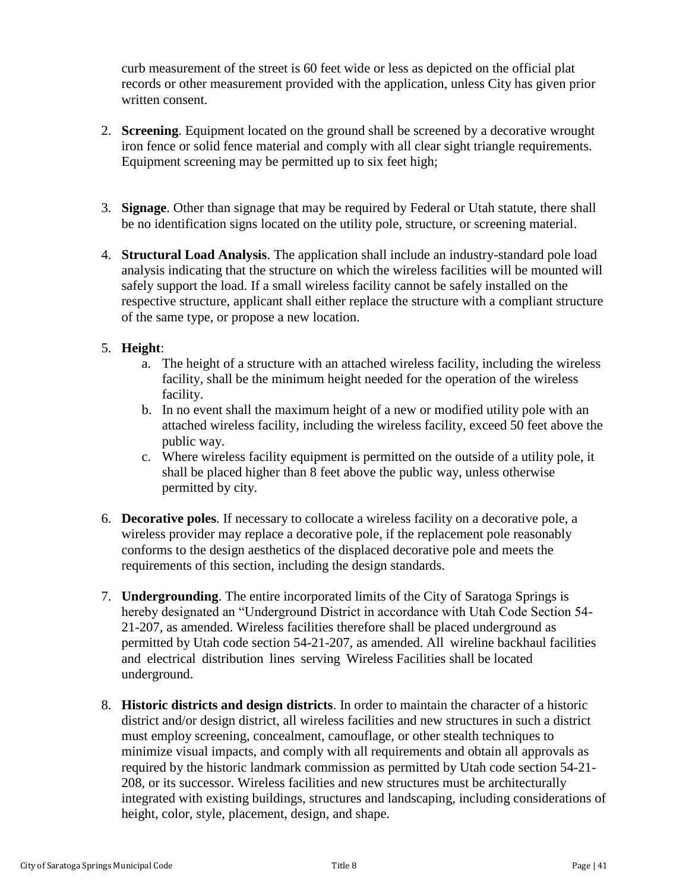curb measurement of the street is 60 feet wide or less as depicted on the official plat records or other measurement provided with the application, unless City has given prior written consent.

2. **Screening**. Equipment located on the ground shall be screened by a decorative wrought iron fence or solid fence material and comply with all clear sight triangle requirements. Equipment screening may be permitted up to six feet high;

3. **Signage**. Other than signage that may be required by Federal or Utah statute, there shall be no identification signs located on the utility pole, structure, or screening material.

4. **Structural Load Analysis**. The application shall include an industry-standard pole load analysis indicating that the structure on which the wireless facilities will be mounted will safely support the load. If a small wireless facility cannot be safely installed on the respective structure, applicant shall either replace the structure with a compliant structure of the same type, or propose a new location.

5. **Height**:
   a. The height of a structure with an attached wireless facility, including the wireless facility, shall be the minimum height needed for the operation of the wireless facility.
   b. In no event shall the maximum height of a new or modified utility pole with an attached wireless facility, including the wireless facility, exceed 50 feet above the public way.
   c. Where wireless facility equipment is permitted on the outside of a utility pole, it shall be placed higher than 8 feet above the public way, unless otherwise permitted by city.

6. **Decorative poles**. If necessary to collocate a wireless facility on a decorative pole, a wireless provider may replace a decorative pole, if the replacement pole reasonably conforms to the design aesthetics of the displaced decorative pole and meets the requirements of this section, including the design standards.

7. **Undergrounding**. The entire incorporated limits of the City of Saratoga Springs is hereby designated an "Underground District in accordance with Utah Code Section 54-21-207, as amended. Wireless facilities therefore shall be placed underground as permitted by Utah code section 54-21-207, as amended. All wireline backhaul facilities and electrical distribution lines serving Wireless Facilities shall be located underground.

8. **Historic districts and design districts**. In order to maintain the character of a historic district and/or design district, all wireless facilities and new structures in such a district must employ screening, concealment, camouflage, or other stealth techniques to minimize visual impacts, and comply with all requirements and obtain all approvals as required by the historic landmark commission as permitted by Utah code section 54-21-208, or its successor. Wireless facilities and new structures must be architecturally integrated with existing buildings, structures and landscaping, including considerations of height, color, style, placement, design, and shape.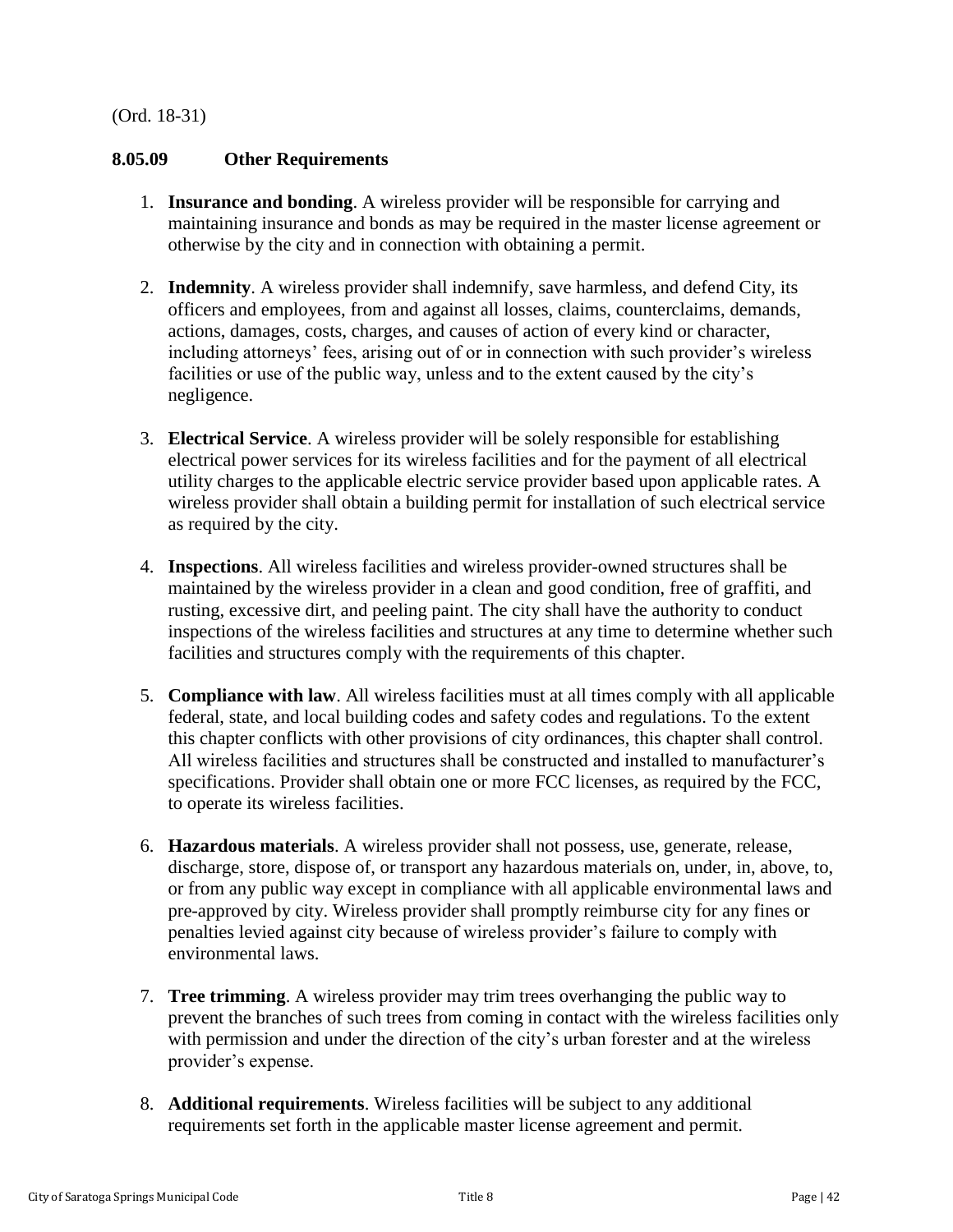(Ord. 18-31)

### 8.05.09 Other Requirements

1. **Insurance and bonding**. A wireless provider will be responsible for carrying and maintaining insurance and bonds as may be required in the master license agreement or otherwise by the city and in connection with obtaining a permit.

2. **Indemnity**. A wireless provider shall indemnify, save harmless, and defend City, its officers and employees, from and against all losses, claims, counterclaims, demands, actions, damages, costs, charges, and causes of action of every kind or character, including attorneys' fees, arising out of or in connection with such provider's wireless facilities or use of the public way, unless and to the extent caused by the city's negligence.

3. **Electrical Service**. A wireless provider will be solely responsible for establishing electrical power services for its wireless facilities and for the payment of all electrical utility charges to the applicable electric service provider based upon applicable rates. A wireless provider shall obtain a building permit for installation of such electrical service as required by the city.

4. **Inspections**. All wireless facilities and wireless provider-owned structures shall be maintained by the wireless provider in a clean and good condition, free of graffiti, and rusting, excessive dirt, and peeling paint. The city shall have the authority to conduct inspections of the wireless facilities and structures at any time to determine whether such facilities and structures comply with the requirements of this chapter.

5. **Compliance with law**. All wireless facilities must at all times comply with all applicable federal, state, and local building codes and safety codes and regulations. To the extent this chapter conflicts with other provisions of city ordinances, this chapter shall control. All wireless facilities and structures shall be constructed and installed to manufacturer's specifications. Provider shall obtain one or more FCC licenses, as required by the FCC, to operate its wireless facilities.

6. **Hazardous materials**. A wireless provider shall not possess, use, generate, release, discharge, store, dispose of, or transport any hazardous materials on, under, in, above, to, or from any public way except in compliance with all applicable environmental laws and pre-approved by city. Wireless provider shall promptly reimburse city for any fines or penalties levied against city because of wireless provider's failure to comply with environmental laws.

7. **Tree trimming**. A wireless provider may trim trees overhanging the public way to prevent the branches of such trees from coming in contact with the wireless facilities only with permission and under the direction of the city's urban forester and at the wireless provider's expense.

8. **Additional requirements**. Wireless facilities will be subject to any additional requirements set forth in the applicable master license agreement and permit.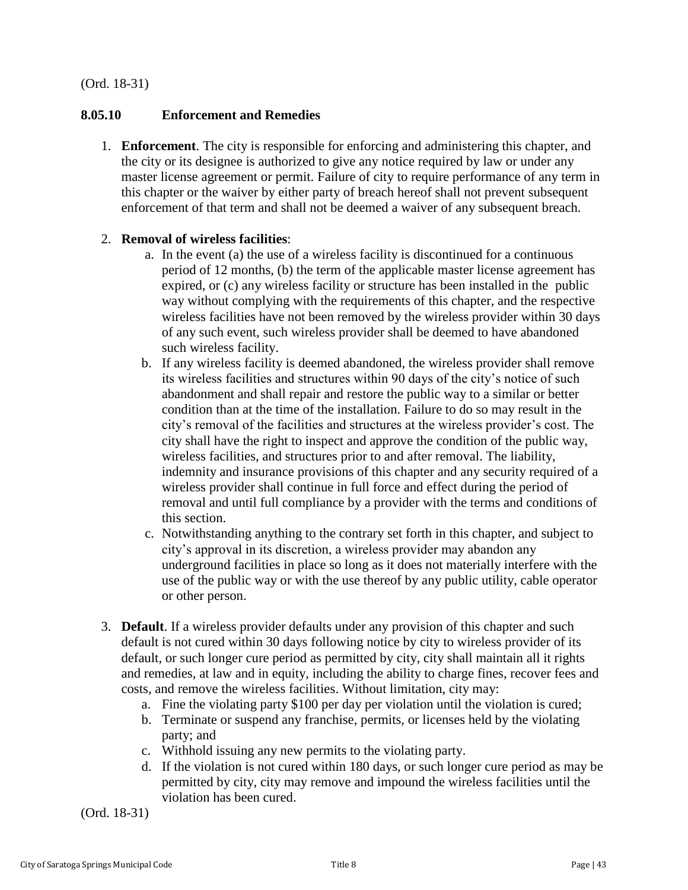(Ord. 18-31)

## 8.05.10 Enforcement and Remedies

1. **Enforcement**. The city is responsible for enforcing and administering this chapter, and the city or its designee is authorized to give any notice required by law or under any master license agreement or permit. Failure of city to require performance of any term in this chapter or the waiver by either party of breach hereof shall not prevent subsequent enforcement of that term and shall not be deemed a waiver of any subsequent breach.

2. **Removal of wireless facilities**:
   a. In the event (a) the use of a wireless facility is discontinued for a continuous period of 12 months, (b) the term of the applicable master license agreement has expired, or (c) any wireless facility or structure has been installed in the public way without complying with the requirements of this chapter, and the respective wireless facilities have not been removed by the wireless provider within 30 days of any such event, such wireless provider shall be deemed to have abandoned such wireless facility.
   b. If any wireless facility is deemed abandoned, the wireless provider shall remove its wireless facilities and structures within 90 days of the city's notice of such abandonment and shall repair and restore the public way to a similar or better condition than at the time of the installation. Failure to do so may result in the city's removal of the facilities and structures at the wireless provider's cost. The city shall have the right to inspect and approve the condition of the public way, wireless facilities, and structures prior to and after removal. The liability, indemnity and insurance provisions of this chapter and any security required of a wireless provider shall continue in full force and effect during the period of removal and until full compliance by a provider with the terms and conditions of this section.
   c. Notwithstanding anything to the contrary set forth in this chapter, and subject to city's approval in its discretion, a wireless provider may abandon any underground facilities in place so long as it does not materially interfere with the use of the public way or with the use thereof by any public utility, cable operator or other person.

3. **Default**. If a wireless provider defaults under any provision of this chapter and such default is not cured within 30 days following notice by city to wireless provider of its default, or such longer cure period as permitted by city, city shall maintain all it rights and remedies, at law and in equity, including the ability to charge fines, recover fees and costs, and remove the wireless facilities. Without limitation, city may:
   a. Fine the violating party $100 per day per violation until the violation is cured;
   b. Terminate or suspend any franchise, permits, or licenses held by the violating party; and
   c. Withhold issuing any new permits to the violating party.
   d. If the violation is not cured within 180 days, or such longer cure period as may be permitted by city, city may remove and impound the wireless facilities until the violation has been cured.

(Ord. 18-31)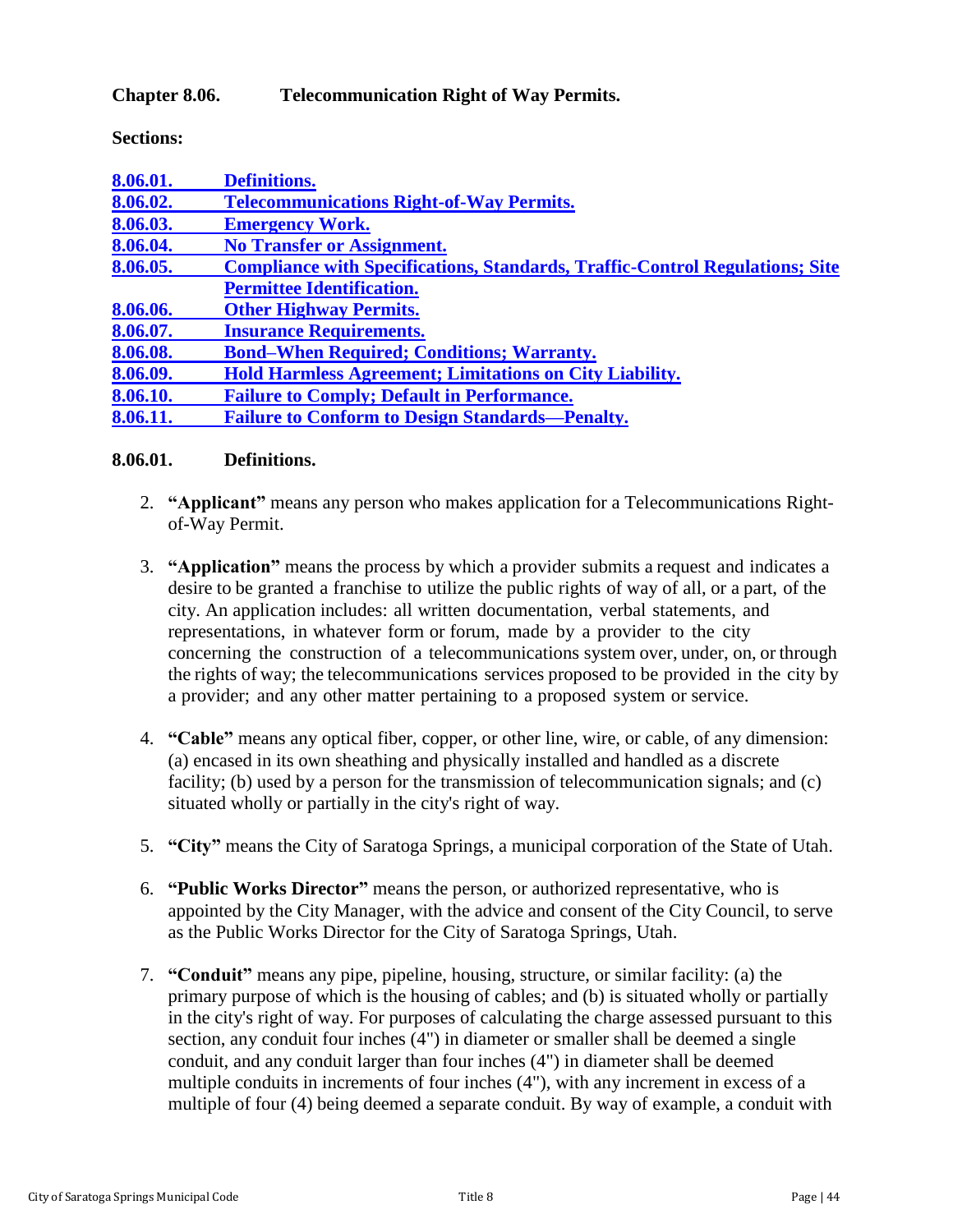**Chapter 8.06. Telecommunication Right of Way Permits.**

**Sections:**

- **8.06.01. Definitions.**
- **8.06.02. Telecommunications Right-of-Way Permits.**
- **8.06.03. Emergency Work.**
- **8.06.04. No Transfer or Assignment.**
- **8.06.05. Compliance with Specifications, Standards, Traffic-Control Regulations; Site Permittee Identification.**
- **8.06.06. Other Highway Permits.**
- **8.06.07. Insurance Requirements.**
- **8.06.08. Bond–When Required; Conditions; Warranty.**
- **8.06.09. Hold Harmless Agreement; Limitations on City Liability.**
- **8.06.10. Failure to Comply; Default in Performance.**
- **8.06.11. Failure to Conform to Design Standards—Penalty.**

**8.06.01. Definitions.**

2. **"Applicant"** means any person who makes application for a Telecommunications Right-of-Way Permit.

3. **"Application"** means the process by which a provider submits a request and indicates a desire to be granted a franchise to utilize the public rights of way of all, or a part, of the city. An application includes: all written documentation, verbal statements, and representations, in whatever form or forum, made by a provider to the city concerning the construction of a telecommunications system over, under, on, or through the rights of way; the telecommunications services proposed to be provided in the city by a provider; and any other matter pertaining to a proposed system or service.

4. **"Cable"** means any optical fiber, copper, or other line, wire, or cable, of any dimension: (a) encased in its own sheathing and physically installed and handled as a discrete facility; (b) used by a person for the transmission of telecommunication signals; and (c) situated wholly or partially in the city's right of way.

5. **"City"** means the City of Saratoga Springs, a municipal corporation of the State of Utah.

6. **"Public Works Director"** means the person, or authorized representative, who is appointed by the City Manager, with the advice and consent of the City Council, to serve as the Public Works Director for the City of Saratoga Springs, Utah.

7. **"Conduit"** means any pipe, pipeline, housing, structure, or similar facility: (a) the primary purpose of which is the housing of cables; and (b) is situated wholly or partially in the city's right of way. For purposes of calculating the charge assessed pursuant to this section, any conduit four inches (4") in diameter or smaller shall be deemed a single conduit, and any conduit larger than four inches (4") in diameter shall be deemed multiple conduits in increments of four inches (4"), with any increment in excess of a multiple of four (4) being deemed a separate conduit. By way of example, a conduit with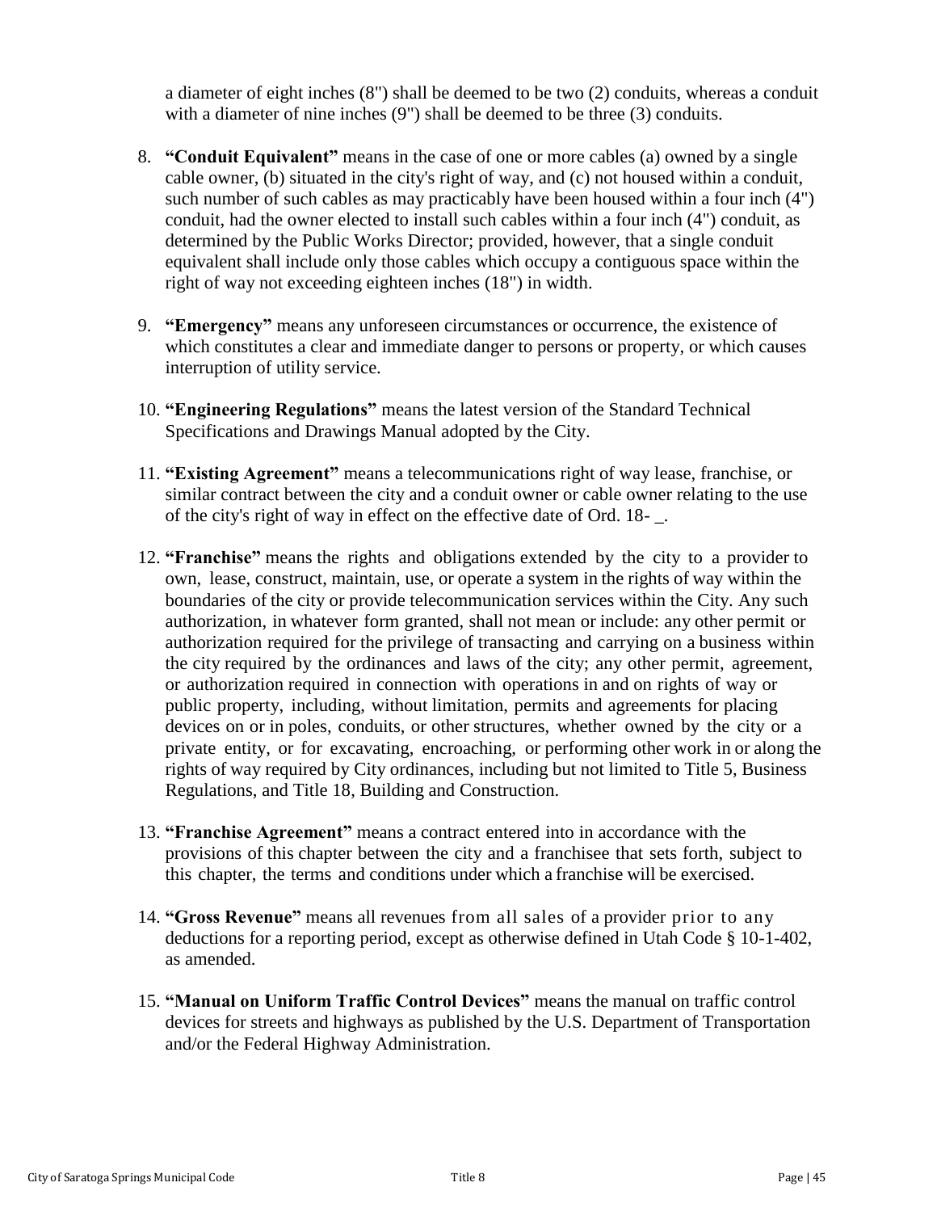a diameter of eight inches (8") shall be deemed to be two (2) conduits, whereas a conduit with a diameter of nine inches (9") shall be deemed to be three (3) conduits.

8. **"Conduit Equivalent"** means in the case of one or more cables (a) owned by a single cable owner, (b) situated in the city's right of way, and (c) not housed within a conduit, such number of such cables as may practicably have been housed within a four inch (4") conduit, had the owner elected to install such cables within a four inch (4") conduit, as determined by the Public Works Director; provided, however, that a single conduit equivalent shall include only those cables which occupy a contiguous space within the right of way not exceeding eighteen inches (18") in width.

9. **"Emergency"** means any unforeseen circumstances or occurrence, the existence of which constitutes a clear and immediate danger to persons or property, or which causes interruption of utility service.

10. **"Engineering Regulations"** means the latest version of the Standard Technical Specifications and Drawings Manual adopted by the City.

11. **"Existing Agreement"** means a telecommunications right of way lease, franchise, or similar contract between the city and a conduit owner or cable owner relating to the use of the city's right of way in effect on the effective date of Ord. 18- _.

12. **"Franchise"** means the rights and obligations extended by the city to a provider to own, lease, construct, maintain, use, or operate a system in the rights of way within the boundaries of the city or provide telecommunication services within the City. Any such authorization, in whatever form granted, shall not mean or include: any other permit or authorization required for the privilege of transacting and carrying on a business within the city required by the ordinances and laws of the city; any other permit, agreement, or authorization required in connection with operations in and on rights of way or public property, including, without limitation, permits and agreements for placing devices on or in poles, conduits, or other structures, whether owned by the city or a private entity, or for excavating, encroaching, or performing other work in or along the rights of way required by City ordinances, including but not limited to Title 5, Business Regulations, and Title 18, Building and Construction.

13. **"Franchise Agreement"** means a contract entered into in accordance with the provisions of this chapter between the city and a franchisee that sets forth, subject to this chapter, the terms and conditions under which a franchise will be exercised.

14. **"Gross Revenue"** means all revenues from all sales of a provider prior to any deductions for a reporting period, except as otherwise defined in Utah Code § 10-1-402, as amended.

15. **"Manual on Uniform Traffic Control Devices"** means the manual on traffic control devices for streets and highways as published by the U.S. Department of Transportation and/or the Federal Highway Administration.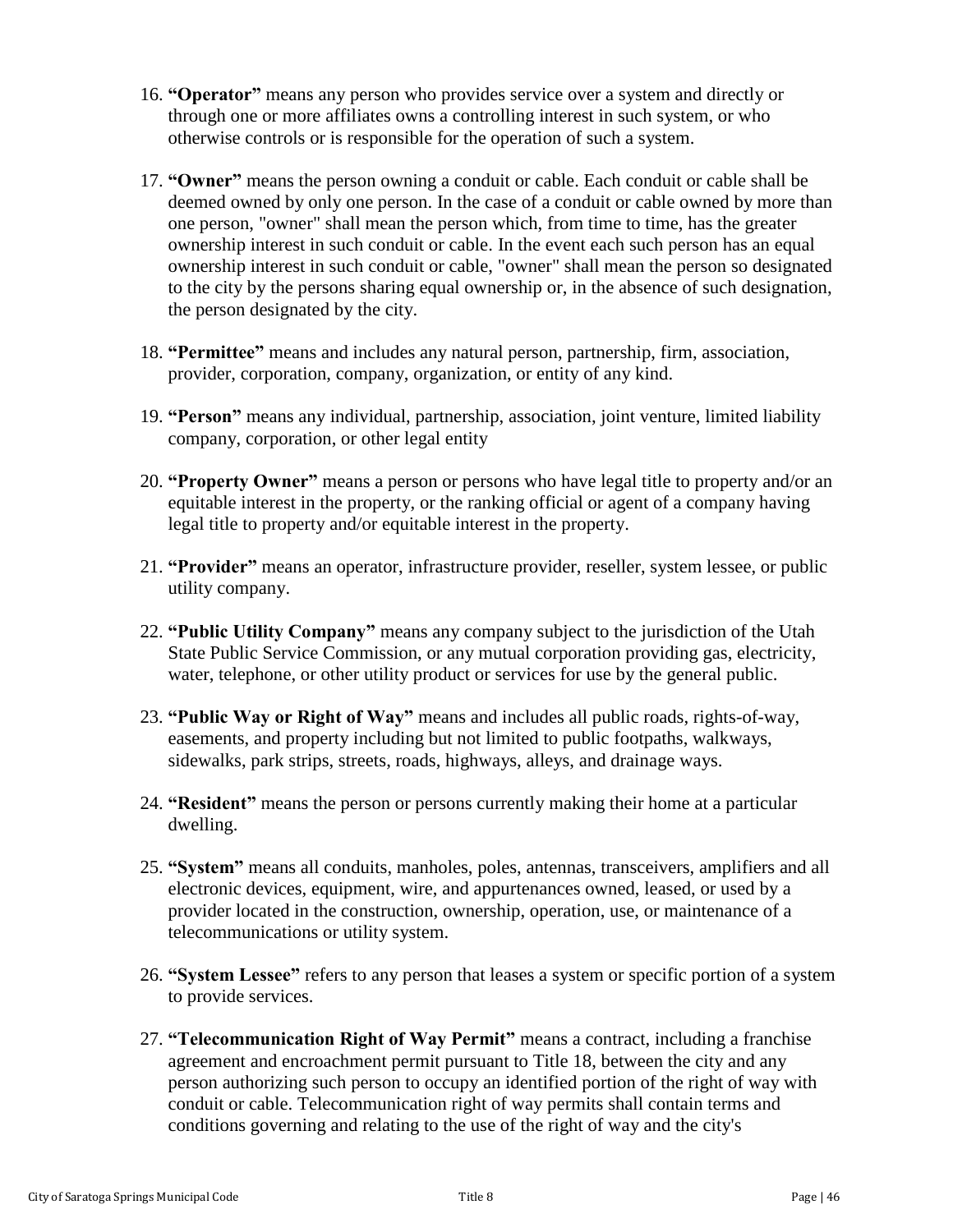16. **"Operator"** means any person who provides service over a system and directly or through one or more affiliates owns a controlling interest in such system, or who otherwise controls or is responsible for the operation of such a system.

17. **"Owner"** means the person owning a conduit or cable. Each conduit or cable shall be deemed owned by only one person. In the case of a conduit or cable owned by more than one person, "owner" shall mean the person which, from time to time, has the greater ownership interest in such conduit or cable. In the event each such person has an equal ownership interest in such conduit or cable, "owner" shall mean the person so designated to the city by the persons sharing equal ownership or, in the absence of such designation, the person designated by the city.

18. **"Permittee"** means and includes any natural person, partnership, firm, association, provider, corporation, company, organization, or entity of any kind.

19. **"Person"** means any individual, partnership, association, joint venture, limited liability company, corporation, or other legal entity

20. **"Property Owner"** means a person or persons who have legal title to property and/or an equitable interest in the property, or the ranking official or agent of a company having legal title to property and/or equitable interest in the property.

21. **"Provider"** means an operator, infrastructure provider, reseller, system lessee, or public utility company.

22. **"Public Utility Company"** means any company subject to the jurisdiction of the Utah State Public Service Commission, or any mutual corporation providing gas, electricity, water, telephone, or other utility product or services for use by the general public.

23. **"Public Way or Right of Way"** means and includes all public roads, rights-of-way, easements, and property including but not limited to public footpaths, walkways, sidewalks, park strips, streets, roads, highways, alleys, and drainage ways.

24. **"Resident"** means the person or persons currently making their home at a particular dwelling.

25. **"System"** means all conduits, manholes, poles, antennas, transceivers, amplifiers and all electronic devices, equipment, wire, and appurtenances owned, leased, or used by a provider located in the construction, ownership, operation, use, or maintenance of a telecommunications or utility system.

26. **"System Lessee"** refers to any person that leases a system or specific portion of a system to provide services.

27. **"Telecommunication Right of Way Permit"** means a contract, including a franchise agreement and encroachment permit pursuant to Title 18, between the city and any person authorizing such person to occupy an identified portion of the right of way with conduit or cable. Telecommunication right of way permits shall contain terms and conditions governing and relating to the use of the right of way and the city's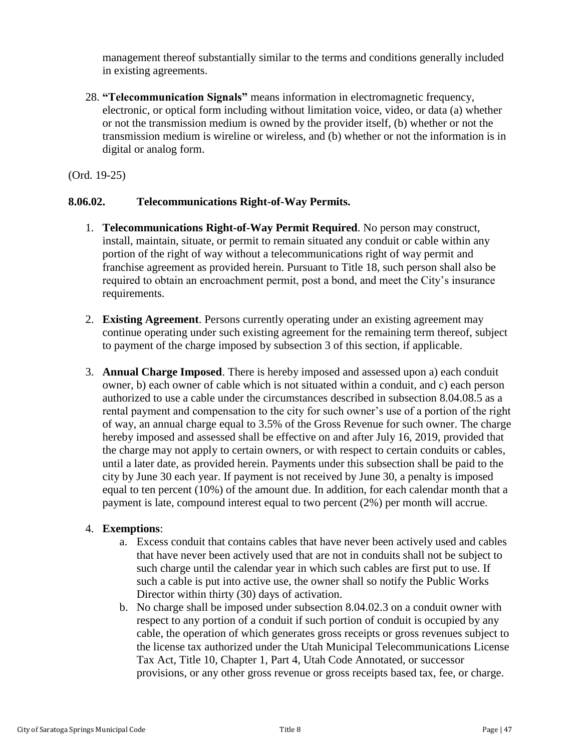management thereof substantially similar to the terms and conditions generally included in existing agreements.

28. **"Telecommunication Signals"** means information in electromagnetic frequency, electronic, or optical form including without limitation voice, video, or data (a) whether or not the transmission medium is owned by the provider itself, (b) whether or not the transmission medium is wireline or wireless, and (b) whether or not the information is in digital or analog form.

(Ord. 19-25)

### 8.06.02. Telecommunications Right-of-Way Permits.

1. **Telecommunications Right-of-Way Permit Required**. No person may construct, install, maintain, situate, or permit to remain situated any conduit or cable within any portion of the right of way without a telecommunications right of way permit and franchise agreement as provided herein. Pursuant to Title 18, such person shall also be required to obtain an encroachment permit, post a bond, and meet the City's insurance requirements.

2. **Existing Agreement**. Persons currently operating under an existing agreement may continue operating under such existing agreement for the remaining term thereof, subject to payment of the charge imposed by subsection 3 of this section, if applicable.

3. **Annual Charge Imposed**. There is hereby imposed and assessed upon a) each conduit owner, b) each owner of cable which is not situated within a conduit, and c) each person authorized to use a cable under the circumstances described in subsection 8.04.08.5 as a rental payment and compensation to the city for such owner's use of a portion of the right of way, an annual charge equal to 3.5% of the Gross Revenue for such owner. The charge hereby imposed and assessed shall be effective on and after July 16, 2019, provided that the charge may not apply to certain owners, or with respect to certain conduits or cables, until a later date, as provided herein. Payments under this subsection shall be paid to the city by June 30 each year. If payment is not received by June 30, a penalty is imposed equal to ten percent (10%) of the amount due. In addition, for each calendar month that a payment is late, compound interest equal to two percent (2%) per month will accrue.

4. **Exemptions**:
   a. Excess conduit that contains cables that have never been actively used and cables that have never been actively used that are not in conduits shall not be subject to such charge until the calendar year in which such cables are first put to use. If such a cable is put into active use, the owner shall so notify the Public Works Director within thirty (30) days of activation.
   b. No charge shall be imposed under subsection 8.04.02.3 on a conduit owner with respect to any portion of a conduit if such portion of conduit is occupied by any cable, the operation of which generates gross receipts or gross revenues subject to the license tax authorized under the Utah Municipal Telecommunications License Tax Act, Title 10, Chapter 1, Part 4, Utah Code Annotated, or successor provisions, or any other gross revenue or gross receipts based tax, fee, or charge.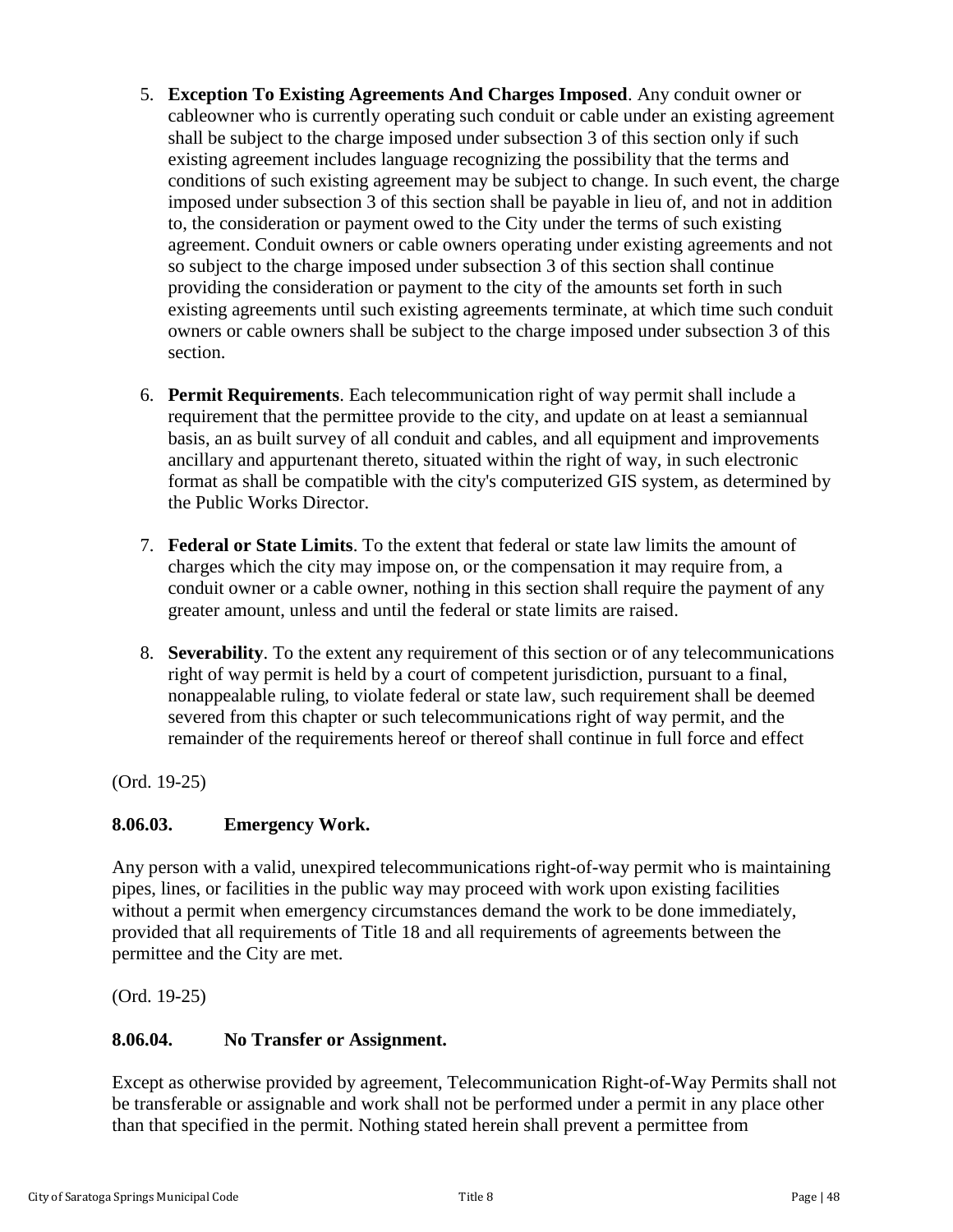5. **Exception To Existing Agreements And Charges Imposed**. Any conduit owner or cableowner who is currently operating such conduit or cable under an existing agreement shall be subject to the charge imposed under subsection 3 of this section only if such existing agreement includes language recognizing the possibility that the terms and conditions of such existing agreement may be subject to change. In such event, the charge imposed under subsection 3 of this section shall be payable in lieu of, and not in addition to, the consideration or payment owed to the City under the terms of such existing agreement. Conduit owners or cable owners operating under existing agreements and not so subject to the charge imposed under subsection 3 of this section shall continue providing the consideration or payment to the city of the amounts set forth in such existing agreements until such existing agreements terminate, at which time such conduit owners or cable owners shall be subject to the charge imposed under subsection 3 of this section.

6. **Permit Requirements**. Each telecommunication right of way permit shall include a requirement that the permittee provide to the city, and update on at least a semiannual basis, an as built survey of all conduit and cables, and all equipment and improvements ancillary and appurtenant thereto, situated within the right of way, in such electronic format as shall be compatible with the city's computerized GIS system, as determined by the Public Works Director.

7. **Federal or State Limits**. To the extent that federal or state law limits the amount of charges which the city may impose on, or the compensation it may require from, a conduit owner or a cable owner, nothing in this section shall require the payment of any greater amount, unless and until the federal or state limits are raised.

8. **Severability**. To the extent any requirement of this section or of any telecommunications right of way permit is held by a court of competent jurisdiction, pursuant to a final, nonappealable ruling, to violate federal or state law, such requirement shall be deemed severed from this chapter or such telecommunications right of way permit, and the remainder of the requirements hereof or thereof shall continue in full force and effect

(Ord. 19-25)

### 8.06.03. Emergency Work.

Any person with a valid, unexpired telecommunications right-of-way permit who is maintaining pipes, lines, or facilities in the public way may proceed with work upon existing facilities without a permit when emergency circumstances demand the work to be done immediately, provided that all requirements of Title 18 and all requirements of agreements between the permittee and the City are met.

(Ord. 19-25)

### 8.06.04. No Transfer or Assignment.

Except as otherwise provided by agreement, Telecommunication Right-of-Way Permits shall not be transferable or assignable and work shall not be performed under a permit in any place other than that specified in the permit. Nothing stated herein shall prevent a permittee from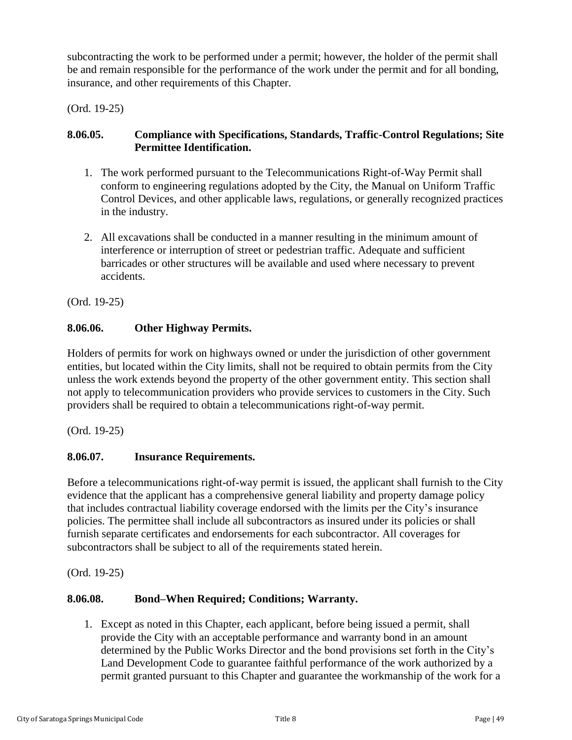subcontracting the work to be performed under a permit; however, the holder of the permit shall be and remain responsible for the performance of the work under the permit and for all bonding, insurance, and other requirements of this Chapter.

(Ord. 19-25)

### 8.06.05. Compliance with Specifications, Standards, Traffic-Control Regulations; Site Permittee Identification.

1. The work performed pursuant to the Telecommunications Right-of-Way Permit shall conform to engineering regulations adopted by the City, the Manual on Uniform Traffic Control Devices, and other applicable laws, regulations, or generally recognized practices in the industry.

2. All excavations shall be conducted in a manner resulting in the minimum amount of interference or interruption of street or pedestrian traffic. Adequate and sufficient barricades or other structures will be available and used where necessary to prevent accidents.

(Ord. 19-25)

### 8.06.06. Other Highway Permits.

Holders of permits for work on highways owned or under the jurisdiction of other government entities, but located within the City limits, shall not be required to obtain permits from the City unless the work extends beyond the property of the other government entity. This section shall not apply to telecommunication providers who provide services to customers in the City. Such providers shall be required to obtain a telecommunications right-of-way permit.

(Ord. 19-25)

### 8.06.07. Insurance Requirements.

Before a telecommunications right-of-way permit is issued, the applicant shall furnish to the City evidence that the applicant has a comprehensive general liability and property damage policy that includes contractual liability coverage endorsed with the limits per the City's insurance policies. The permittee shall include all subcontractors as insured under its policies or shall furnish separate certificates and endorsements for each subcontractor. All coverages for subcontractors shall be subject to all of the requirements stated herein.

(Ord. 19-25)

### 8.06.08. Bond–When Required; Conditions; Warranty.

1. Except as noted in this Chapter, each applicant, before being issued a permit, shall provide the City with an acceptable performance and warranty bond in an amount determined by the Public Works Director and the bond provisions set forth in the City's Land Development Code to guarantee faithful performance of the work authorized by a permit granted pursuant to this Chapter and guarantee the workmanship of the work for a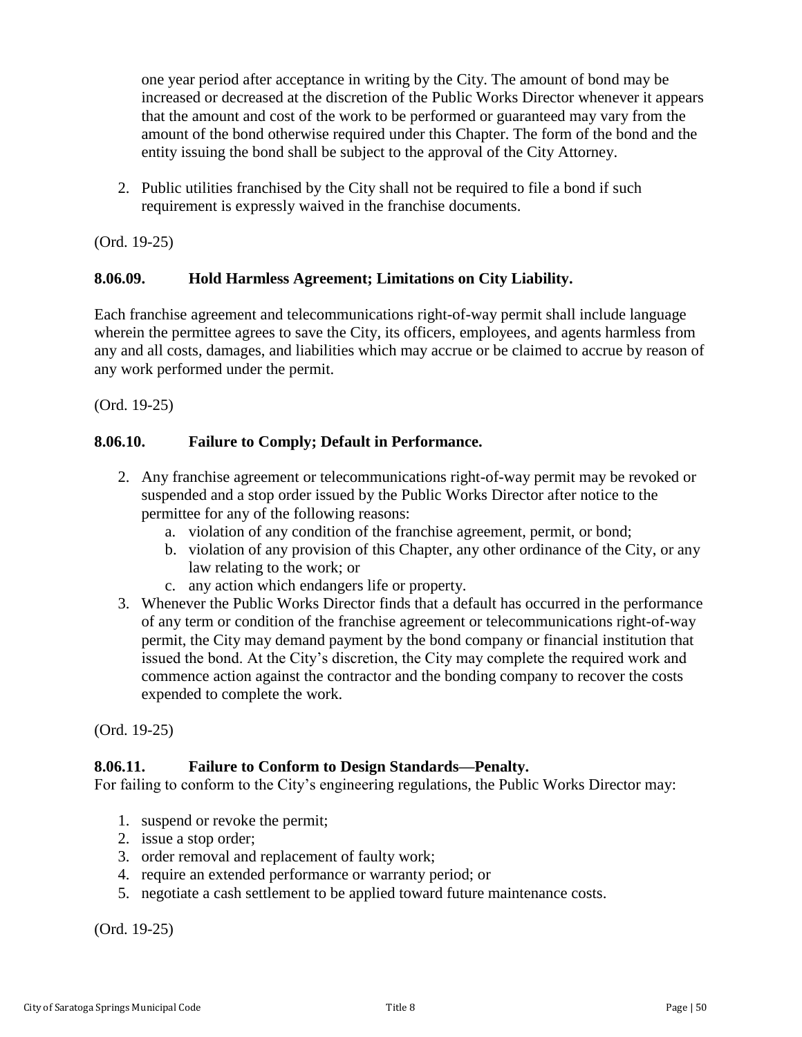one year period after acceptance in writing by the City. The amount of bond may be increased or decreased at the discretion of the Public Works Director whenever it appears that the amount and cost of the work to be performed or guaranteed may vary from the amount of the bond otherwise required under this Chapter. The form of the bond and the entity issuing the bond shall be subject to the approval of the City Attorney.

2. Public utilities franchised by the City shall not be required to file a bond if such requirement is expressly waived in the franchise documents.

(Ord. 19-25)

### 8.06.09. Hold Harmless Agreement; Limitations on City Liability.

Each franchise agreement and telecommunications right-of-way permit shall include language wherein the permittee agrees to save the City, its officers, employees, and agents harmless from any and all costs, damages, and liabilities which may accrue or be claimed to accrue by reason of any work performed under the permit.

(Ord. 19-25)

### 8.06.10. Failure to Comply; Default in Performance.

2. Any franchise agreement or telecommunications right-of-way permit may be revoked or suspended and a stop order issued by the Public Works Director after notice to the permittee for any of the following reasons:
    a. violation of any condition of the franchise agreement, permit, or bond;
    b. violation of any provision of this Chapter, any other ordinance of the City, or any law relating to the work; or
    c. any action which endangers life or property.
3. Whenever the Public Works Director finds that a default has occurred in the performance of any term or condition of the franchise agreement or telecommunications right-of-way permit, the City may demand payment by the bond company or financial institution that issued the bond. At the City's discretion, the City may complete the required work and commence action against the contractor and the bonding company to recover the costs expended to complete the work.

(Ord. 19-25)

### 8.06.11. Failure to Conform to Design Standards—Penalty.

For failing to conform to the City's engineering regulations, the Public Works Director may:

1. suspend or revoke the permit;
2. issue a stop order;
3. order removal and replacement of faulty work;
4. require an extended performance or warranty period; or
5. negotiate a cash settlement to be applied toward future maintenance costs.

(Ord. 19-25)